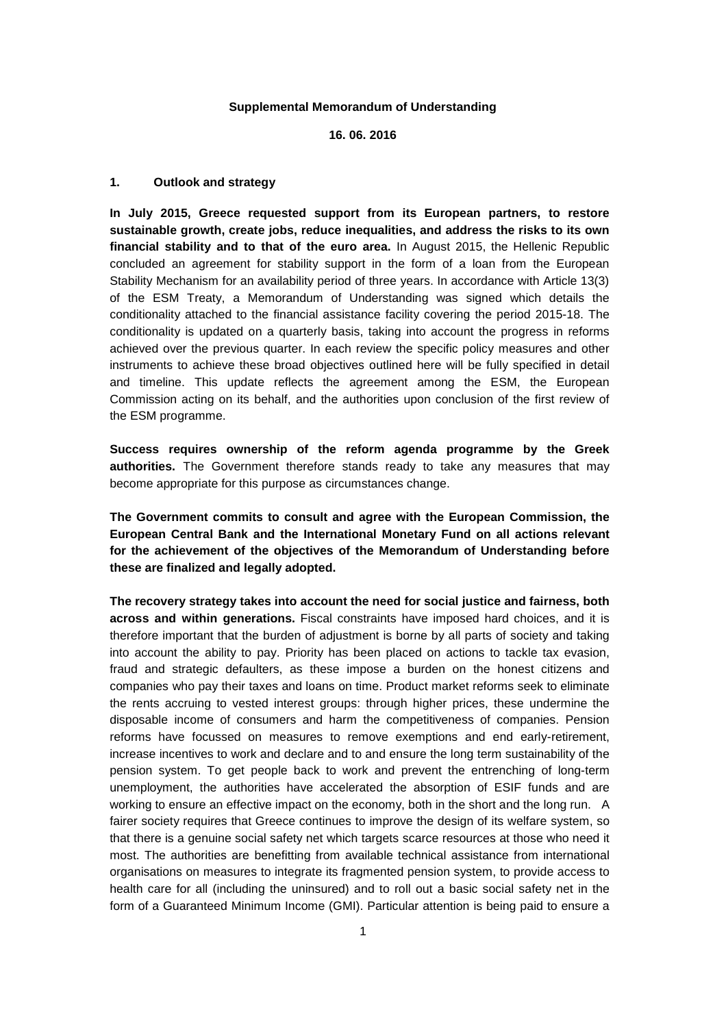**Supplemental Memorandum of Understanding**

**16. 06. 2016**

## 1. Outlook and strategy

**In July 2015, Greece requested support from its European partners, to restore sustainable growth, create jobs, reduce inequalities, and address the risks to its own financial stability and to that of the euro area.** In August 2015, the Hellenic Republic concluded an agreement for stability support in the form of a loan from the European Stability Mechanism for an availability period of three years. In accordance with Article 13(3) of the ESM Treaty, a Memorandum of Understanding was signed which details the conditionality attached to the financial assistance facility covering the period 2015-18. The conditionality is updated on a quarterly basis, taking into account the progress in reforms achieved over the previous quarter. In each review the specific policy measures and other instruments to achieve these broad objectives outlined here will be fully specified in detail and timeline. This update reflects the agreement among the ESM, the European Commission acting on its behalf, and the authorities upon conclusion of the first review of the ESM programme.

**Success requires ownership of the reform agenda programme by the Greek authorities.** The Government therefore stands ready to take any measures that may become appropriate for this purpose as circumstances change.

**The Government commits to consult and agree with the European Commission, the European Central Bank and the International Monetary Fund on all actions relevant for the achievement of the objectives of the Memorandum of Understanding before these are finalized and legally adopted.**

**The recovery strategy takes into account the need for social justice and fairness, both across and within generations.** Fiscal constraints have imposed hard choices, and it is therefore important that the burden of adjustment is borne by all parts of society and taking into account the ability to pay. Priority has been placed on actions to tackle tax evasion, fraud and strategic defaulters, as these impose a burden on the honest citizens and companies who pay their taxes and loans on time. Product market reforms seek to eliminate the rents accruing to vested interest groups: through higher prices, these undermine the disposable income of consumers and harm the competitiveness of companies. Pension reforms have focussed on measures to remove exemptions and end early-retirement, increase incentives to work and declare and to and ensure the long term sustainability of the pension system. To get people back to work and prevent the entrenching of long-term unemployment, the authorities have accelerated the absorption of ESIF funds and are working to ensure an effective impact on the economy, both in the short and the long run. A fairer society requires that Greece continues to improve the design of its welfare system, so that there is a genuine social safety net which targets scarce resources at those who need it most. The authorities are benefitting from available technical assistance from international organisations on measures to integrate its fragmented pension system, to provide access to health care for all (including the uninsured) and to roll out a basic social safety net in the form of a Guaranteed Minimum Income (GMI). Particular attention is being paid to ensure a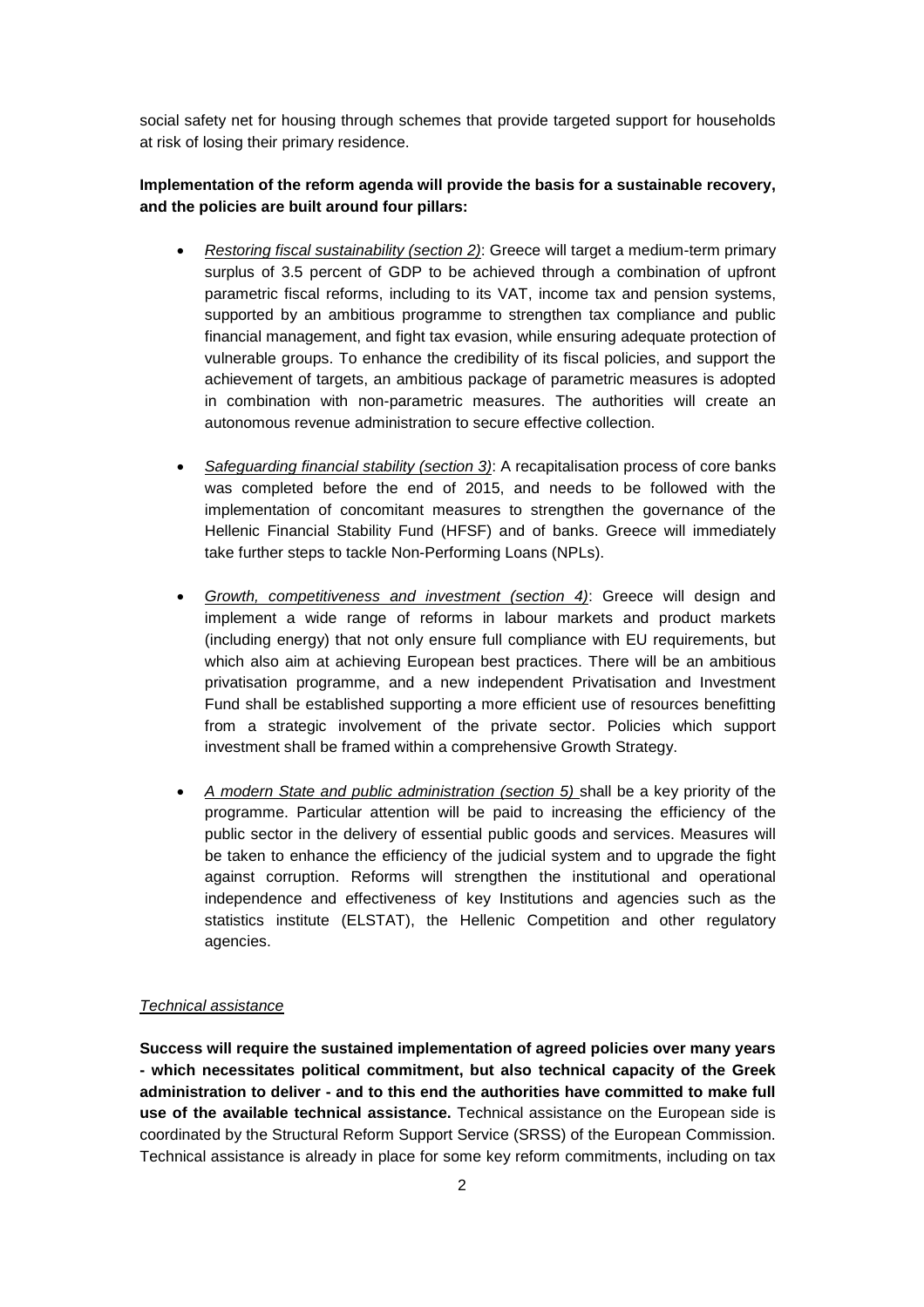social safety net for housing through schemes that provide targeted support for households at risk of losing their primary residence.

**Implementation of the reform agenda will provide the basis for a sustainable recovery, and the policies are built around four pillars:**

- *Restoring fiscal sustainability (section 2)*: Greece will target a medium-term primary surplus of 3.5 percent of GDP to be achieved through a combination of upfront parametric fiscal reforms, including to its VAT, income tax and pension systems, supported by an ambitious programme to strengthen tax compliance and public financial management, and fight tax evasion, while ensuring adequate protection of vulnerable groups. To enhance the credibility of its fiscal policies, and support the achievement of targets, an ambitious package of parametric measures is adopted in combination with non-parametric measures. The authorities will create an autonomous revenue administration to secure effective collection.

- *Safeguarding financial stability (section 3)*: A recapitalisation process of core banks was completed before the end of 2015, and needs to be followed with the implementation of concomitant measures to strengthen the governance of the Hellenic Financial Stability Fund (HFSF) and of banks. Greece will immediately take further steps to tackle Non-Performing Loans (NPLs).

- *Growth, competitiveness and investment (section 4)*: Greece will design and implement a wide range of reforms in labour markets and product markets (including energy) that not only ensure full compliance with EU requirements, but which also aim at achieving European best practices. There will be an ambitious privatisation programme, and a new independent Privatisation and Investment Fund shall be established supporting a more efficient use of resources benefitting from a strategic involvement of the private sector. Policies which support investment shall be framed within a comprehensive Growth Strategy.

- *A modern State and public administration (section 5)* shall be a key priority of the programme. Particular attention will be paid to increasing the efficiency of the public sector in the delivery of essential public goods and services. Measures will be taken to enhance the efficiency of the judicial system and to upgrade the fight against corruption. Reforms will strengthen the institutional and operational independence and effectiveness of key Institutions and agencies such as the statistics institute (ELSTAT), the Hellenic Competition and other regulatory agencies.

*Technical assistance*

**Success will require the sustained implementation of agreed policies over many years - which necessitates political commitment, but also technical capacity of the Greek administration to deliver - and to this end the authorities have committed to make full use of the available technical assistance.** Technical assistance on the European side is coordinated by the Structural Reform Support Service (SRSS) of the European Commission. Technical assistance is already in place for some key reform commitments, including on tax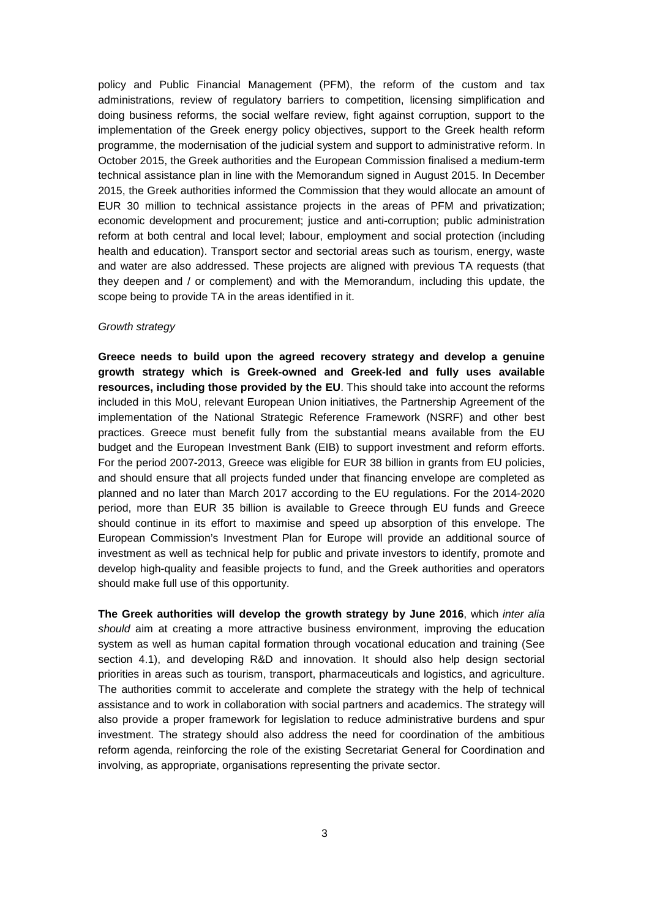policy and Public Financial Management (PFM), the reform of the custom and tax administrations, review of regulatory barriers to competition, licensing simplification and doing business reforms, the social welfare review, fight against corruption, support to the implementation of the Greek energy policy objectives, support to the Greek health reform programme, the modernisation of the judicial system and support to administrative reform. In October 2015, the Greek authorities and the European Commission finalised a medium-term technical assistance plan in line with the Memorandum signed in August 2015. In December 2015, the Greek authorities informed the Commission that they would allocate an amount of EUR 30 million to technical assistance projects in the areas of PFM and privatization; economic development and procurement; justice and anti-corruption; public administration reform at both central and local level; labour, employment and social protection (including health and education). Transport sector and sectorial areas such as tourism, energy, waste and water are also addressed. These projects are aligned with previous TA requests (that they deepen and / or complement) and with the Memorandum, including this update, the scope being to provide TA in the areas identified in it.

*Growth strategy*

**Greece needs to build upon the agreed recovery strategy and develop a genuine growth strategy which is Greek-owned and Greek-led and fully uses available resources, including those provided by the EU**. This should take into account the reforms included in this MoU, relevant European Union initiatives, the Partnership Agreement of the implementation of the National Strategic Reference Framework (NSRF) and other best practices. Greece must benefit fully from the substantial means available from the EU budget and the European Investment Bank (EIB) to support investment and reform efforts. For the period 2007-2013, Greece was eligible for EUR 38 billion in grants from EU policies, and should ensure that all projects funded under that financing envelope are completed as planned and no later than March 2017 according to the EU regulations. For the 2014-2020 period, more than EUR 35 billion is available to Greece through EU funds and Greece should continue in its effort to maximise and speed up absorption of this envelope. The European Commission's Investment Plan for Europe will provide an additional source of investment as well as technical help for public and private investors to identify, promote and develop high-quality and feasible projects to fund, and the Greek authorities and operators should make full use of this opportunity.

**The Greek authorities will develop the growth strategy by June 2016**, which *inter alia should* aim at creating a more attractive business environment, improving the education system as well as human capital formation through vocational education and training (See section 4.1), and developing R&D and innovation. It should also help design sectorial priorities in areas such as tourism, transport, pharmaceuticals and logistics, and agriculture. The authorities commit to accelerate and complete the strategy with the help of technical assistance and to work in collaboration with social partners and academics. The strategy will also provide a proper framework for legislation to reduce administrative burdens and spur investment. The strategy should also address the need for coordination of the ambitious reform agenda, reinforcing the role of the existing Secretariat General for Coordination and involving, as appropriate, organisations representing the private sector.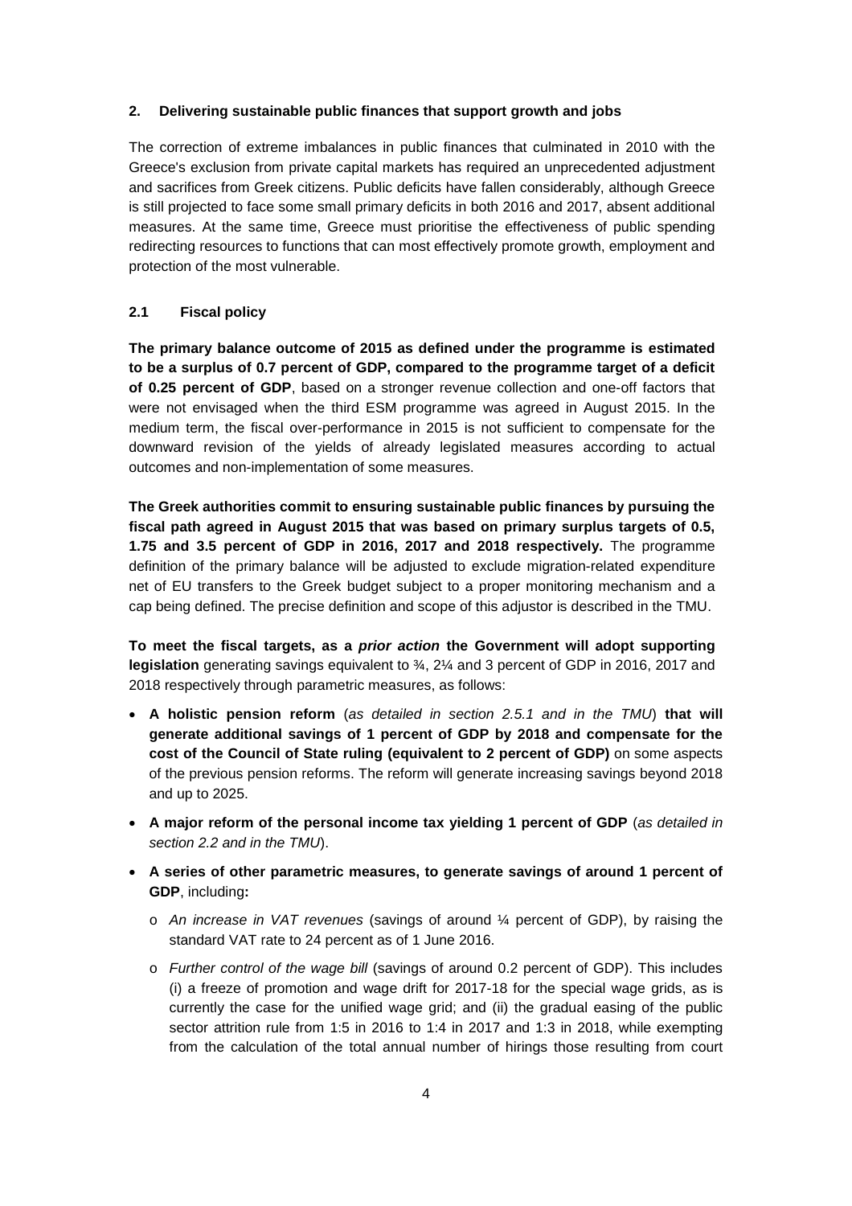## 2. Delivering sustainable public finances that support growth and jobs

The correction of extreme imbalances in public finances that culminated in 2010 with the Greece's exclusion from private capital markets has required an unprecedented adjustment and sacrifices from Greek citizens. Public deficits have fallen considerably, although Greece is still projected to face some small primary deficits in both 2016 and 2017, absent additional measures. At the same time, Greece must prioritise the effectiveness of public spending redirecting resources to functions that can most effectively promote growth, employment and protection of the most vulnerable.

### 2.1 Fiscal policy

**The primary balance outcome of 2015 as defined under the programme is estimated to be a surplus of 0.7 percent of GDP, compared to the programme target of a deficit of 0.25 percent of GDP**, based on a stronger revenue collection and one-off factors that were not envisaged when the third ESM programme was agreed in August 2015. In the medium term, the fiscal over-performance in 2015 is not sufficient to compensate for the downward revision of the yields of already legislated measures according to actual outcomes and non-implementation of some measures.

**The Greek authorities commit to ensuring sustainable public finances by pursuing the fiscal path agreed in August 2015 that was based on primary surplus targets of 0.5, 1.75 and 3.5 percent of GDP in 2016, 2017 and 2018 respectively.** The programme definition of the primary balance will be adjusted to exclude migration-related expenditure net of EU transfers to the Greek budget subject to a proper monitoring mechanism and a cap being defined. The precise definition and scope of this adjustor is described in the TMU.

**To meet the fiscal targets, as a *prior action* the Government will adopt supporting legislation** generating savings equivalent to ¾, 2¼ and 3 percent of GDP in 2016, 2017 and 2018 respectively through parametric measures, as follows:

- **A holistic pension reform** (*as detailed in section 2.5.1 and in the TMU*) **that will generate additional savings of 1 percent of GDP by 2018 and compensate for the cost of the Council of State ruling (equivalent to 2 percent of GDP)** on some aspects of the previous pension reforms. The reform will generate increasing savings beyond 2018 and up to 2025.
- **A major reform of the personal income tax yielding 1 percent of GDP** (*as detailed in section 2.2 and in the TMU*).
- **A series of other parametric measures, to generate savings of around 1 percent of GDP**, including**:**
  - *An increase in VAT revenues* (savings of around ¼ percent of GDP), by raising the standard VAT rate to 24 percent as of 1 June 2016.
  - *Further control of the wage bill* (savings of around 0.2 percent of GDP). This includes (i) a freeze of promotion and wage drift for 2017-18 for the special wage grids, as is currently the case for the unified wage grid; and (ii) the gradual easing of the public sector attrition rule from 1:5 in 2016 to 1:4 in 2017 and 1:3 in 2018, while exempting from the calculation of the total annual number of hirings those resulting from court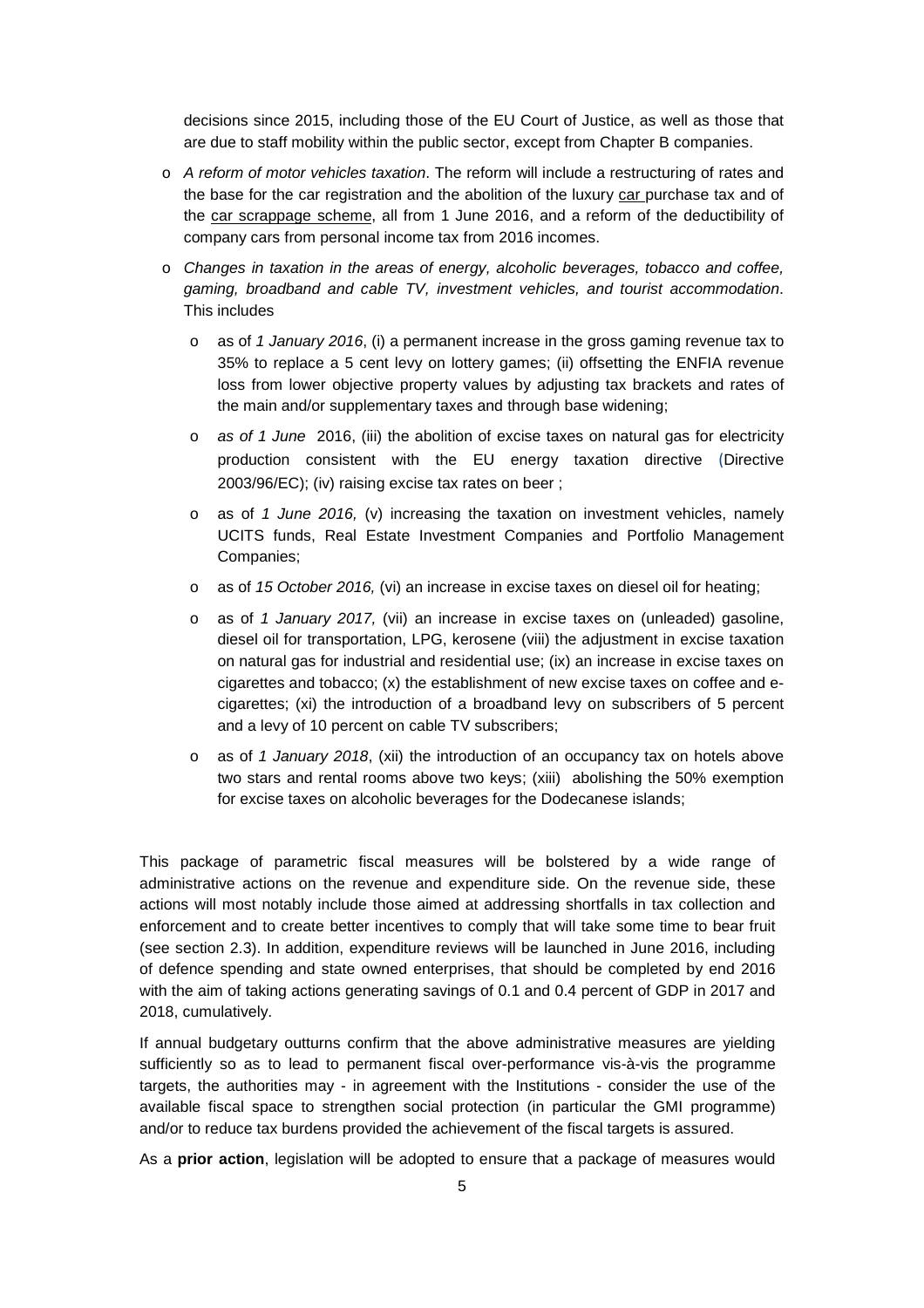decisions since 2015, including those of the EU Court of Justice, as well as those that are due to staff mobility within the public sector, except from Chapter B companies.

- *A reform of motor vehicles taxation*. The reform will include a restructuring of rates and the base for the car registration and the abolition of the luxury car purchase tax and of the car scrappage scheme, all from 1 June 2016, and a reform of the deductibility of company cars from personal income tax from 2016 incomes.
- *Changes in taxation in the areas of energy, alcoholic beverages, tobacco and coffee, gaming, broadband and cable TV, investment vehicles, and tourist accommodation*. This includes
  - as of *1 January 2016*, (i) a permanent increase in the gross gaming revenue tax to 35% to replace a 5 cent levy on lottery games; (ii) offsetting the ENFIA revenue loss from lower objective property values by adjusting tax brackets and rates of the main and/or supplementary taxes and through base widening;
  - *as of 1 June* 2016, (iii) the abolition of excise taxes on natural gas for electricity production consistent with the EU energy taxation directive (Directive 2003/96/EC); (iv) raising excise tax rates on beer ;
  - as of *1 June 2016,* (v) increasing the taxation on investment vehicles, namely UCITS funds, Real Estate Investment Companies and Portfolio Management Companies;
  - as of *15 October 2016,* (vi) an increase in excise taxes on diesel oil for heating;
  - as of *1 January 2017,* (vii) an increase in excise taxes on (unleaded) gasoline, diesel oil for transportation, LPG, kerosene (viii) the adjustment in excise taxation on natural gas for industrial and residential use; (ix) an increase in excise taxes on cigarettes and tobacco; (x) the establishment of new excise taxes on coffee and e-cigarettes; (xi) the introduction of a broadband levy on subscribers of 5 percent and a levy of 10 percent on cable TV subscribers;
  - as of *1 January 2018*, (xii) the introduction of an occupancy tax on hotels above two stars and rental rooms above two keys; (xiii) abolishing the 50% exemption for excise taxes on alcoholic beverages for the Dodecanese islands;

This package of parametric fiscal measures will be bolstered by a wide range of administrative actions on the revenue and expenditure side. On the revenue side, these actions will most notably include those aimed at addressing shortfalls in tax collection and enforcement and to create better incentives to comply that will take some time to bear fruit (see section 2.3). In addition, expenditure reviews will be launched in June 2016, including of defence spending and state owned enterprises, that should be completed by end 2016 with the aim of taking actions generating savings of 0.1 and 0.4 percent of GDP in 2017 and 2018, cumulatively.

If annual budgetary outturns confirm that the above administrative measures are yielding sufficiently so as to lead to permanent fiscal over-performance vis-à-vis the programme targets, the authorities may - in agreement with the Institutions - consider the use of the available fiscal space to strengthen social protection (in particular the GMI programme) and/or to reduce tax burdens provided the achievement of the fiscal targets is assured.

As a **prior action**, legislation will be adopted to ensure that a package of measures would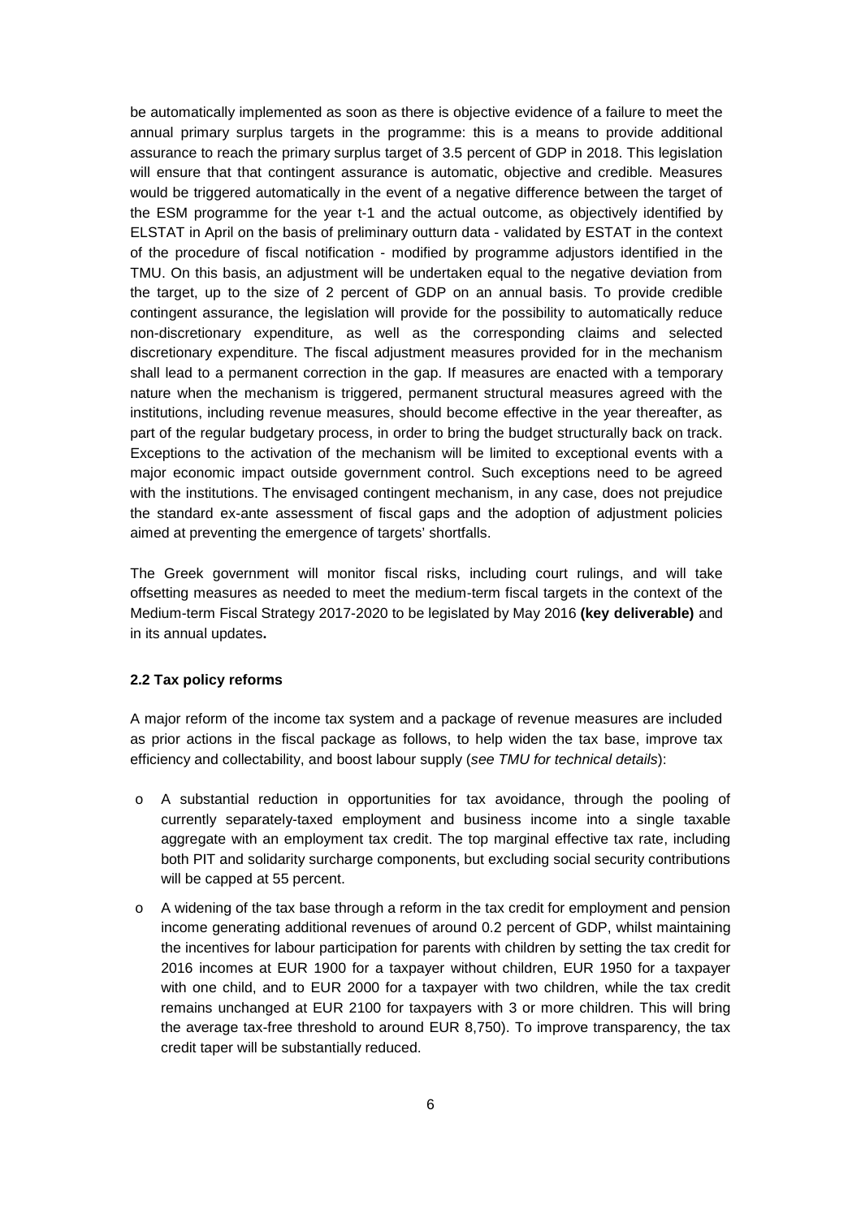be automatically implemented as soon as there is objective evidence of a failure to meet the annual primary surplus targets in the programme: this is a means to provide additional assurance to reach the primary surplus target of 3.5 percent of GDP in 2018. This legislation will ensure that that contingent assurance is automatic, objective and credible. Measures would be triggered automatically in the event of a negative difference between the target of the ESM programme for the year t-1 and the actual outcome, as objectively identified by ELSTAT in April on the basis of preliminary outturn data - validated by ESTAT in the context of the procedure of fiscal notification - modified by programme adjustors identified in the TMU. On this basis, an adjustment will be undertaken equal to the negative deviation from the target, up to the size of 2 percent of GDP on an annual basis. To provide credible contingent assurance, the legislation will provide for the possibility to automatically reduce non-discretionary expenditure, as well as the corresponding claims and selected discretionary expenditure. The fiscal adjustment measures provided for in the mechanism shall lead to a permanent correction in the gap. If measures are enacted with a temporary nature when the mechanism is triggered, permanent structural measures agreed with the institutions, including revenue measures, should become effective in the year thereafter, as part of the regular budgetary process, in order to bring the budget structurally back on track. Exceptions to the activation of the mechanism will be limited to exceptional events with a major economic impact outside government control. Such exceptions need to be agreed with the institutions. The envisaged contingent mechanism, in any case, does not prejudice the standard ex-ante assessment of fiscal gaps and the adoption of adjustment policies aimed at preventing the emergence of targets' shortfalls.

The Greek government will monitor fiscal risks, including court rulings, and will take offsetting measures as needed to meet the medium-term fiscal targets in the context of the Medium-term Fiscal Strategy 2017-2020 to be legislated by May 2016 **(key deliverable)** and in its annual updates**.**

**2.2 Tax policy reforms**

A major reform of the income tax system and a package of revenue measures are included as prior actions in the fiscal package as follows, to help widen the tax base, improve tax efficiency and collectability, and boost labour supply (*see TMU for technical details*):

- A substantial reduction in opportunities for tax avoidance, through the pooling of currently separately-taxed employment and business income into a single taxable aggregate with an employment tax credit. The top marginal effective tax rate, including both PIT and solidarity surcharge components, but excluding social security contributions will be capped at 55 percent.
- A widening of the tax base through a reform in the tax credit for employment and pension income generating additional revenues of around 0.2 percent of GDP, whilst maintaining the incentives for labour participation for parents with children by setting the tax credit for 2016 incomes at EUR 1900 for a taxpayer without children, EUR 1950 for a taxpayer with one child, and to EUR 2000 for a taxpayer with two children, while the tax credit remains unchanged at EUR 2100 for taxpayers with 3 or more children. This will bring the average tax-free threshold to around EUR 8,750). To improve transparency, the tax credit taper will be substantially reduced.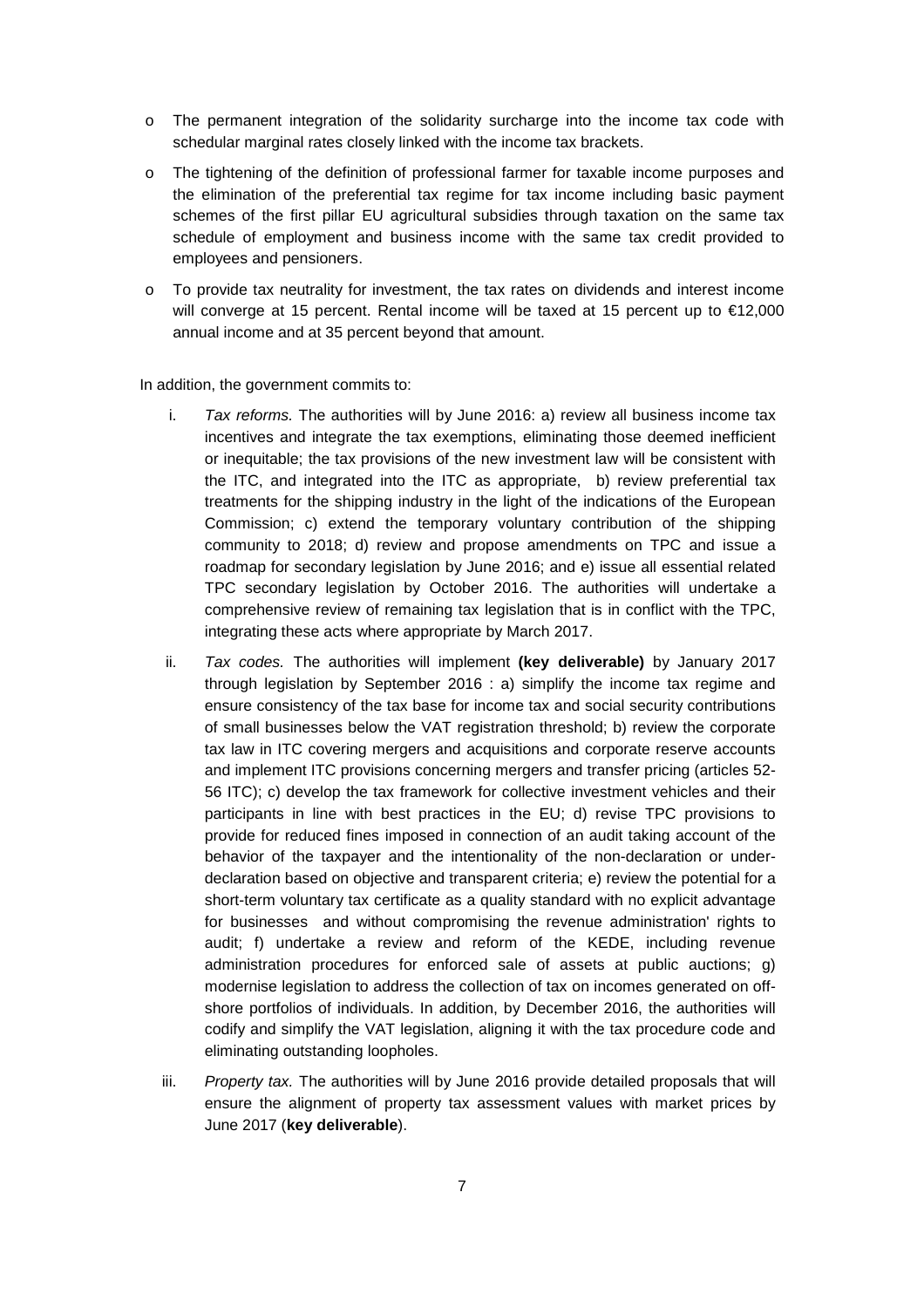- The permanent integration of the solidarity surcharge into the income tax code with schedular marginal rates closely linked with the income tax brackets.
- The tightening of the definition of professional farmer for taxable income purposes and the elimination of the preferential tax regime for tax income including basic payment schemes of the first pillar EU agricultural subsidies through taxation on the same tax schedule of employment and business income with the same tax credit provided to employees and pensioners.
- To provide tax neutrality for investment, the tax rates on dividends and interest income will converge at 15 percent. Rental income will be taxed at 15 percent up to €12,000 annual income and at 35 percent beyond that amount.

In addition, the government commits to:

i. *Tax reforms.* The authorities will by June 2016: a) review all business income tax incentives and integrate the tax exemptions, eliminating those deemed inefficient or inequitable; the tax provisions of the new investment law will be consistent with the ITC, and integrated into the ITC as appropriate, b) review preferential tax treatments for the shipping industry in the light of the indications of the European Commission; c) extend the temporary voluntary contribution of the shipping community to 2018; d) review and propose amendments on TPC and issue a roadmap for secondary legislation by June 2016; and e) issue all essential related TPC secondary legislation by October 2016. The authorities will undertake a comprehensive review of remaining tax legislation that is in conflict with the TPC, integrating these acts where appropriate by March 2017.

ii. *Tax codes.* The authorities will implement **(key deliverable)** by January 2017 through legislation by September 2016 : a) simplify the income tax regime and ensure consistency of the tax base for income tax and social security contributions of small businesses below the VAT registration threshold; b) review the corporate tax law in ITC covering mergers and acquisitions and corporate reserve accounts and implement ITC provisions concerning mergers and transfer pricing (articles 52-56 ITC); c) develop the tax framework for collective investment vehicles and their participants in line with best practices in the EU; d) revise TPC provisions to provide for reduced fines imposed in connection of an audit taking account of the behavior of the taxpayer and the intentionality of the non-declaration or under-declaration based on objective and transparent criteria; e) review the potential for a short-term voluntary tax certificate as a quality standard with no explicit advantage for businesses and without compromising the revenue administration' rights to audit; f) undertake a review and reform of the KEDE, including revenue administration procedures for enforced sale of assets at public auctions; g) modernise legislation to address the collection of tax on incomes generated on off-shore portfolios of individuals. In addition, by December 2016, the authorities will codify and simplify the VAT legislation, aligning it with the tax procedure code and eliminating outstanding loopholes.

iii. *Property tax.* The authorities will by June 2016 provide detailed proposals that will ensure the alignment of property tax assessment values with market prices by June 2017 (**key deliverable**).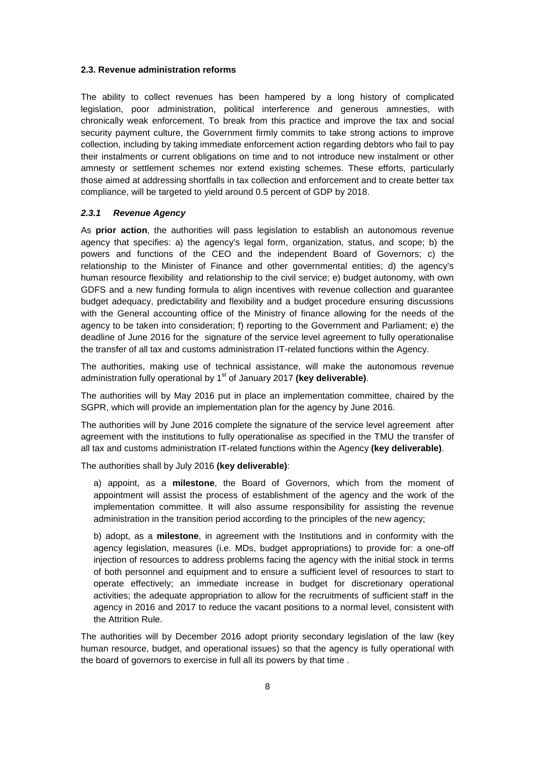### 2.3. Revenue administration reforms

The ability to collect revenues has been hampered by a long history of complicated legislation, poor administration, political interference and generous amnesties, with chronically weak enforcement. To break from this practice and improve the tax and social security payment culture, the Government firmly commits to take strong actions to improve collection, including by taking immediate enforcement action regarding debtors who fail to pay their instalments or current obligations on time and to not introduce new instalment or other amnesty or settlement schemes nor extend existing schemes. These efforts, particularly those aimed at addressing shortfalls in tax collection and enforcement and to create better tax compliance, will be targeted to yield around 0.5 percent of GDP by 2018.

#### *2.3.1 Revenue Agency*

As **prior action**, the authorities will pass legislation to establish an autonomous revenue agency that specifies: a) the agency's legal form, organization, status, and scope; b) the powers and functions of the CEO and the independent Board of Governors; c) the relationship to the Minister of Finance and other governmental entities; d) the agency's human resource flexibility and relationship to the civil service; e) budget autonomy, with own GDFS and a new funding formula to align incentives with revenue collection and guarantee budget adequacy, predictability and flexibility and a budget procedure ensuring discussions with the General accounting office of the Ministry of finance allowing for the needs of the agency to be taken into consideration; f) reporting to the Government and Parliament; e) the deadline of June 2016 for the signature of the service level agreement to fully operationalise the transfer of all tax and customs administration IT-related functions within the Agency.

The authorities, making use of technical assistance, will make the autonomous revenue administration fully operational by 1st of January 2017 **(key deliverable)**.

The authorities will by May 2016 put in place an implementation committee, chaired by the SGPR, which will provide an implementation plan for the agency by June 2016.

The authorities will by June 2016 complete the signature of the service level agreement after agreement with the institutions to fully operationalise as specified in the TMU the transfer of all tax and customs administration IT-related functions within the Agency **(key deliverable)**.

The authorities shall by July 2016 **(key deliverable)**:

a) appoint, as a **milestone**, the Board of Governors, which from the moment of appointment will assist the process of establishment of the agency and the work of the implementation committee. It will also assume responsibility for assisting the revenue administration in the transition period according to the principles of the new agency;

b) adopt, as a **milestone**, in agreement with the Institutions and in conformity with the agency legislation, measures (i.e. MDs, budget appropriations) to provide for: a one-off injection of resources to address problems facing the agency with the initial stock in terms of both personnel and equipment and to ensure a sufficient level of resources to start to operate effectively; an immediate increase in budget for discretionary operational activities; the adequate appropriation to allow for the recruitments of sufficient staff in the agency in 2016 and 2017 to reduce the vacant positions to a normal level, consistent with the Attrition Rule.

The authorities will by December 2016 adopt priority secondary legislation of the law (key human resource, budget, and operational issues) so that the agency is fully operational with the board of governors to exercise in full all its powers by that time .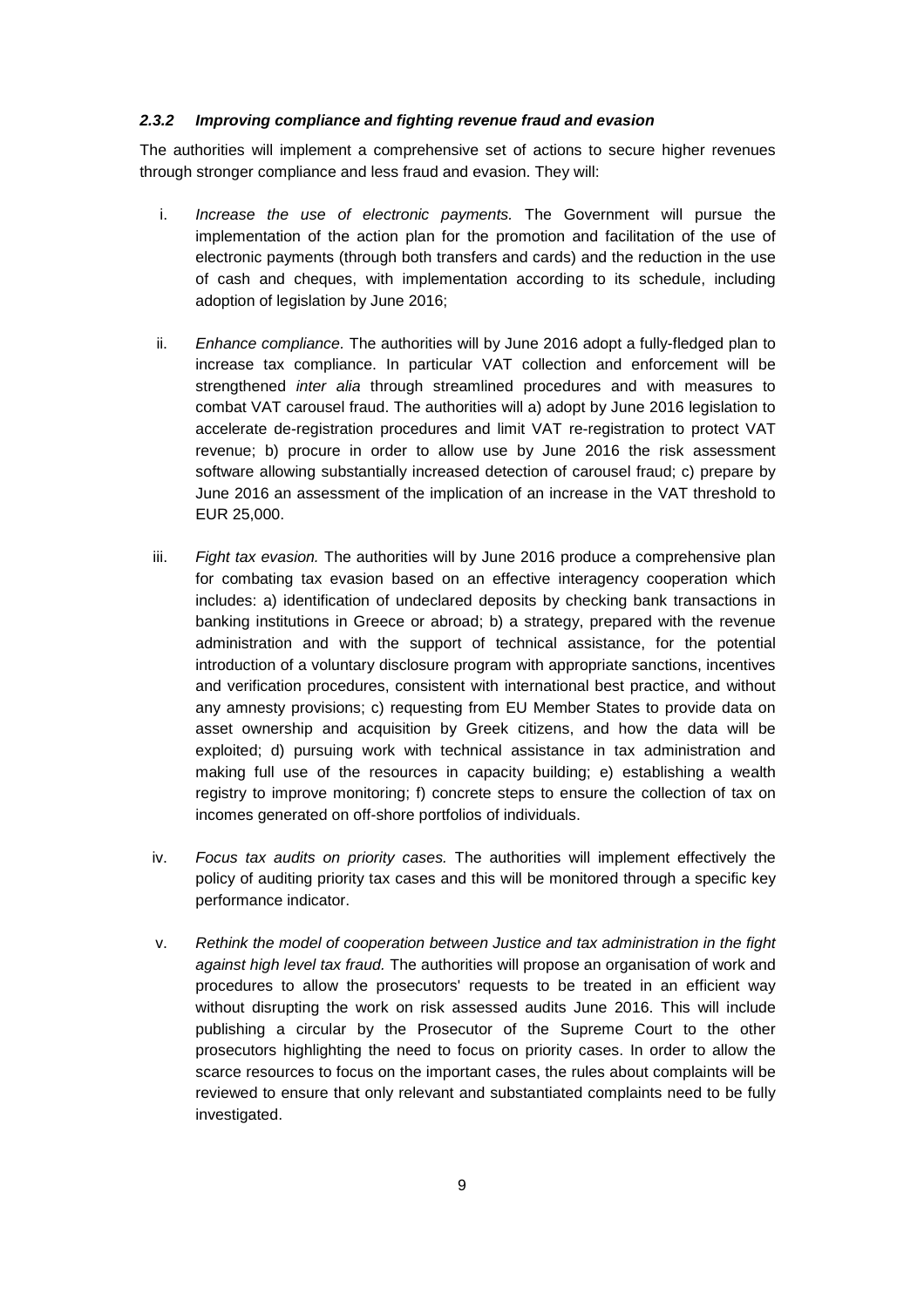#### *2.3.2 Improving compliance and fighting revenue fraud and evasion*

The authorities will implement a comprehensive set of actions to secure higher revenues through stronger compliance and less fraud and evasion. They will:

i. *Increase the use of electronic payments.* The Government will pursue the implementation of the action plan for the promotion and facilitation of the use of electronic payments (through both transfers and cards) and the reduction in the use of cash and cheques, with implementation according to its schedule, including adoption of legislation by June 2016;

ii. *Enhance compliance.* The authorities will by June 2016 adopt a fully-fledged plan to increase tax compliance. In particular VAT collection and enforcement will be strengthened *inter alia* through streamlined procedures and with measures to combat VAT carousel fraud. The authorities will a) adopt by June 2016 legislation to accelerate de-registration procedures and limit VAT re-registration to protect VAT revenue; b) procure in order to allow use by June 2016 the risk assessment software allowing substantially increased detection of carousel fraud; c) prepare by June 2016 an assessment of the implication of an increase in the VAT threshold to EUR 25,000.

iii. *Fight tax evasion.* The authorities will by June 2016 produce a comprehensive plan for combating tax evasion based on an effective interagency cooperation which includes: a) identification of undeclared deposits by checking bank transactions in banking institutions in Greece or abroad; b) a strategy, prepared with the revenue administration and with the support of technical assistance, for the potential introduction of a voluntary disclosure program with appropriate sanctions, incentives and verification procedures, consistent with international best practice, and without any amnesty provisions; c) requesting from EU Member States to provide data on asset ownership and acquisition by Greek citizens, and how the data will be exploited; d) pursuing work with technical assistance in tax administration and making full use of the resources in capacity building; e) establishing a wealth registry to improve monitoring; f) concrete steps to ensure the collection of tax on incomes generated on off-shore portfolios of individuals.

iv. *Focus tax audits on priority cases.* The authorities will implement effectively the policy of auditing priority tax cases and this will be monitored through a specific key performance indicator.

v. *Rethink the model of cooperation between Justice and tax administration in the fight against high level tax fraud.* The authorities will propose an organisation of work and procedures to allow the prosecutors' requests to be treated in an efficient way without disrupting the work on risk assessed audits June 2016. This will include publishing a circular by the Prosecutor of the Supreme Court to the other prosecutors highlighting the need to focus on priority cases. In order to allow the scarce resources to focus on the important cases, the rules about complaints will be reviewed to ensure that only relevant and substantiated complaints need to be fully investigated.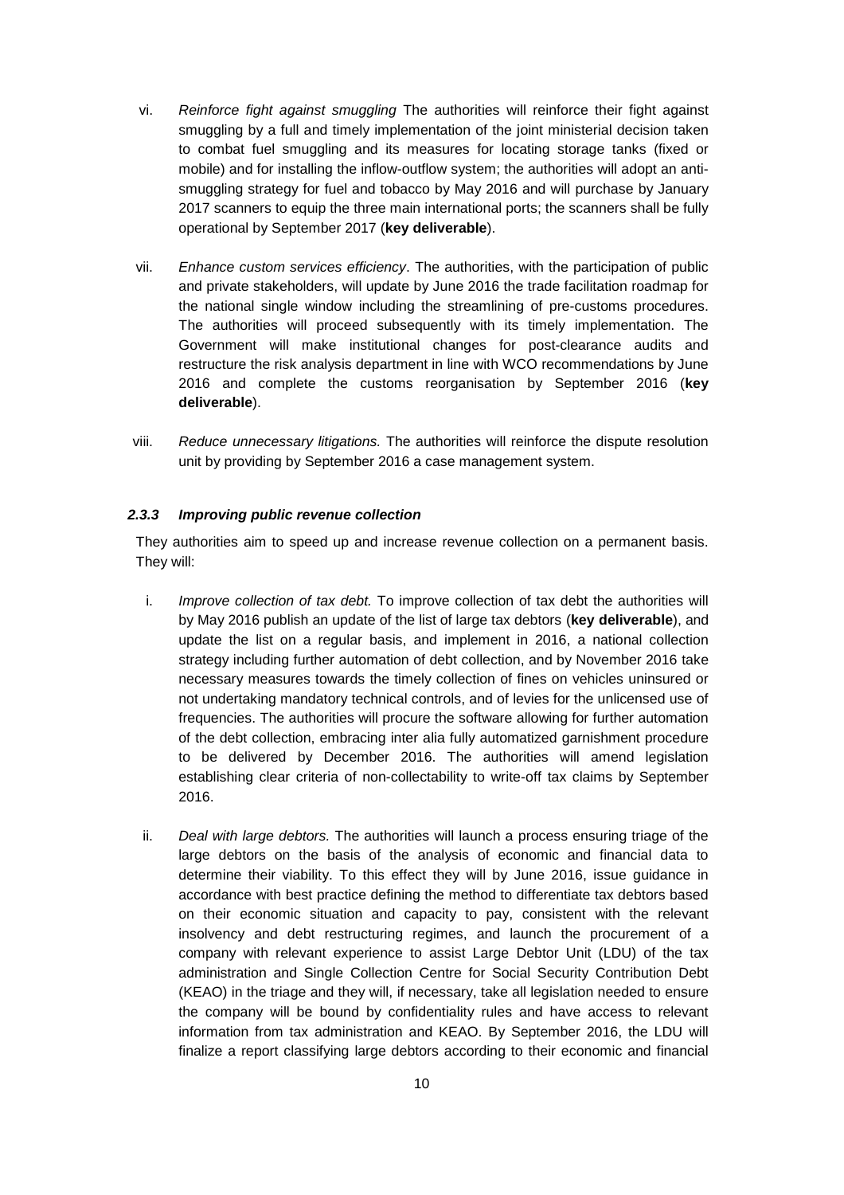vi. *Reinforce fight against smuggling* The authorities will reinforce their fight against smuggling by a full and timely implementation of the joint ministerial decision taken to combat fuel smuggling and its measures for locating storage tanks (fixed or mobile) and for installing the inflow-outflow system; the authorities will adopt an anti-smuggling strategy for fuel and tobacco by May 2016 and will purchase by January 2017 scanners to equip the three main international ports; the scanners shall be fully operational by September 2017 (**key deliverable**).

vii. *Enhance custom services efficiency*. The authorities, with the participation of public and private stakeholders, will update by June 2016 the trade facilitation roadmap for the national single window including the streamlining of pre-customs procedures. The authorities will proceed subsequently with its timely implementation. The Government will make institutional changes for post-clearance audits and restructure the risk analysis department in line with WCO recommendations by June 2016 and complete the customs reorganisation by September 2016 (**key deliverable**).

viii. *Reduce unnecessary litigations.* The authorities will reinforce the dispute resolution unit by providing by September 2016 a case management system.

#### *2.3.3 Improving public revenue collection*

They authorities aim to speed up and increase revenue collection on a permanent basis. They will:

i. *Improve collection of tax debt.* To improve collection of tax debt the authorities will by May 2016 publish an update of the list of large tax debtors (**key deliverable**), and update the list on a regular basis, and implement in 2016, a national collection strategy including further automation of debt collection, and by November 2016 take necessary measures towards the timely collection of fines on vehicles uninsured or not undertaking mandatory technical controls, and of levies for the unlicensed use of frequencies. The authorities will procure the software allowing for further automation of the debt collection, embracing inter alia fully automatized garnishment procedure to be delivered by December 2016. The authorities will amend legislation establishing clear criteria of non-collectability to write-off tax claims by September 2016.

ii. *Deal with large debtors.* The authorities will launch a process ensuring triage of the large debtors on the basis of the analysis of economic and financial data to determine their viability. To this effect they will by June 2016, issue guidance in accordance with best practice defining the method to differentiate tax debtors based on their economic situation and capacity to pay, consistent with the relevant insolvency and debt restructuring regimes, and launch the procurement of a company with relevant experience to assist Large Debtor Unit (LDU) of the tax administration and Single Collection Centre for Social Security Contribution Debt (KEAO) in the triage and they will, if necessary, take all legislation needed to ensure the company will be bound by confidentiality rules and have access to relevant information from tax administration and KEAO. By September 2016, the LDU will finalize a report classifying large debtors according to their economic and financial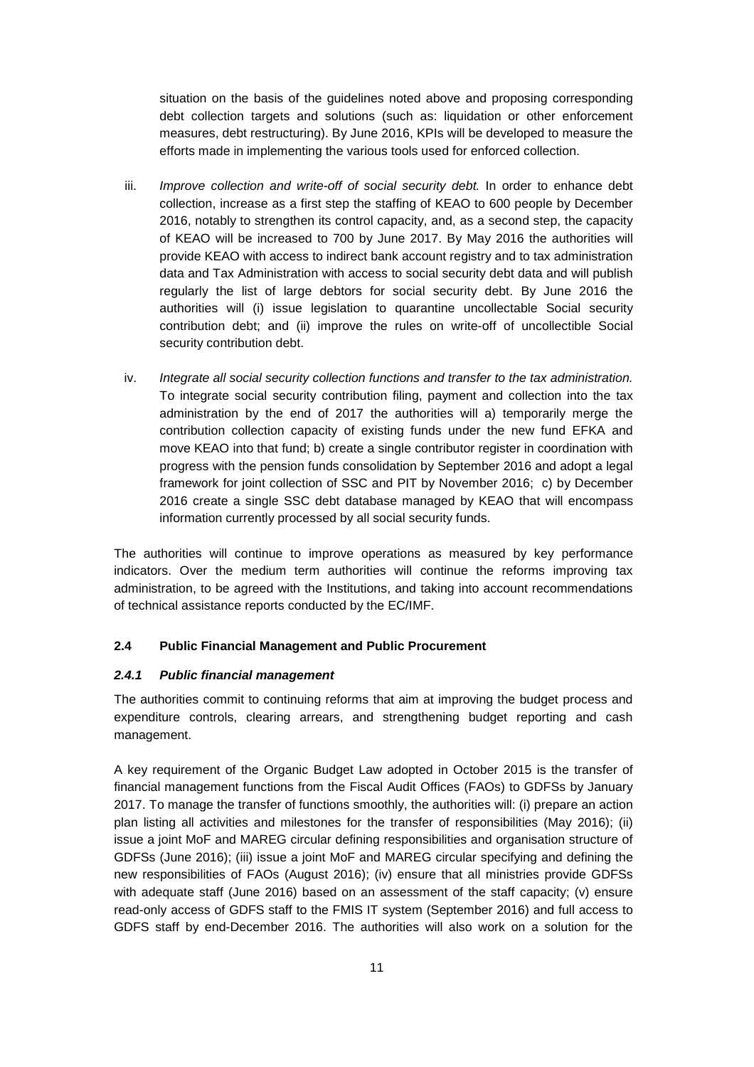situation on the basis of the guidelines noted above and proposing corresponding debt collection targets and solutions (such as: liquidation or other enforcement measures, debt restructuring). By June 2016, KPIs will be developed to measure the efforts made in implementing the various tools used for enforced collection.

iii. *Improve collection and write-off of social security debt.* In order to enhance debt collection, increase as a first step the staffing of KEAO to 600 people by December 2016, notably to strengthen its control capacity, and, as a second step, the capacity of KEAO will be increased to 700 by June 2017. By May 2016 the authorities will provide KEAO with access to indirect bank account registry and to tax administration data and Tax Administration with access to social security debt data and will publish regularly the list of large debtors for social security debt. By June 2016 the authorities will (i) issue legislation to quarantine uncollectable Social security contribution debt; and (ii) improve the rules on write-off of uncollectible Social security contribution debt.

iv. *Integrate all social security collection functions and transfer to the tax administration.* To integrate social security contribution filing, payment and collection into the tax administration by the end of 2017 the authorities will a) temporarily merge the contribution collection capacity of existing funds under the new fund EFKA and move KEAO into that fund; b) create a single contributor register in coordination with progress with the pension funds consolidation by September 2016 and adopt a legal framework for joint collection of SSC and PIT by November 2016; c) by December 2016 create a single SSC debt database managed by KEAO that will encompass information currently processed by all social security funds.

The authorities will continue to improve operations as measured by key performance indicators. Over the medium term authorities will continue the reforms improving tax administration, to be agreed with the Institutions, and taking into account recommendations of technical assistance reports conducted by the EC/IMF.

### 2.4 Public Financial Management and Public Procurement

#### *2.4.1 Public financial management*

The authorities commit to continuing reforms that aim at improving the budget process and expenditure controls, clearing arrears, and strengthening budget reporting and cash management.

A key requirement of the Organic Budget Law adopted in October 2015 is the transfer of financial management functions from the Fiscal Audit Offices (FAOs) to GDFSs by January 2017. To manage the transfer of functions smoothly, the authorities will: (i) prepare an action plan listing all activities and milestones for the transfer of responsibilities (May 2016); (ii) issue a joint MoF and MAREG circular defining responsibilities and organisation structure of GDFSs (June 2016); (iii) issue a joint MoF and MAREG circular specifying and defining the new responsibilities of FAOs (August 2016); (iv) ensure that all ministries provide GDFSs with adequate staff (June 2016) based on an assessment of the staff capacity; (v) ensure read-only access of GDFS staff to the FMIS IT system (September 2016) and full access to GDFS staff by end-December 2016. The authorities will also work on a solution for the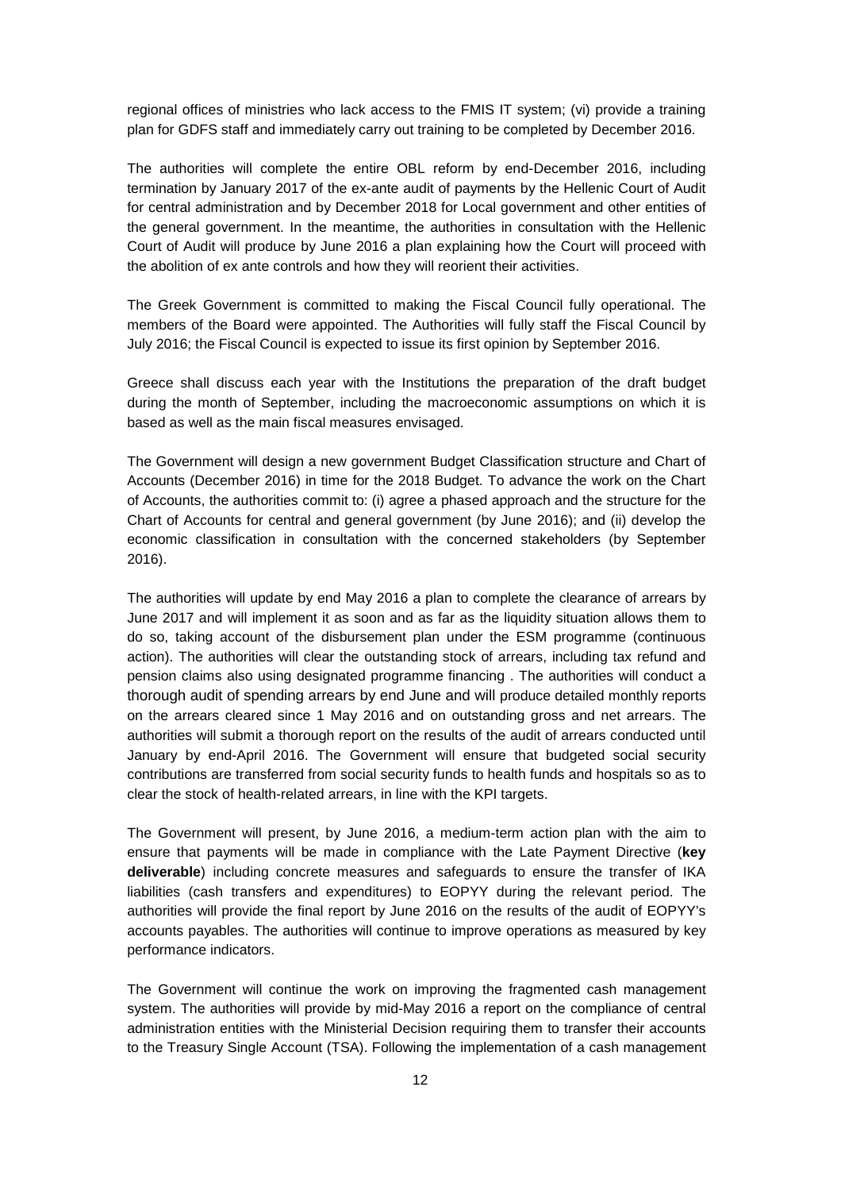regional offices of ministries who lack access to the FMIS IT system; (vi) provide a training plan for GDFS staff and immediately carry out training to be completed by December 2016.

The authorities will complete the entire OBL reform by end-December 2016, including termination by January 2017 of the ex-ante audit of payments by the Hellenic Court of Audit for central administration and by December 2018 for Local government and other entities of the general government. In the meantime, the authorities in consultation with the Hellenic Court of Audit will produce by June 2016 a plan explaining how the Court will proceed with the abolition of ex ante controls and how they will reorient their activities.

The Greek Government is committed to making the Fiscal Council fully operational. The members of the Board were appointed. The Authorities will fully staff the Fiscal Council by July 2016; the Fiscal Council is expected to issue its first opinion by September 2016.

Greece shall discuss each year with the Institutions the preparation of the draft budget during the month of September, including the macroeconomic assumptions on which it is based as well as the main fiscal measures envisaged.

The Government will design a new government Budget Classification structure and Chart of Accounts (December 2016) in time for the 2018 Budget. To advance the work on the Chart of Accounts, the authorities commit to: (i) agree a phased approach and the structure for the Chart of Accounts for central and general government (by June 2016); and (ii) develop the economic classification in consultation with the concerned stakeholders (by September 2016).

The authorities will update by end May 2016 a plan to complete the clearance of arrears by June 2017 and will implement it as soon and as far as the liquidity situation allows them to do so, taking account of the disbursement plan under the ESM programme (continuous action). The authorities will clear the outstanding stock of arrears, including tax refund and pension claims also using designated programme financing . The authorities will conduct a thorough audit of spending arrears by end June and will produce detailed monthly reports on the arrears cleared since 1 May 2016 and on outstanding gross and net arrears. The authorities will submit a thorough report on the results of the audit of arrears conducted until January by end-April 2016. The Government will ensure that budgeted social security contributions are transferred from social security funds to health funds and hospitals so as to clear the stock of health-related arrears, in line with the KPI targets.

The Government will present, by June 2016, a medium-term action plan with the aim to ensure that payments will be made in compliance with the Late Payment Directive (**key deliverable**) including concrete measures and safeguards to ensure the transfer of IKA liabilities (cash transfers and expenditures) to EOPYY during the relevant period. The authorities will provide the final report by June 2016 on the results of the audit of EOPYY's accounts payables. The authorities will continue to improve operations as measured by key performance indicators.

The Government will continue the work on improving the fragmented cash management system. The authorities will provide by mid-May 2016 a report on the compliance of central administration entities with the Ministerial Decision requiring them to transfer their accounts to the Treasury Single Account (TSA). Following the implementation of a cash management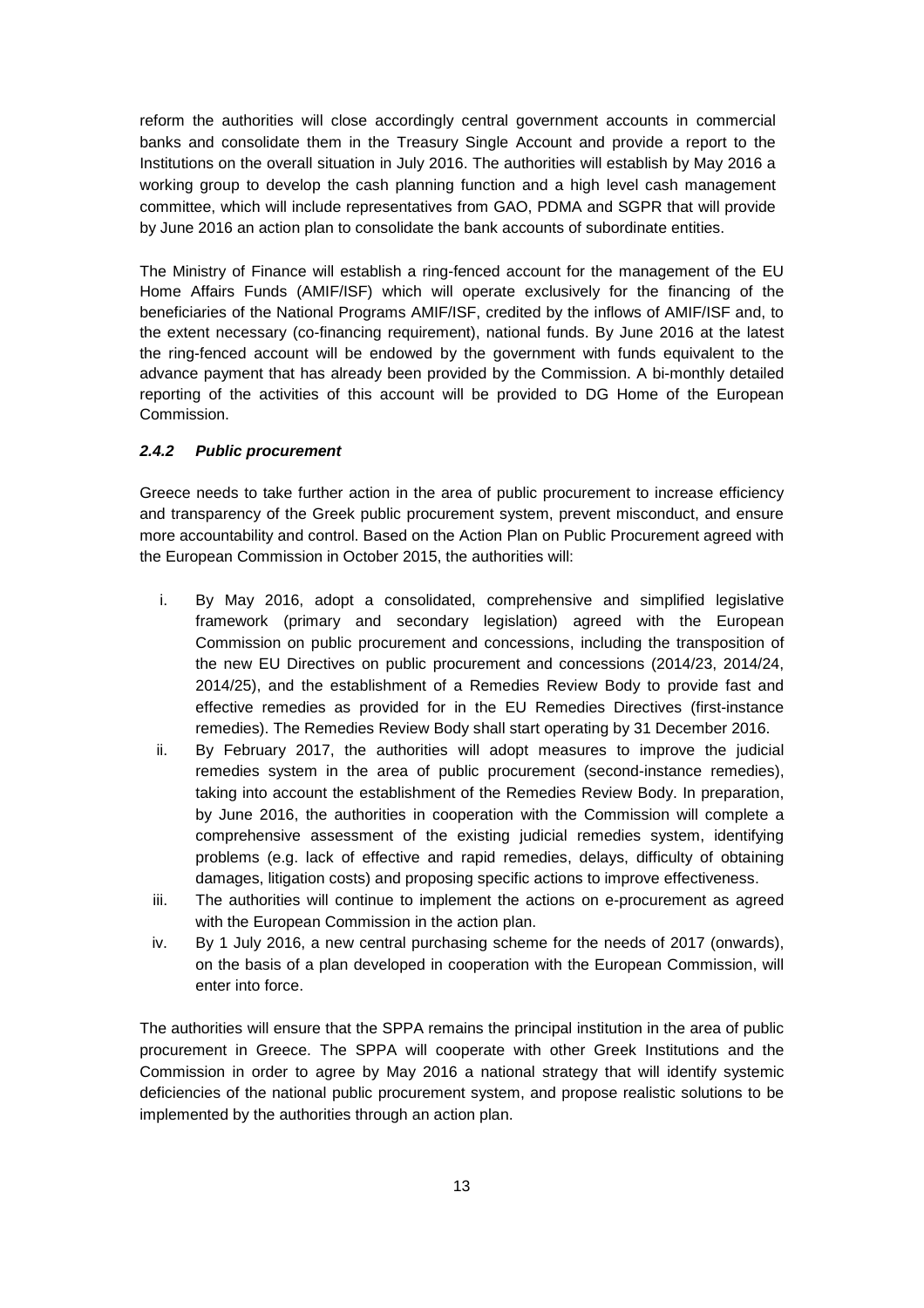reform the authorities will close accordingly central government accounts in commercial banks and consolidate them in the Treasury Single Account and provide a report to the Institutions on the overall situation in July 2016. The authorities will establish by May 2016 a working group to develop the cash planning function and a high level cash management committee, which will include representatives from GAO, PDMA and SGPR that will provide by June 2016 an action plan to consolidate the bank accounts of subordinate entities.

The Ministry of Finance will establish a ring-fenced account for the management of the EU Home Affairs Funds (AMIF/ISF) which will operate exclusively for the financing of the beneficiaries of the National Programs AMIF/ISF, credited by the inflows of AMIF/ISF and, to the extent necessary (co-financing requirement), national funds. By June 2016 at the latest the ring-fenced account will be endowed by the government with funds equivalent to the advance payment that has already been provided by the Commission. A bi-monthly detailed reporting of the activities of this account will be provided to DG Home of the European Commission.

#### *2.4.2 Public procurement*

Greece needs to take further action in the area of public procurement to increase efficiency and transparency of the Greek public procurement system, prevent misconduct, and ensure more accountability and control. Based on the Action Plan on Public Procurement agreed with the European Commission in October 2015, the authorities will:

i. By May 2016, adopt a consolidated, comprehensive and simplified legislative framework (primary and secondary legislation) agreed with the European Commission on public procurement and concessions, including the transposition of the new EU Directives on public procurement and concessions (2014/23, 2014/24, 2014/25), and the establishment of a Remedies Review Body to provide fast and effective remedies as provided for in the EU Remedies Directives (first-instance remedies). The Remedies Review Body shall start operating by 31 December 2016.
ii. By February 2017, the authorities will adopt measures to improve the judicial remedies system in the area of public procurement (second-instance remedies), taking into account the establishment of the Remedies Review Body. In preparation, by June 2016, the authorities in cooperation with the Commission will complete a comprehensive assessment of the existing judicial remedies system, identifying problems (e.g. lack of effective and rapid remedies, delays, difficulty of obtaining damages, litigation costs) and proposing specific actions to improve effectiveness.
iii. The authorities will continue to implement the actions on e-procurement as agreed with the European Commission in the action plan.
iv. By 1 July 2016, a new central purchasing scheme for the needs of 2017 (onwards), on the basis of a plan developed in cooperation with the European Commission, will enter into force.

The authorities will ensure that the SPPA remains the principal institution in the area of public procurement in Greece. The SPPA will cooperate with other Greek Institutions and the Commission in order to agree by May 2016 a national strategy that will identify systemic deficiencies of the national public procurement system, and propose realistic solutions to be implemented by the authorities through an action plan.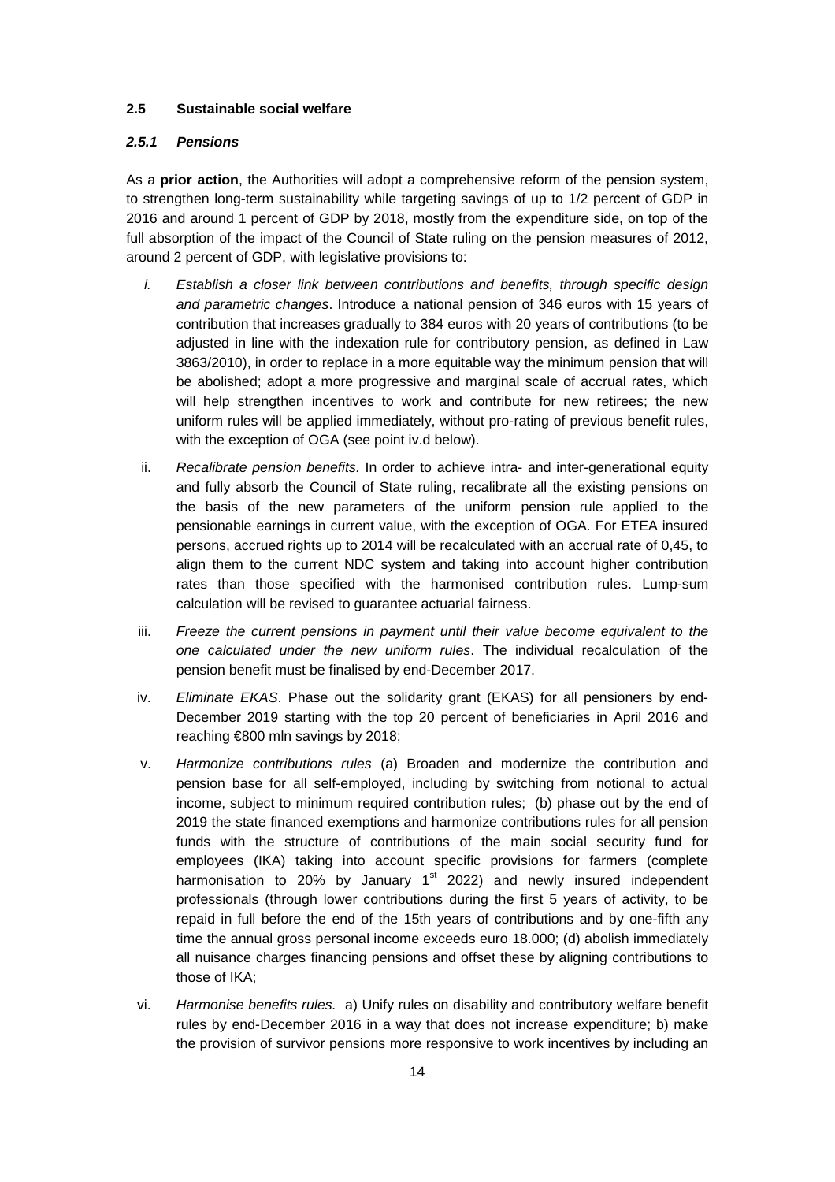### 2.5 Sustainable social welfare

#### *2.5.1 Pensions*

As a **prior action**, the Authorities will adopt a comprehensive reform of the pension system, to strengthen long-term sustainability while targeting savings of up to 1/2 percent of GDP in 2016 and around 1 percent of GDP by 2018, mostly from the expenditure side, on top of the full absorption of the impact of the Council of State ruling on the pension measures of 2012, around 2 percent of GDP, with legislative provisions to:

i. *Establish a closer link between contributions and benefits, through specific design and parametric changes*. Introduce a national pension of 346 euros with 15 years of contribution that increases gradually to 384 euros with 20 years of contributions (to be adjusted in line with the indexation rule for contributory pension, as defined in Law 3863/2010), in order to replace in a more equitable way the minimum pension that will be abolished; adopt a more progressive and marginal scale of accrual rates, which will help strengthen incentives to work and contribute for new retirees; the new uniform rules will be applied immediately, without pro-rating of previous benefit rules, with the exception of OGA (see point iv.d below).

ii. *Recalibrate pension benefits.* In order to achieve intra- and inter-generational equity and fully absorb the Council of State ruling, recalibrate all the existing pensions on the basis of the new parameters of the uniform pension rule applied to the pensionable earnings in current value, with the exception of OGA. For ETEA insured persons, accrued rights up to 2014 will be recalculated with an accrual rate of 0,45, to align them to the current NDC system and taking into account higher contribution rates than those specified with the harmonised contribution rules. Lump-sum calculation will be revised to guarantee actuarial fairness.

iii. *Freeze the current pensions in payment until their value become equivalent to the one calculated under the new uniform rules*. The individual recalculation of the pension benefit must be finalised by end-December 2017.

iv. *Eliminate EKAS*. Phase out the solidarity grant (EKAS) for all pensioners by end-December 2019 starting with the top 20 percent of beneficiaries in April 2016 and reaching €800 mln savings by 2018;

v. *Harmonize contributions rules* (a) Broaden and modernize the contribution and pension base for all self-employed, including by switching from notional to actual income, subject to minimum required contribution rules; (b) phase out by the end of 2019 the state financed exemptions and harmonize contributions rules for all pension funds with the structure of contributions of the main social security fund for employees (IKA) taking into account specific provisions for farmers (complete harmonisation to 20% by January 1st 2022) and newly insured independent professionals (through lower contributions during the first 5 years of activity, to be repaid in full before the end of the 15th years of contributions and by one-fifth any time the annual gross personal income exceeds euro 18.000; (d) abolish immediately all nuisance charges financing pensions and offset these by aligning contributions to those of IKA;

vi. *Harmonise benefits rules.* a) Unify rules on disability and contributory welfare benefit rules by end-December 2016 in a way that does not increase expenditure; b) make the provision of survivor pensions more responsive to work incentives by including an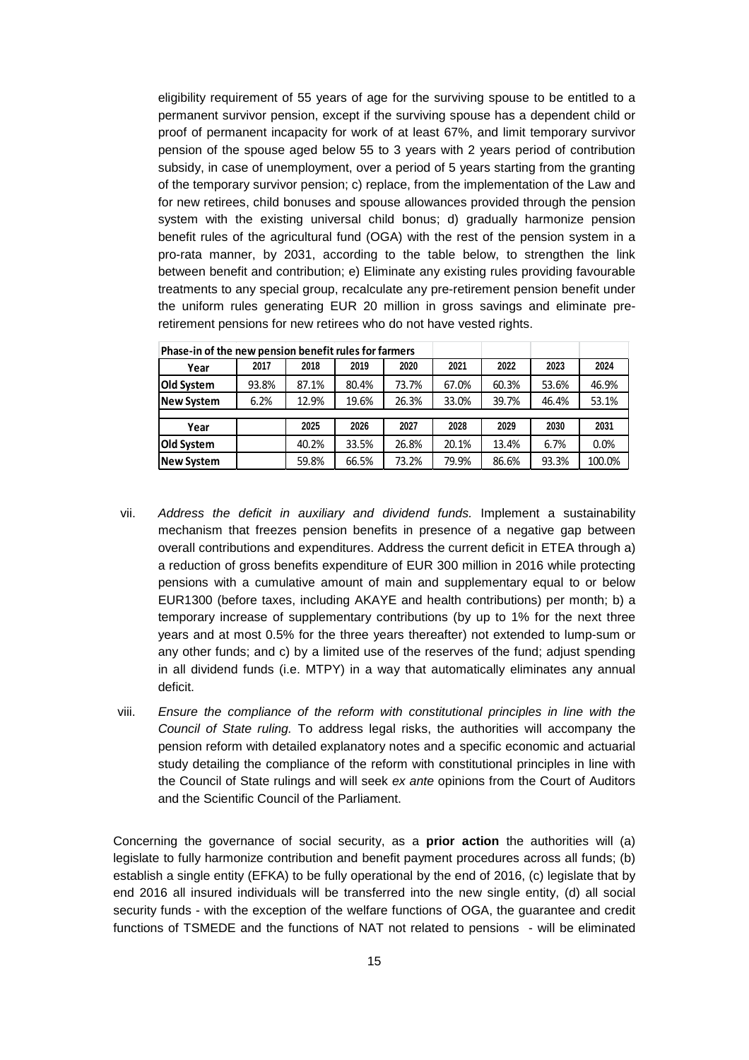eligibility requirement of 55 years of age for the surviving spouse to be entitled to a permanent survivor pension, except if the surviving spouse has a dependent child or proof of permanent incapacity for work of at least 67%, and limit temporary survivor pension of the spouse aged below 55 to 3 years with 2 years period of contribution subsidy, in case of unemployment, over a period of 5 years starting from the granting of the temporary survivor pension; c) replace, from the implementation of the Law and for new retirees, child bonuses and spouse allowances provided through the pension system with the existing universal child bonus; d) gradually harmonize pension benefit rules of the agricultural fund (OGA) with the rest of the pension system in a pro-rata manner, by 2031, according to the table below, to strengthen the link between benefit and contribution; e) Eliminate any existing rules providing favourable treatments to any special group, recalculate any pre-retirement pension benefit under the uniform rules generating EUR 20 million in gross savings and eliminate pre-retirement pensions for new retirees who do not have vested rights.

| Phase-in of the new pension benefit rules for farmers | | | | | | | | |
|---|---|---|---|---|---|---|---|---|
| **Year** | 2017 | 2018 | 2019 | 2020 | 2021 | 2022 | 2023 | 2024 |
| **Old System** | 93.8% | 87.1% | 80.4% | 73.7% | 67.0% | 60.3% | 53.6% | 46.9% |
| **New System** | 6.2% | 12.9% | 19.6% | 26.3% | 33.0% | 39.7% | 46.4% | 53.1% |
| **Year** | | 2025 | 2026 | 2027 | 2028 | 2029 | 2030 | 2031 |
| **Old System** | | 40.2% | 33.5% | 26.8% | 20.1% | 13.4% | 6.7% | 0.0% |
| **New System** | | 59.8% | 66.5% | 73.2% | 79.9% | 86.6% | 93.3% | 100.0% |

vii. *Address the deficit in auxiliary and dividend funds.* Implement a sustainability mechanism that freezes pension benefits in presence of a negative gap between overall contributions and expenditures. Address the current deficit in ETEA through a) a reduction of gross benefits expenditure of EUR 300 million in 2016 while protecting pensions with a cumulative amount of main and supplementary equal to or below EUR1300 (before taxes, including AKAYE and health contributions) per month; b) a temporary increase of supplementary contributions (by up to 1% for the next three years and at most 0.5% for the three years thereafter) not extended to lump-sum or any other funds; and c) by a limited use of the reserves of the fund; adjust spending in all dividend funds (i.e. MTPY) in a way that automatically eliminates any annual deficit.

viii. *Ensure the compliance of the reform with constitutional principles in line with the Council of State ruling.* To address legal risks, the authorities will accompany the pension reform with detailed explanatory notes and a specific economic and actuarial study detailing the compliance of the reform with constitutional principles in line with the Council of State rulings and will seek *ex ante* opinions from the Court of Auditors and the Scientific Council of the Parliament.

Concerning the governance of social security, as a **prior action** the authorities will (a) legislate to fully harmonize contribution and benefit payment procedures across all funds; (b) establish a single entity (EFKA) to be fully operational by the end of 2016, (c) legislate that by end 2016 all insured individuals will be transferred into the new single entity, (d) all social security funds - with the exception of the welfare functions of OGA, the guarantee and credit functions of TSMEDE and the functions of NAT not related to pensions - will be eliminated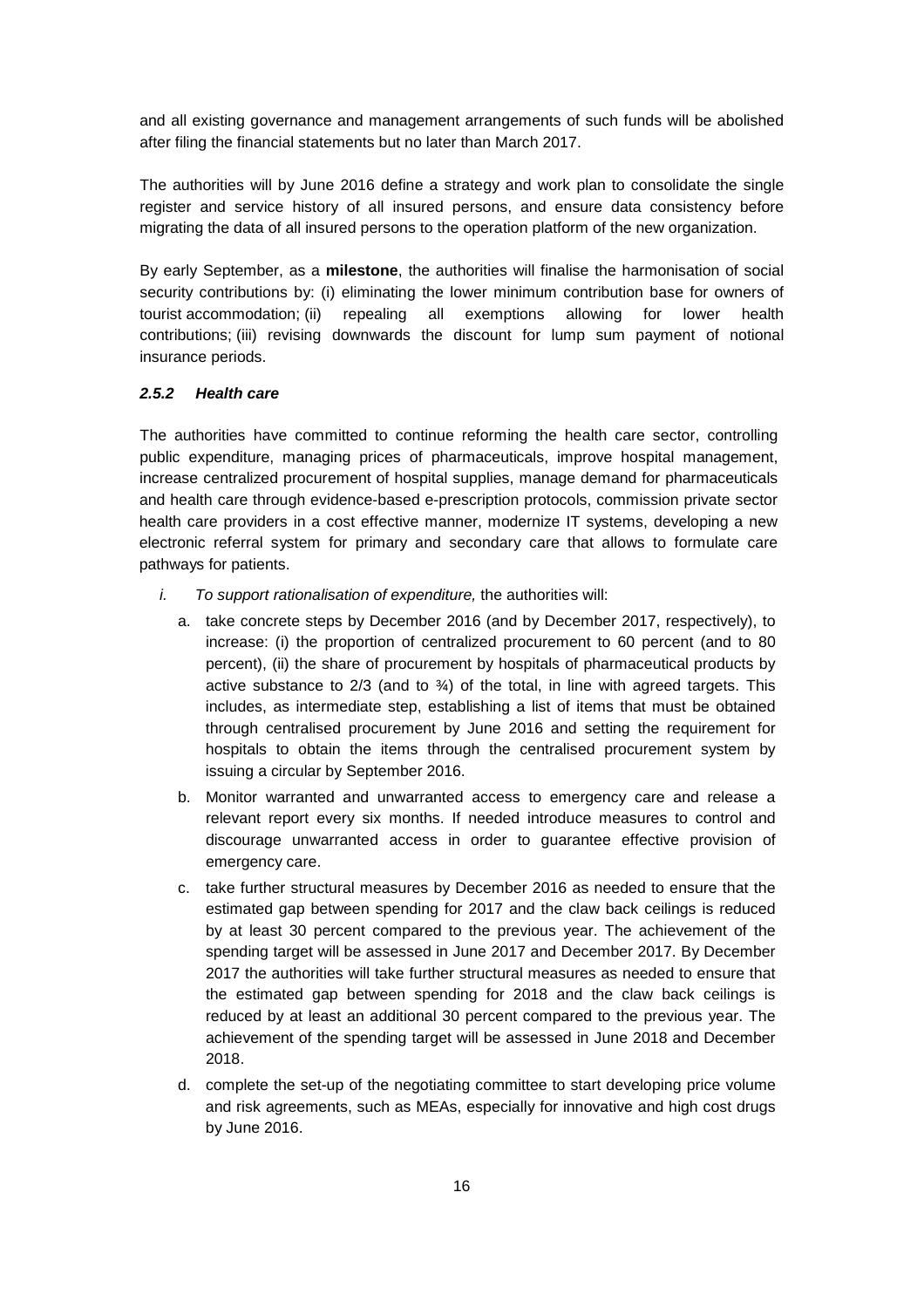and all existing governance and management arrangements of such funds will be abolished after filing the financial statements but no later than March 2017.

The authorities will by June 2016 define a strategy and work plan to consolidate the single register and service history of all insured persons, and ensure data consistency before migrating the data of all insured persons to the operation platform of the new organization.

By early September, as a **milestone**, the authorities will finalise the harmonisation of social security contributions by: (i) eliminating the lower minimum contribution base for owners of tourist accommodation; (ii) repealing all exemptions allowing for lower health contributions; (iii) revising downwards the discount for lump sum payment of notional insurance periods.

#### *2.5.2 Health care*

The authorities have committed to continue reforming the health care sector, controlling public expenditure, managing prices of pharmaceuticals, improve hospital management, increase centralized procurement of hospital supplies, manage demand for pharmaceuticals and health care through evidence-based e-prescription protocols, commission private sector health care providers in a cost effective manner, modernize IT systems, developing a new electronic referral system for primary and secondary care that allows to formulate care pathways for patients.

i. *To support rationalisation of expenditure,* the authorities will:

   a. take concrete steps by December 2016 (and by December 2017, respectively), to increase: (i) the proportion of centralized procurement to 60 percent (and to 80 percent), (ii) the share of procurement by hospitals of pharmaceutical products by active substance to 2/3 (and to ¾) of the total, in line with agreed targets. This includes, as intermediate step, establishing a list of items that must be obtained through centralised procurement by June 2016 and setting the requirement for hospitals to obtain the items through the centralised procurement system by issuing a circular by September 2016.

   b. Monitor warranted and unwarranted access to emergency care and release a relevant report every six months. If needed introduce measures to control and discourage unwarranted access in order to guarantee effective provision of emergency care.

   c. take further structural measures by December 2016 as needed to ensure that the estimated gap between spending for 2017 and the claw back ceilings is reduced by at least 30 percent compared to the previous year. The achievement of the spending target will be assessed in June 2017 and December 2017. By December 2017 the authorities will take further structural measures as needed to ensure that the estimated gap between spending for 2018 and the claw back ceilings is reduced by at least an additional 30 percent compared to the previous year. The achievement of the spending target will be assessed in June 2018 and December 2018.

   d. complete the set-up of the negotiating committee to start developing price volume and risk agreements, such as MEAs, especially for innovative and high cost drugs by June 2016.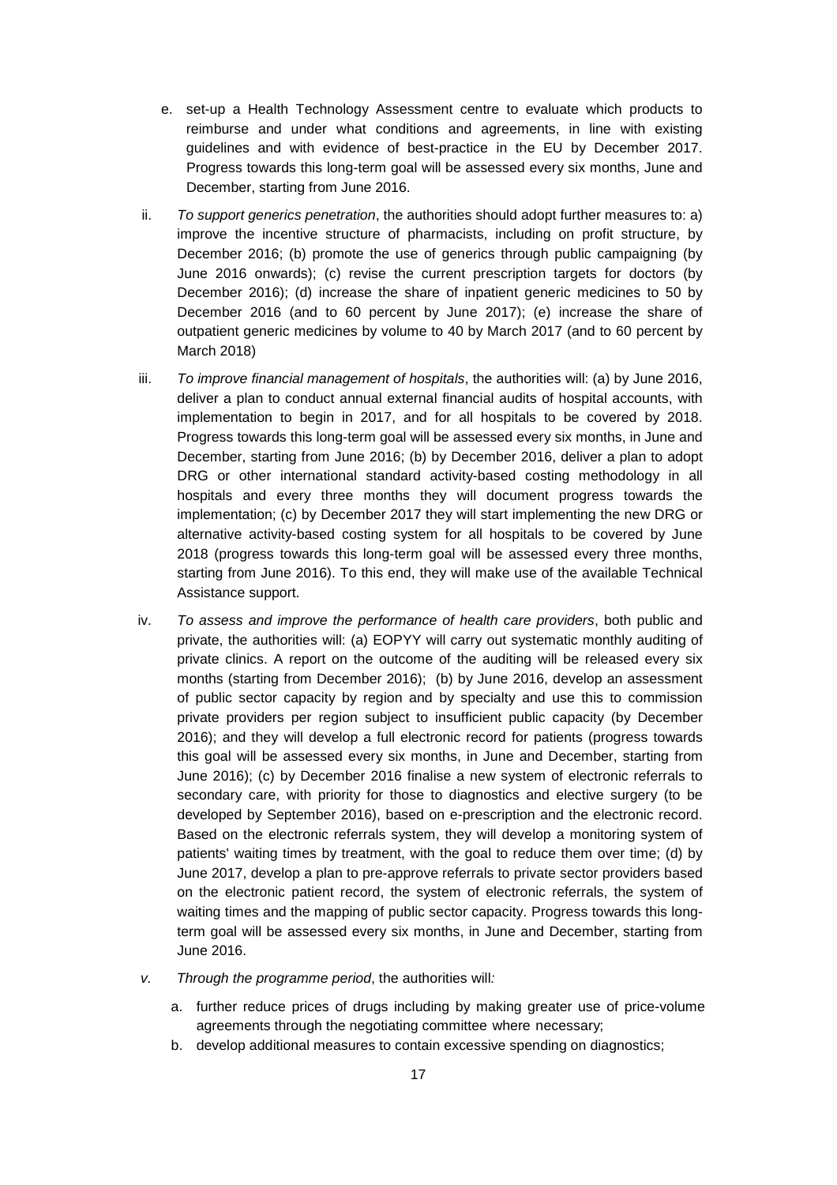e. set-up a Health Technology Assessment centre to evaluate which products to reimburse and under what conditions and agreements, in line with existing guidelines and with evidence of best-practice in the EU by December 2017. Progress towards this long-term goal will be assessed every six months, June and December, starting from June 2016.

ii. *To support generics penetration*, the authorities should adopt further measures to: a) improve the incentive structure of pharmacists, including on profit structure, by December 2016; (b) promote the use of generics through public campaigning (by June 2016 onwards); (c) revise the current prescription targets for doctors (by December 2016); (d) increase the share of inpatient generic medicines to 50 by December 2016 (and to 60 percent by June 2017); (e) increase the share of outpatient generic medicines by volume to 40 by March 2017 (and to 60 percent by March 2018)

iii. *To improve financial management of hospitals*, the authorities will: (a) by June 2016, deliver a plan to conduct annual external financial audits of hospital accounts, with implementation to begin in 2017, and for all hospitals to be covered by 2018. Progress towards this long-term goal will be assessed every six months, in June and December, starting from June 2016; (b) by December 2016, deliver a plan to adopt DRG or other international standard activity-based costing methodology in all hospitals and every three months they will document progress towards the implementation; (c) by December 2017 they will start implementing the new DRG or alternative activity-based costing system for all hospitals to be covered by June 2018 (progress towards this long-term goal will be assessed every three months, starting from June 2016). To this end, they will make use of the available Technical Assistance support.

iv. *To assess and improve the performance of health care providers*, both public and private, the authorities will: (a) EOPYY will carry out systematic monthly auditing of private clinics. A report on the outcome of the auditing will be released every six months (starting from December 2016); (b) by June 2016, develop an assessment of public sector capacity by region and by specialty and use this to commission private providers per region subject to insufficient public capacity (by December 2016); and they will develop a full electronic record for patients (progress towards this goal will be assessed every six months, in June and December, starting from June 2016); (c) by December 2016 finalise a new system of electronic referrals to secondary care, with priority for those to diagnostics and elective surgery (to be developed by September 2016), based on e-prescription and the electronic record. Based on the electronic referrals system, they will develop a monitoring system of patients' waiting times by treatment, with the goal to reduce them over time; (d) by June 2017, develop a plan to pre-approve referrals to private sector providers based on the electronic patient record, the system of electronic referrals, the system of waiting times and the mapping of public sector capacity. Progress towards this long-term goal will be assessed every six months, in June and December, starting from June 2016.

*v. Through the programme period*, the authorities will*:*

a. further reduce prices of drugs including by making greater use of price-volume agreements through the negotiating committee where necessary;
b. develop additional measures to contain excessive spending on diagnostics;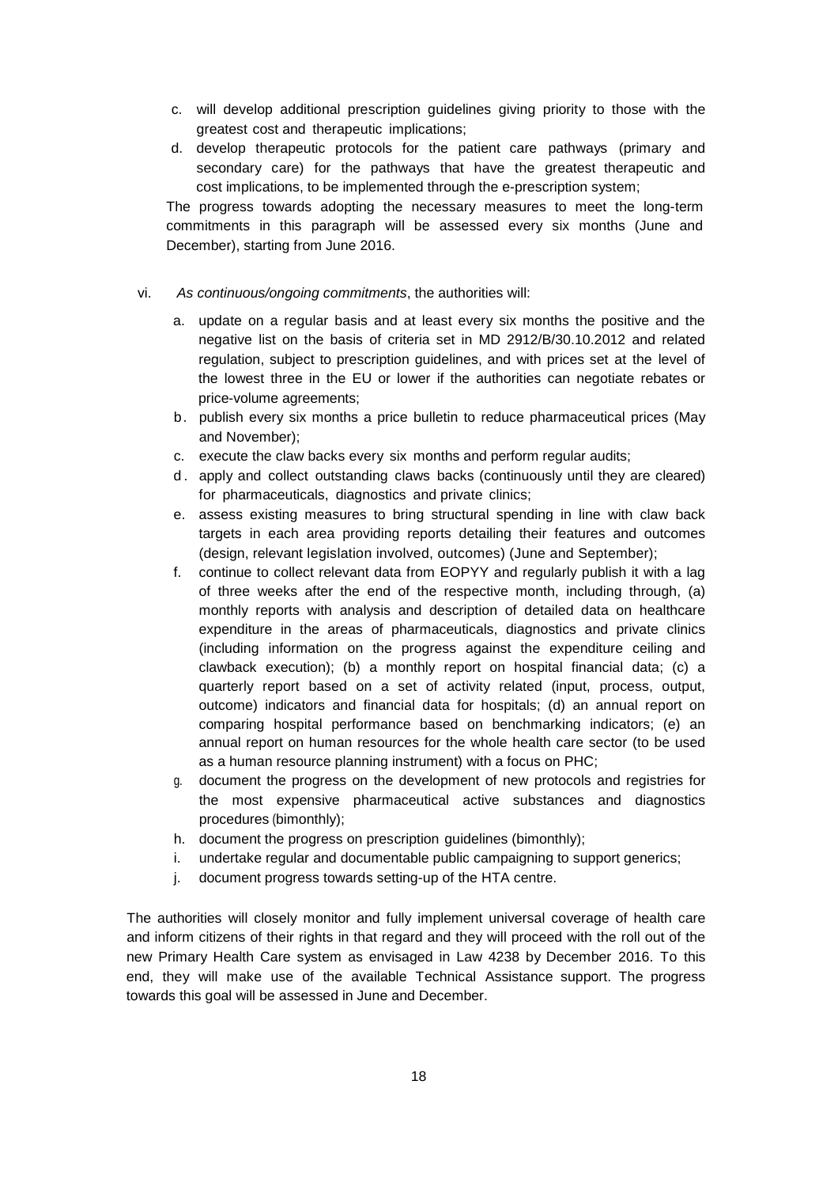c. will develop additional prescription guidelines giving priority to those with the greatest cost and therapeutic implications;
d. develop therapeutic protocols for the patient care pathways (primary and secondary care) for the pathways that have the greatest therapeutic and cost implications, to be implemented through the e-prescription system;

The progress towards adopting the necessary measures to meet the long-term commitments in this paragraph will be assessed every six months (June and December), starting from June 2016.

vi. *As continuous/ongoing commitments*, the authorities will:

a. update on a regular basis and at least every six months the positive and the negative list on the basis of criteria set in MD 2912/B/30.10.2012 and related regulation, subject to prescription guidelines, and with prices set at the level of the lowest three in the EU or lower if the authorities can negotiate rebates or price-volume agreements;
b. publish every six months a price bulletin to reduce pharmaceutical prices (May and November);
c. execute the claw backs every six months and perform regular audits;
d. apply and collect outstanding claws backs (continuously until they are cleared) for pharmaceuticals, diagnostics and private clinics;
e. assess existing measures to bring structural spending in line with claw back targets in each area providing reports detailing their features and outcomes (design, relevant legislation involved, outcomes) (June and September);
f. continue to collect relevant data from EOPYY and regularly publish it with a lag of three weeks after the end of the respective month, including through, (a) monthly reports with analysis and description of detailed data on healthcare expenditure in the areas of pharmaceuticals, diagnostics and private clinics (including information on the progress against the expenditure ceiling and clawback execution); (b) a monthly report on hospital financial data; (c) a quarterly report based on a set of activity related (input, process, output, outcome) indicators and financial data for hospitals; (d) an annual report on comparing hospital performance based on benchmarking indicators; (e) an annual report on human resources for the whole health care sector (to be used as a human resource planning instrument) with a focus on PHC;
g. document the progress on the development of new protocols and registries for the most expensive pharmaceutical active substances and diagnostics procedures (bimonthly);
h. document the progress on prescription guidelines (bimonthly);
i. undertake regular and documentable public campaigning to support generics;
j. document progress towards setting-up of the HTA centre.

The authorities will closely monitor and fully implement universal coverage of health care and inform citizens of their rights in that regard and they will proceed with the roll out of the new Primary Health Care system as envisaged in Law 4238 by December 2016. To this end, they will make use of the available Technical Assistance support. The progress towards this goal will be assessed in June and December.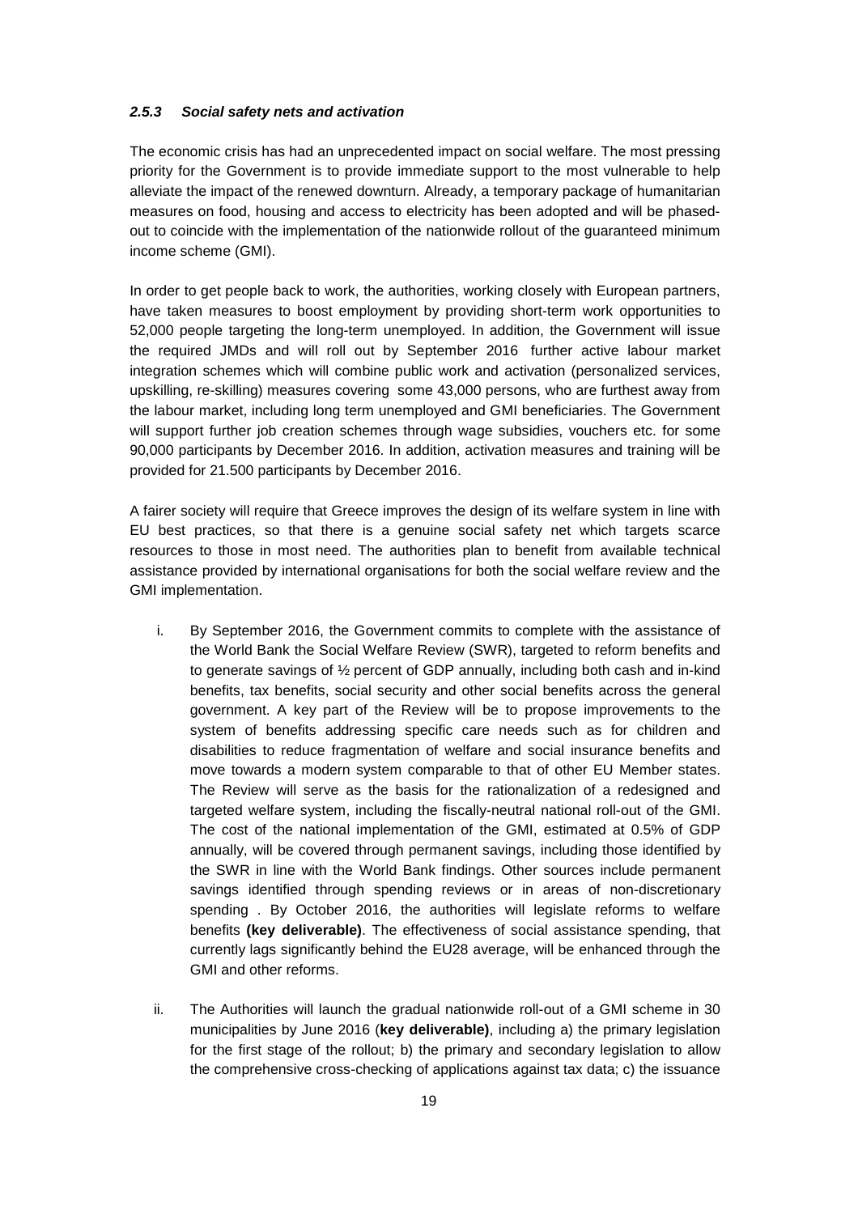#### *2.5.3 Social safety nets and activation*

The economic crisis has had an unprecedented impact on social welfare. The most pressing priority for the Government is to provide immediate support to the most vulnerable to help alleviate the impact of the renewed downturn. Already, a temporary package of humanitarian measures on food, housing and access to electricity has been adopted and will be phased-out to coincide with the implementation of the nationwide rollout of the guaranteed minimum income scheme (GMI).

In order to get people back to work, the authorities, working closely with European partners, have taken measures to boost employment by providing short-term work opportunities to 52,000 people targeting the long-term unemployed. In addition, the Government will issue the required JMDs and will roll out by September 2016 further active labour market integration schemes which will combine public work and activation (personalized services, upskilling, re-skilling) measures covering some 43,000 persons, who are furthest away from the labour market, including long term unemployed and GMI beneficiaries. The Government will support further job creation schemes through wage subsidies, vouchers etc. for some 90,000 participants by December 2016. In addition, activation measures and training will be provided for 21.500 participants by December 2016.

A fairer society will require that Greece improves the design of its welfare system in line with EU best practices, so that there is a genuine social safety net which targets scarce resources to those in most need. The authorities plan to benefit from available technical assistance provided by international organisations for both the social welfare review and the GMI implementation.

i. By September 2016, the Government commits to complete with the assistance of the World Bank the Social Welfare Review (SWR), targeted to reform benefits and to generate savings of ½ percent of GDP annually, including both cash and in-kind benefits, tax benefits, social security and other social benefits across the general government. A key part of the Review will be to propose improvements to the system of benefits addressing specific care needs such as for children and disabilities to reduce fragmentation of welfare and social insurance benefits and move towards a modern system comparable to that of other EU Member states. The Review will serve as the basis for the rationalization of a redesigned and targeted welfare system, including the fiscally-neutral national roll-out of the GMI. The cost of the national implementation of the GMI, estimated at 0.5% of GDP annually, will be covered through permanent savings, including those identified by the SWR in line with the World Bank findings. Other sources include permanent savings identified through spending reviews or in areas of non-discretionary spending . By October 2016, the authorities will legislate reforms to welfare benefits **(key deliverable)**. The effectiveness of social assistance spending, that currently lags significantly behind the EU28 average, will be enhanced through the GMI and other reforms.

ii. The Authorities will launch the gradual nationwide roll-out of a GMI scheme in 30 municipalities by June 2016 (**key deliverable)**, including a) the primary legislation for the first stage of the rollout; b) the primary and secondary legislation to allow the comprehensive cross-checking of applications against tax data; c) the issuance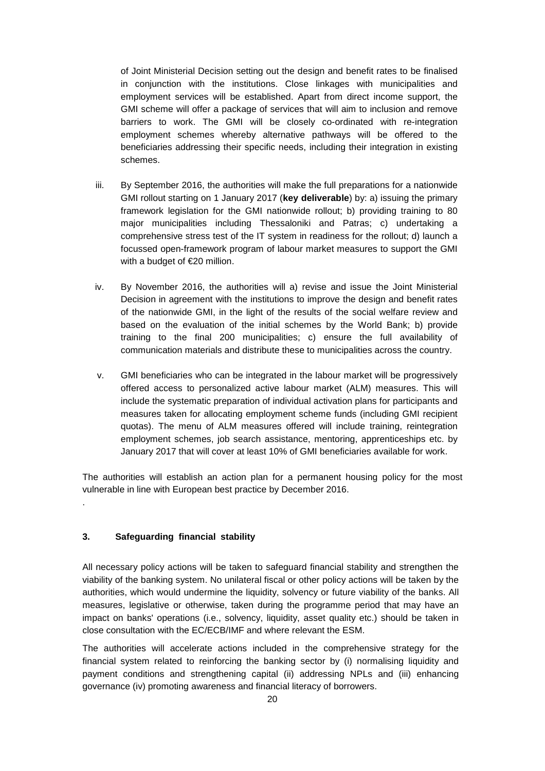of Joint Ministerial Decision setting out the design and benefit rates to be finalised in conjunction with the institutions. Close linkages with municipalities and employment services will be established. Apart from direct income support, the GMI scheme will offer a package of services that will aim to inclusion and remove barriers to work. The GMI will be closely co-ordinated with re-integration employment schemes whereby alternative pathways will be offered to the beneficiaries addressing their specific needs, including their integration in existing schemes.

iii. By September 2016, the authorities will make the full preparations for a nationwide GMI rollout starting on 1 January 2017 (**key deliverable**) by: a) issuing the primary framework legislation for the GMI nationwide rollout; b) providing training to 80 major municipalities including Thessaloniki and Patras; c) undertaking a comprehensive stress test of the IT system in readiness for the rollout; d) launch a focussed open-framework program of labour market measures to support the GMI with a budget of €20 million.

iv. By November 2016, the authorities will a) revise and issue the Joint Ministerial Decision in agreement with the institutions to improve the design and benefit rates of the nationwide GMI, in the light of the results of the social welfare review and based on the evaluation of the initial schemes by the World Bank; b) provide training to the final 200 municipalities; c) ensure the full availability of communication materials and distribute these to municipalities across the country.

v. GMI beneficiaries who can be integrated in the labour market will be progressively offered access to personalized active labour market (ALM) measures. This will include the systematic preparation of individual activation plans for participants and measures taken for allocating employment scheme funds (including GMI recipient quotas). The menu of ALM measures offered will include training, reintegration employment schemes, job search assistance, mentoring, apprenticeships etc. by January 2017 that will cover at least 10% of GMI beneficiaries available for work.

The authorities will establish an action plan for a permanent housing policy for the most vulnerable in line with European best practice by December 2016.

.

### 3. Safeguarding financial stability

All necessary policy actions will be taken to safeguard financial stability and strengthen the viability of the banking system. No unilateral fiscal or other policy actions will be taken by the authorities, which would undermine the liquidity, solvency or future viability of the banks. All measures, legislative or otherwise, taken during the programme period that may have an impact on banks' operations (i.e., solvency, liquidity, asset quality etc.) should be taken in close consultation with the EC/ECB/IMF and where relevant the ESM.

The authorities will accelerate actions included in the comprehensive strategy for the financial system related to reinforcing the banking sector by (i) normalising liquidity and payment conditions and strengthening capital (ii) addressing NPLs and (iii) enhancing governance (iv) promoting awareness and financial literacy of borrowers.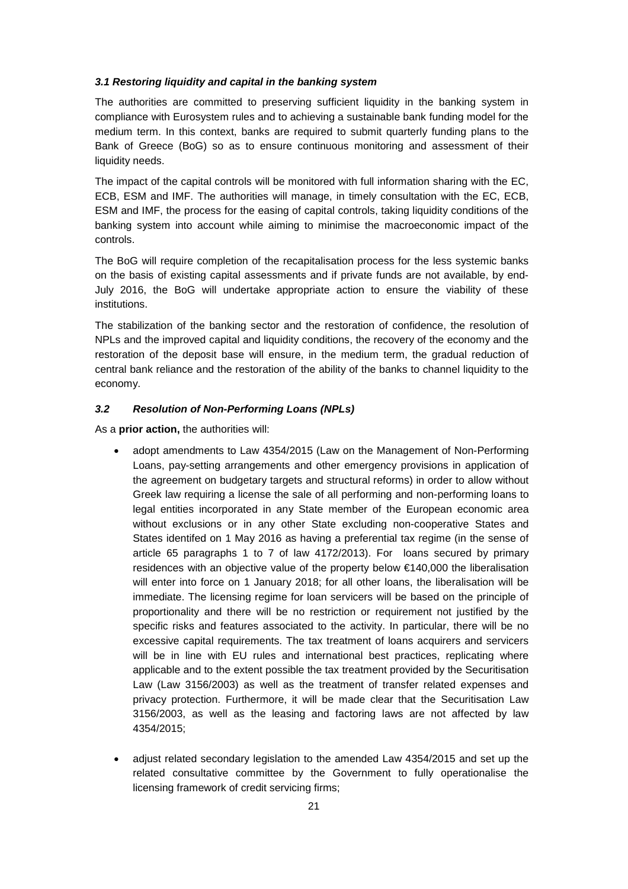### *3.1 Restoring liquidity and capital in the banking system*

The authorities are committed to preserving sufficient liquidity in the banking system in compliance with Eurosystem rules and to achieving a sustainable bank funding model for the medium term. In this context, banks are required to submit quarterly funding plans to the Bank of Greece (BoG) so as to ensure continuous monitoring and assessment of their liquidity needs.

The impact of the capital controls will be monitored with full information sharing with the EC, ECB, ESM and IMF. The authorities will manage, in timely consultation with the EC, ECB, ESM and IMF, the process for the easing of capital controls, taking liquidity conditions of the banking system into account while aiming to minimise the macroeconomic impact of the controls.

The BoG will require completion of the recapitalisation process for the less systemic banks on the basis of existing capital assessments and if private funds are not available, by end-July 2016, the BoG will undertake appropriate action to ensure the viability of these institutions.

The stabilization of the banking sector and the restoration of confidence, the resolution of NPLs and the improved capital and liquidity conditions, the recovery of the economy and the restoration of the deposit base will ensure, in the medium term, the gradual reduction of central bank reliance and the restoration of the ability of the banks to channel liquidity to the economy.

### *3.2 Resolution of Non-Performing Loans (NPLs)*

As a **prior action,** the authorities will:

- adopt amendments to Law 4354/2015 (Law on the Management of Non-Performing Loans, pay-setting arrangements and other emergency provisions in application of the agreement on budgetary targets and structural reforms) in order to allow without Greek law requiring a license the sale of all performing and non-performing loans to legal entities incorporated in any State member of the European economic area without exclusions or in any other State excluding non-cooperative States and States identifed on 1 May 2016 as having a preferential tax regime (in the sense of article 65 paragraphs 1 to 7 of law 4172/2013). For loans secured by primary residences with an objective value of the property below €140,000 the liberalisation will enter into force on 1 January 2018; for all other loans, the liberalisation will be immediate. The licensing regime for loan servicers will be based on the principle of proportionality and there will be no restriction or requirement not justified by the specific risks and features associated to the activity. In particular, there will be no excessive capital requirements. The tax treatment of loans acquirers and servicers will be in line with EU rules and international best practices, replicating where applicable and to the extent possible the tax treatment provided by the Securitisation Law (Law 3156/2003) as well as the treatment of transfer related expenses and privacy protection. Furthermore, it will be made clear that the Securitisation Law 3156/2003, as well as the leasing and factoring laws are not affected by law 4354/2015;

- adjust related secondary legislation to the amended Law 4354/2015 and set up the related consultative committee by the Government to fully operationalise the licensing framework of credit servicing firms;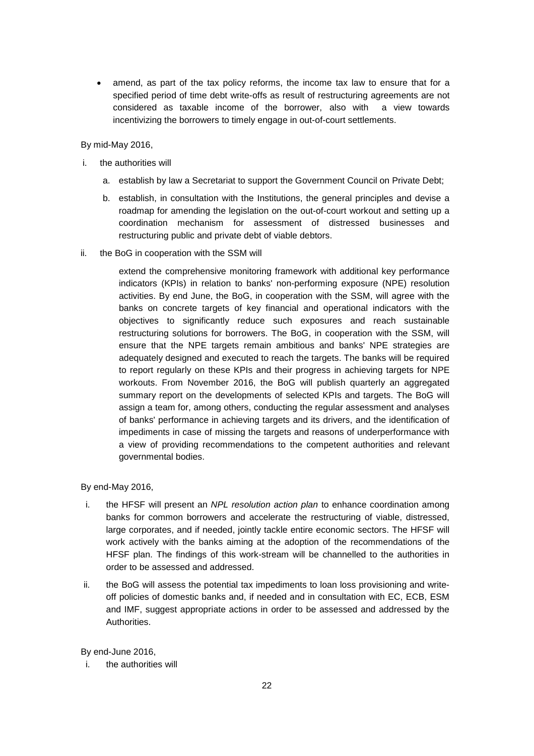- amend, as part of the tax policy reforms, the income tax law to ensure that for a specified period of time debt write-offs as result of restructuring agreements are not considered as taxable income of the borrower, also with a view towards incentivizing the borrowers to timely engage in out-of-court settlements.

By mid-May 2016,

i. the authorities will

   a. establish by law a Secretariat to support the Government Council on Private Debt;

   b. establish, in consultation with the Institutions, the general principles and devise a roadmap for amending the legislation on the out-of-court workout and setting up a coordination mechanism for assessment of distressed businesses and restructuring public and private debt of viable debtors.

ii. the BoG in cooperation with the SSM will

   extend the comprehensive monitoring framework with additional key performance indicators (KPIs) in relation to banks' non-performing exposure (NPE) resolution activities. By end June, the BoG, in cooperation with the SSM, will agree with the banks on concrete targets of key financial and operational indicators with the objectives to significantly reduce such exposures and reach sustainable restructuring solutions for borrowers. The BoG, in cooperation with the SSM, will ensure that the NPE targets remain ambitious and banks' NPE strategies are adequately designed and executed to reach the targets. The banks will be required to report regularly on these KPIs and their progress in achieving targets for NPE workouts. From November 2016, the BoG will publish quarterly an aggregated summary report on the developments of selected KPIs and targets. The BoG will assign a team for, among others, conducting the regular assessment and analyses of banks' performance in achieving targets and its drivers, and the identification of impediments in case of missing the targets and reasons of underperformance with a view of providing recommendations to the competent authorities and relevant governmental bodies.

By end-May 2016,

i. the HFSF will present an *NPL resolution action plan* to enhance coordination among banks for common borrowers and accelerate the restructuring of viable, distressed, large corporates, and if needed, jointly tackle entire economic sectors. The HFSF will work actively with the banks aiming at the adoption of the recommendations of the HFSF plan. The findings of this work-stream will be channelled to the authorities in order to be assessed and addressed.

ii. the BoG will assess the potential tax impediments to loan loss provisioning and write-off policies of domestic banks and, if needed and in consultation with EC, ECB, ESM and IMF, suggest appropriate actions in order to be assessed and addressed by the Authorities.

By end-June 2016,

i. the authorities will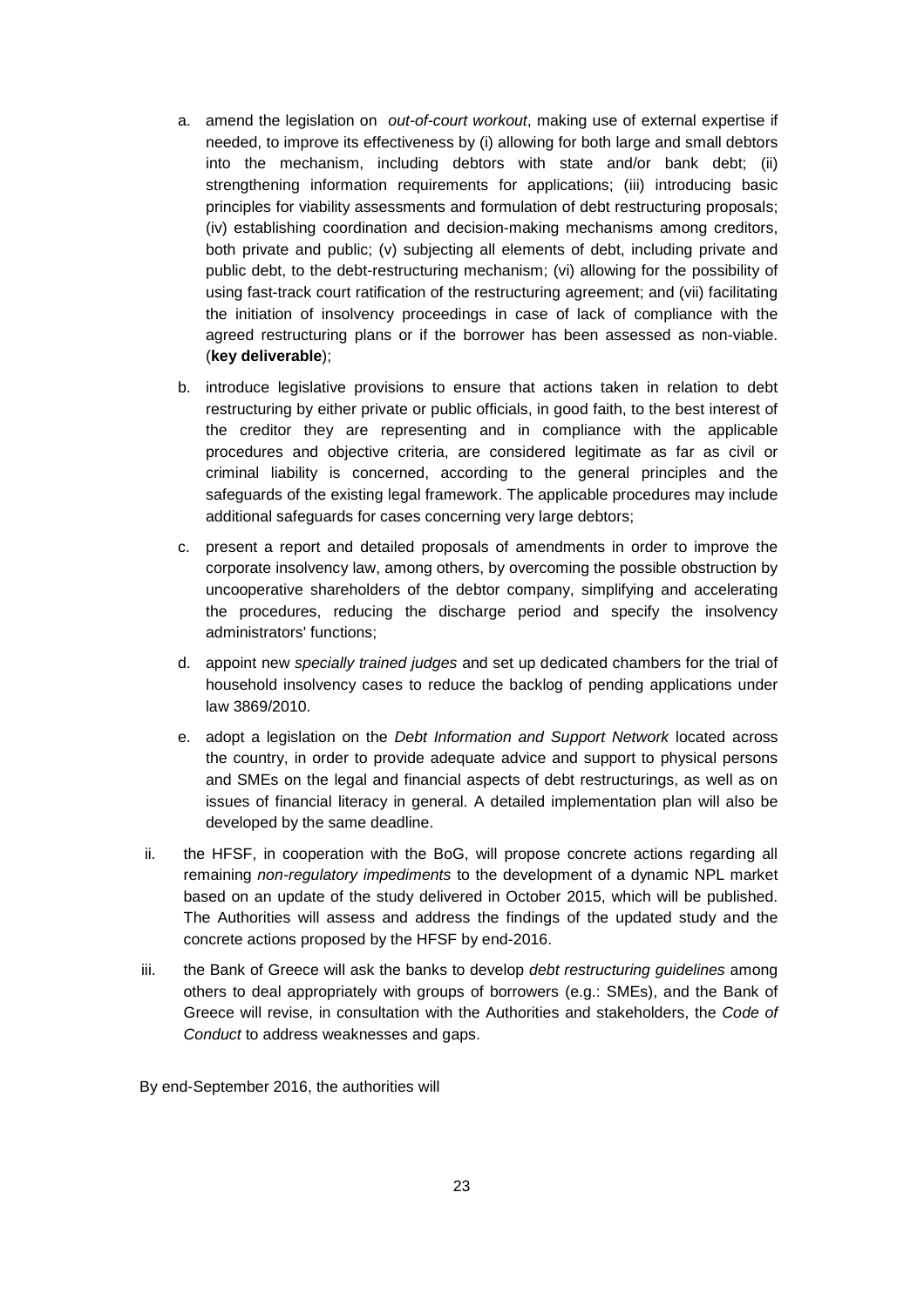a. amend the legislation on *out-of-court workout*, making use of external expertise if needed, to improve its effectiveness by (i) allowing for both large and small debtors into the mechanism, including debtors with state and/or bank debt; (ii) strengthening information requirements for applications; (iii) introducing basic principles for viability assessments and formulation of debt restructuring proposals; (iv) establishing coordination and decision-making mechanisms among creditors, both private and public; (v) subjecting all elements of debt, including private and public debt, to the debt-restructuring mechanism; (vi) allowing for the possibility of using fast-track court ratification of the restructuring agreement; and (vii) facilitating the initiation of insolvency proceedings in case of lack of compliance with the agreed restructuring plans or if the borrower has been assessed as non-viable. (**key deliverable**);

b. introduce legislative provisions to ensure that actions taken in relation to debt restructuring by either private or public officials, in good faith, to the best interest of the creditor they are representing and in compliance with the applicable procedures and objective criteria, are considered legitimate as far as civil or criminal liability is concerned, according to the general principles and the safeguards of the existing legal framework. The applicable procedures may include additional safeguards for cases concerning very large debtors;

c. present a report and detailed proposals of amendments in order to improve the corporate insolvency law, among others, by overcoming the possible obstruction by uncooperative shareholders of the debtor company, simplifying and accelerating the procedures, reducing the discharge period and specify the insolvency administrators' functions;

d. appoint new *specially trained judges* and set up dedicated chambers for the trial of household insolvency cases to reduce the backlog of pending applications under law 3869/2010.

e. adopt a legislation on the *Debt Information and Support Network* located across the country, in order to provide adequate advice and support to physical persons and SMEs on the legal and financial aspects of debt restructurings, as well as on issues of financial literacy in general. A detailed implementation plan will also be developed by the same deadline.

ii. the HFSF, in cooperation with the BoG, will propose concrete actions regarding all remaining *non-regulatory impediments* to the development of a dynamic NPL market based on an update of the study delivered in October 2015, which will be published. The Authorities will assess and address the findings of the updated study and the concrete actions proposed by the HFSF by end-2016.

iii. the Bank of Greece will ask the banks to develop *debt restructuring guidelines* among others to deal appropriately with groups of borrowers (e.g.: SMEs), and the Bank of Greece will revise, in consultation with the Authorities and stakeholders, the *Code of Conduct* to address weaknesses and gaps.

By end-September 2016, the authorities will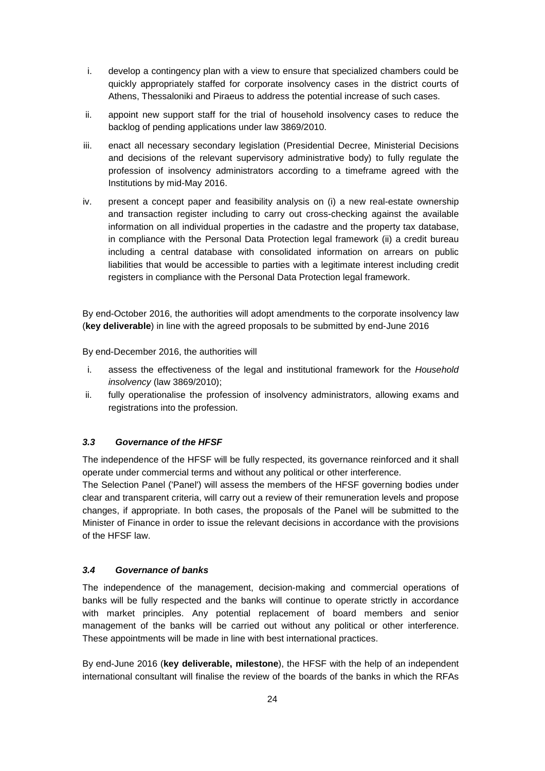i. develop a contingency plan with a view to ensure that specialized chambers could be quickly appropriately staffed for corporate insolvency cases in the district courts of Athens, Thessaloniki and Piraeus to address the potential increase of such cases.

ii. appoint new support staff for the trial of household insolvency cases to reduce the backlog of pending applications under law 3869/2010.

iii. enact all necessary secondary legislation (Presidential Decree, Ministerial Decisions and decisions of the relevant supervisory administrative body) to fully regulate the profession of insolvency administrators according to a timeframe agreed with the Institutions by mid-May 2016.

iv. present a concept paper and feasibility analysis on (i) a new real-estate ownership and transaction register including to carry out cross-checking against the available information on all individual properties in the cadastre and the property tax database, in compliance with the Personal Data Protection legal framework (ii) a credit bureau including a central database with consolidated information on arrears on public liabilities that would be accessible to parties with a legitimate interest including credit registers in compliance with the Personal Data Protection legal framework.

By end-October 2016, the authorities will adopt amendments to the corporate insolvency law (**key deliverable**) in line with the agreed proposals to be submitted by end-June 2016

By end-December 2016, the authorities will

i. assess the effectiveness of the legal and institutional framework for the *Household insolvency* (law 3869/2010);

ii. fully operationalise the profession of insolvency administrators, allowing exams and registrations into the profession.

### *3.3 Governance of the HFSF*

The independence of the HFSF will be fully respected, its governance reinforced and it shall operate under commercial terms and without any political or other interference.

The Selection Panel ('Panel') will assess the members of the HFSF governing bodies under clear and transparent criteria, will carry out a review of their remuneration levels and propose changes, if appropriate. In both cases, the proposals of the Panel will be submitted to the Minister of Finance in order to issue the relevant decisions in accordance with the provisions of the HFSF law.

### *3.4 Governance of banks*

The independence of the management, decision-making and commercial operations of banks will be fully respected and the banks will continue to operate strictly in accordance with market principles. Any potential replacement of board members and senior management of the banks will be carried out without any political or other interference. These appointments will be made in line with best international practices.

By end-June 2016 (**key deliverable, milestone**), the HFSF with the help of an independent international consultant will finalise the review of the boards of the banks in which the RFAs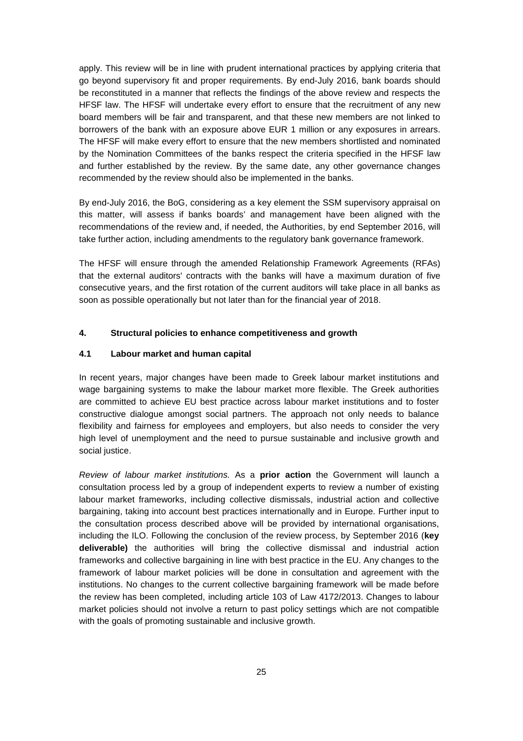apply. This review will be in line with prudent international practices by applying criteria that go beyond supervisory fit and proper requirements. By end-July 2016, bank boards should be reconstituted in a manner that reflects the findings of the above review and respects the HFSF law. The HFSF will undertake every effort to ensure that the recruitment of any new board members will be fair and transparent, and that these new members are not linked to borrowers of the bank with an exposure above EUR 1 million or any exposures in arrears. The HFSF will make every effort to ensure that the new members shortlisted and nominated by the Nomination Committees of the banks respect the criteria specified in the HFSF law and further established by the review. By the same date, any other governance changes recommended by the review should also be implemented in the banks.

By end-July 2016, the BoG, considering as a key element the SSM supervisory appraisal on this matter, will assess if banks boards' and management have been aligned with the recommendations of the review and, if needed, the Authorities, by end September 2016, will take further action, including amendments to the regulatory bank governance framework.

The HFSF will ensure through the amended Relationship Framework Agreements (RFAs) that the external auditors' contracts with the banks will have a maximum duration of five consecutive years, and the first rotation of the current auditors will take place in all banks as soon as possible operationally but not later than for the financial year of 2018.

## 4. Structural policies to enhance competitiveness and growth

### 4.1 Labour market and human capital

In recent years, major changes have been made to Greek labour market institutions and wage bargaining systems to make the labour market more flexible. The Greek authorities are committed to achieve EU best practice across labour market institutions and to foster constructive dialogue amongst social partners. The approach not only needs to balance flexibility and fairness for employees and employers, but also needs to consider the very high level of unemployment and the need to pursue sustainable and inclusive growth and social justice.

*Review of labour market institutions.* As a **prior action** the Government will launch a consultation process led by a group of independent experts to review a number of existing labour market frameworks, including collective dismissals, industrial action and collective bargaining, taking into account best practices internationally and in Europe. Further input to the consultation process described above will be provided by international organisations, including the ILO. Following the conclusion of the review process, by September 2016 (**key deliverable)** the authorities will bring the collective dismissal and industrial action frameworks and collective bargaining in line with best practice in the EU. Any changes to the framework of labour market policies will be done in consultation and agreement with the institutions. No changes to the current collective bargaining framework will be made before the review has been completed, including article 103 of Law 4172/2013. Changes to labour market policies should not involve a return to past policy settings which are not compatible with the goals of promoting sustainable and inclusive growth.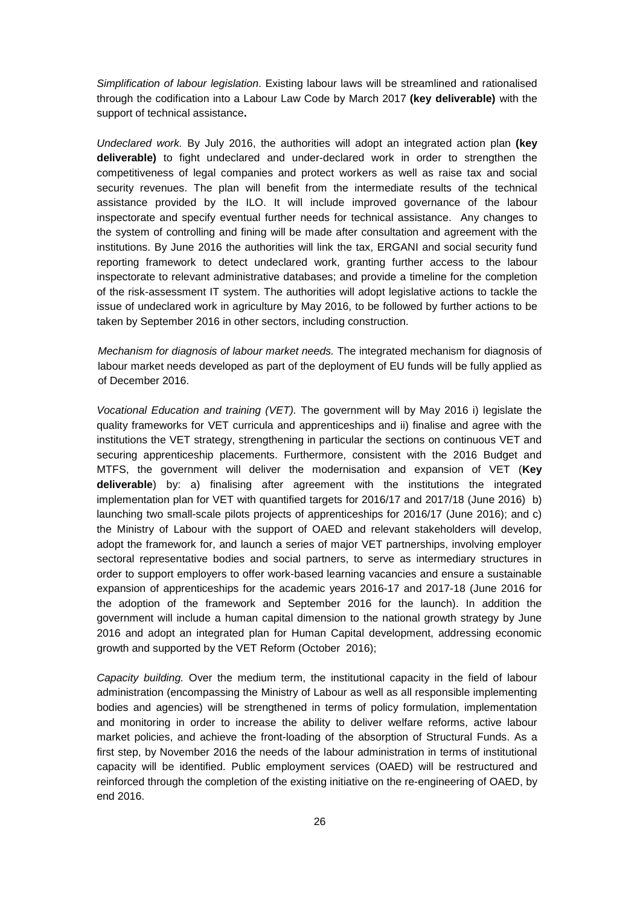*Simplification of labour legislation*. Existing labour laws will be streamlined and rationalised through the codification into a Labour Law Code by March 2017 **(key deliverable)** with the support of technical assistance**.**

*Undeclared work.* By July 2016, the authorities will adopt an integrated action plan **(key deliverable)** to fight undeclared and under-declared work in order to strengthen the competitiveness of legal companies and protect workers as well as raise tax and social security revenues. The plan will benefit from the intermediate results of the technical assistance provided by the ILO. It will include improved governance of the labour inspectorate and specify eventual further needs for technical assistance. Any changes to the system of controlling and fining will be made after consultation and agreement with the institutions. By June 2016 the authorities will link the tax, ERGANI and social security fund reporting framework to detect undeclared work, granting further access to the labour inspectorate to relevant administrative databases; and provide a timeline for the completion of the risk-assessment IT system. The authorities will adopt legislative actions to tackle the issue of undeclared work in agriculture by May 2016, to be followed by further actions to be taken by September 2016 in other sectors, including construction.

*Mechanism for diagnosis of labour market needs.* The integrated mechanism for diagnosis of labour market needs developed as part of the deployment of EU funds will be fully applied as of December 2016.

*Vocational Education and training (VET).* The government will by May 2016 i) legislate the quality frameworks for VET curricula and apprenticeships and ii) finalise and agree with the institutions the VET strategy, strengthening in particular the sections on continuous VET and securing apprenticeship placements. Furthermore, consistent with the 2016 Budget and MTFS, the government will deliver the modernisation and expansion of VET (**Key deliverable**) by: a) finalising after agreement with the institutions the integrated implementation plan for VET with quantified targets for 2016/17 and 2017/18 (June 2016) b) launching two small-scale pilots projects of apprenticeships for 2016/17 (June 2016); and c) the Ministry of Labour with the support of OAED and relevant stakeholders will develop, adopt the framework for, and launch a series of major VET partnerships, involving employer sectoral representative bodies and social partners, to serve as intermediary structures in order to support employers to offer work-based learning vacancies and ensure a sustainable expansion of apprenticeships for the academic years 2016-17 and 2017-18 (June 2016 for the adoption of the framework and September 2016 for the launch). In addition the government will include a human capital dimension to the national growth strategy by June 2016 and adopt an integrated plan for Human Capital development, addressing economic growth and supported by the VET Reform (October 2016);

*Capacity building.* Over the medium term, the institutional capacity in the field of labour administration (encompassing the Ministry of Labour as well as all responsible implementing bodies and agencies) will be strengthened in terms of policy formulation, implementation and monitoring in order to increase the ability to deliver welfare reforms, active labour market policies, and achieve the front-loading of the absorption of Structural Funds. As a first step, by November 2016 the needs of the labour administration in terms of institutional capacity will be identified. Public employment services (OAED) will be restructured and reinforced through the completion of the existing initiative on the re-engineering of OAED, by end 2016.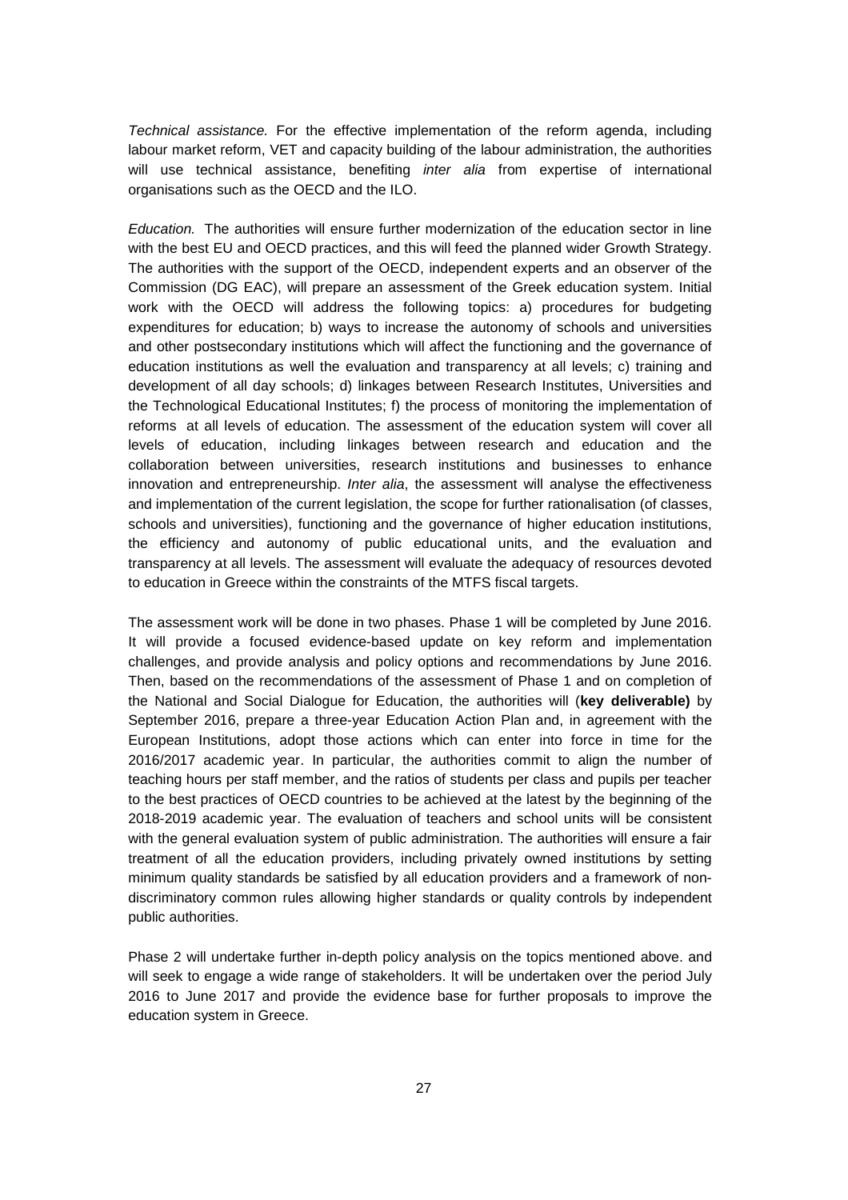*Technical assistance.* For the effective implementation of the reform agenda, including labour market reform, VET and capacity building of the labour administration, the authorities will use technical assistance, benefiting *inter alia* from expertise of international organisations such as the OECD and the ILO.

*Education.* The authorities will ensure further modernization of the education sector in line with the best EU and OECD practices, and this will feed the planned wider Growth Strategy. The authorities with the support of the OECD, independent experts and an observer of the Commission (DG EAC), will prepare an assessment of the Greek education system. Initial work with the OECD will address the following topics: a) procedures for budgeting expenditures for education; b) ways to increase the autonomy of schools and universities and other postsecondary institutions which will affect the functioning and the governance of education institutions as well the evaluation and transparency at all levels; c) training and development of all day schools; d) linkages between Research Institutes, Universities and the Technological Educational Institutes; f) the process of monitoring the implementation of reforms at all levels of education. The assessment of the education system will cover all levels of education, including linkages between research and education and the collaboration between universities, research institutions and businesses to enhance innovation and entrepreneurship. *Inter alia*, the assessment will analyse the effectiveness and implementation of the current legislation, the scope for further rationalisation (of classes, schools and universities), functioning and the governance of higher education institutions, the efficiency and autonomy of public educational units, and the evaluation and transparency at all levels. The assessment will evaluate the adequacy of resources devoted to education in Greece within the constraints of the MTFS fiscal targets.

The assessment work will be done in two phases. Phase 1 will be completed by June 2016. It will provide a focused evidence-based update on key reform and implementation challenges, and provide analysis and policy options and recommendations by June 2016. Then, based on the recommendations of the assessment of Phase 1 and on completion of the National and Social Dialogue for Education, the authorities will (**key deliverable)** by September 2016, prepare a three-year Education Action Plan and, in agreement with the European Institutions, adopt those actions which can enter into force in time for the 2016/2017 academic year. In particular, the authorities commit to align the number of teaching hours per staff member, and the ratios of students per class and pupils per teacher to the best practices of OECD countries to be achieved at the latest by the beginning of the 2018-2019 academic year. The evaluation of teachers and school units will be consistent with the general evaluation system of public administration. The authorities will ensure a fair treatment of all the education providers, including privately owned institutions by setting minimum quality standards be satisfied by all education providers and a framework of non-discriminatory common rules allowing higher standards or quality controls by independent public authorities.

Phase 2 will undertake further in-depth policy analysis on the topics mentioned above. and will seek to engage a wide range of stakeholders. It will be undertaken over the period July 2016 to June 2017 and provide the evidence base for further proposals to improve the education system in Greece.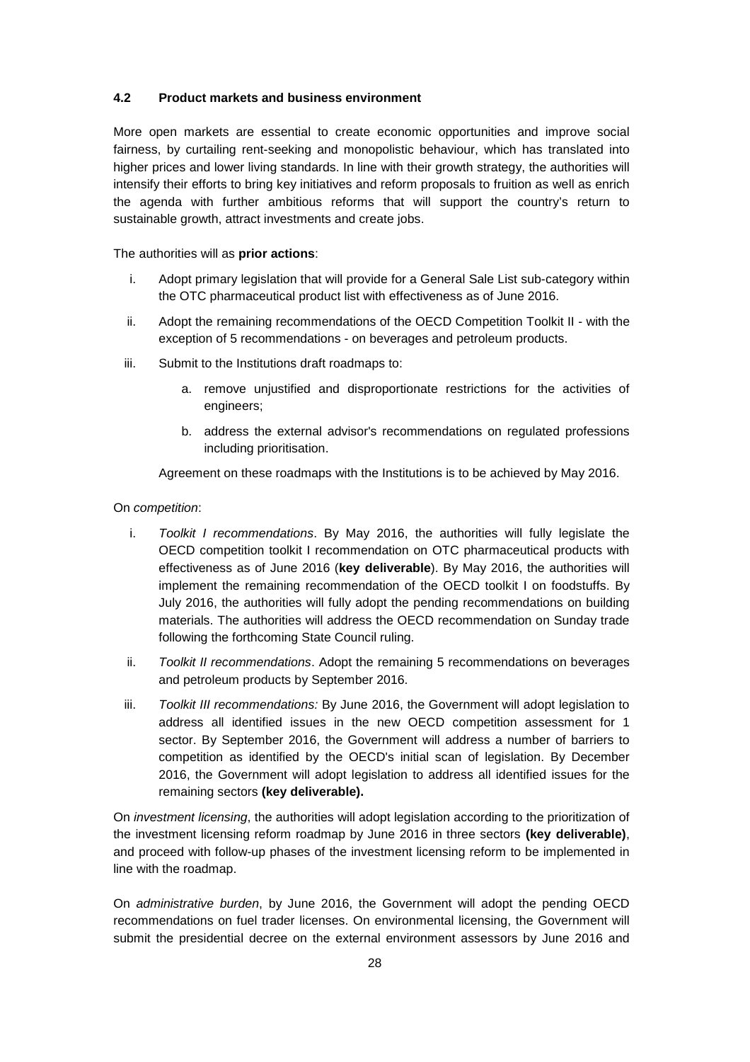### 4.2 Product markets and business environment

More open markets are essential to create economic opportunities and improve social fairness, by curtailing rent-seeking and monopolistic behaviour, which has translated into higher prices and lower living standards. In line with their growth strategy, the authorities will intensify their efforts to bring key initiatives and reform proposals to fruition as well as enrich the agenda with further ambitious reforms that will support the country's return to sustainable growth, attract investments and create jobs.

The authorities will as **prior actions**:

i. Adopt primary legislation that will provide for a General Sale List sub-category within the OTC pharmaceutical product list with effectiveness as of June 2016.

ii. Adopt the remaining recommendations of the OECD Competition Toolkit II - with the exception of 5 recommendations - on beverages and petroleum products.

iii. Submit to the Institutions draft roadmaps to:

   a. remove unjustified and disproportionate restrictions for the activities of engineers;

   b. address the external advisor's recommendations on regulated professions including prioritisation.

   Agreement on these roadmaps with the Institutions is to be achieved by May 2016.

On *competition*:

i. *Toolkit I recommendations*. By May 2016, the authorities will fully legislate the OECD competition toolkit I recommendation on OTC pharmaceutical products with effectiveness as of June 2016 (**key deliverable**). By May 2016, the authorities will implement the remaining recommendation of the OECD toolkit I on foodstuffs. By July 2016, the authorities will fully adopt the pending recommendations on building materials. The authorities will address the OECD recommendation on Sunday trade following the forthcoming State Council ruling.

ii. *Toolkit II recommendations*. Adopt the remaining 5 recommendations on beverages and petroleum products by September 2016.

iii. *Toolkit III recommendations:* By June 2016, the Government will adopt legislation to address all identified issues in the new OECD competition assessment for 1 sector. By September 2016, the Government will address a number of barriers to competition as identified by the OECD's initial scan of legislation. By December 2016, the Government will adopt legislation to address all identified issues for the remaining sectors **(key deliverable).**

On *investment licensing*, the authorities will adopt legislation according to the prioritization of the investment licensing reform roadmap by June 2016 in three sectors **(key deliverable)**, and proceed with follow-up phases of the investment licensing reform to be implemented in line with the roadmap.

On *administrative burden*, by June 2016, the Government will adopt the pending OECD recommendations on fuel trader licenses. On environmental licensing, the Government will submit the presidential decree on the external environment assessors by June 2016 and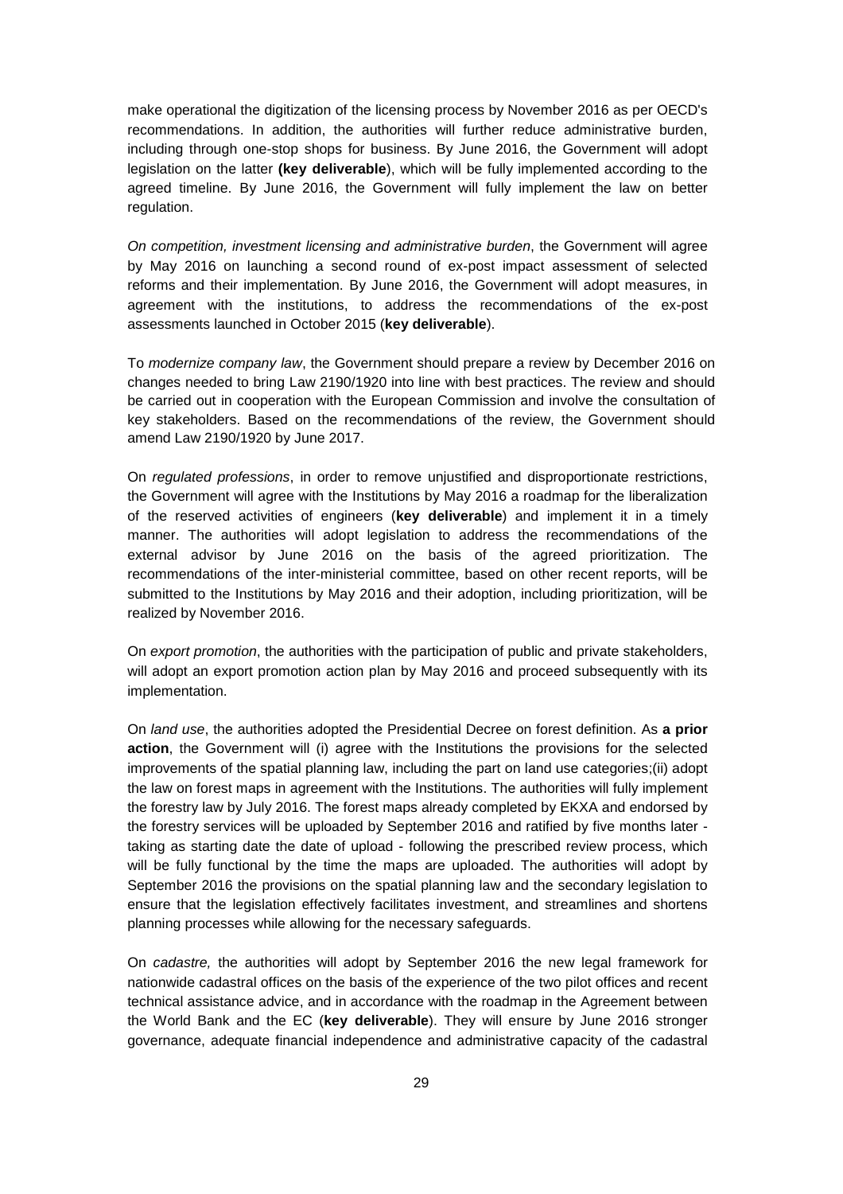make operational the digitization of the licensing process by November 2016 as per OECD's recommendations. In addition, the authorities will further reduce administrative burden, including through one-stop shops for business. By June 2016, the Government will adopt legislation on the latter **(key deliverable**), which will be fully implemented according to the agreed timeline. By June 2016, the Government will fully implement the law on better regulation.

*On competition, investment licensing and administrative burden*, the Government will agree by May 2016 on launching a second round of ex-post impact assessment of selected reforms and their implementation. By June 2016, the Government will adopt measures, in agreement with the institutions, to address the recommendations of the ex-post assessments launched in October 2015 (**key deliverable**).

To *modernize company law*, the Government should prepare a review by December 2016 on changes needed to bring Law 2190/1920 into line with best practices. The review and should be carried out in cooperation with the European Commission and involve the consultation of key stakeholders. Based on the recommendations of the review, the Government should amend Law 2190/1920 by June 2017.

On *regulated professions*, in order to remove unjustified and disproportionate restrictions, the Government will agree with the Institutions by May 2016 a roadmap for the liberalization of the reserved activities of engineers (**key deliverable**) and implement it in a timely manner. The authorities will adopt legislation to address the recommendations of the external advisor by June 2016 on the basis of the agreed prioritization. The recommendations of the inter-ministerial committee, based on other recent reports, will be submitted to the Institutions by May 2016 and their adoption, including prioritization, will be realized by November 2016.

On *export promotion*, the authorities with the participation of public and private stakeholders, will adopt an export promotion action plan by May 2016 and proceed subsequently with its implementation.

On *land use*, the authorities adopted the Presidential Decree on forest definition. As **a prior action**, the Government will (i) agree with the Institutions the provisions for the selected improvements of the spatial planning law, including the part on land use categories;(ii) adopt the law on forest maps in agreement with the Institutions. The authorities will fully implement the forestry law by July 2016. The forest maps already completed by EKXA and endorsed by the forestry services will be uploaded by September 2016 and ratified by five months later - taking as starting date the date of upload - following the prescribed review process, which will be fully functional by the time the maps are uploaded. The authorities will adopt by September 2016 the provisions on the spatial planning law and the secondary legislation to ensure that the legislation effectively facilitates investment, and streamlines and shortens planning processes while allowing for the necessary safeguards.

On *cadastre,* the authorities will adopt by September 2016 the new legal framework for nationwide cadastral offices on the basis of the experience of the two pilot offices and recent technical assistance advice, and in accordance with the roadmap in the Agreement between the World Bank and the EC (**key deliverable**). They will ensure by June 2016 stronger governance, adequate financial independence and administrative capacity of the cadastral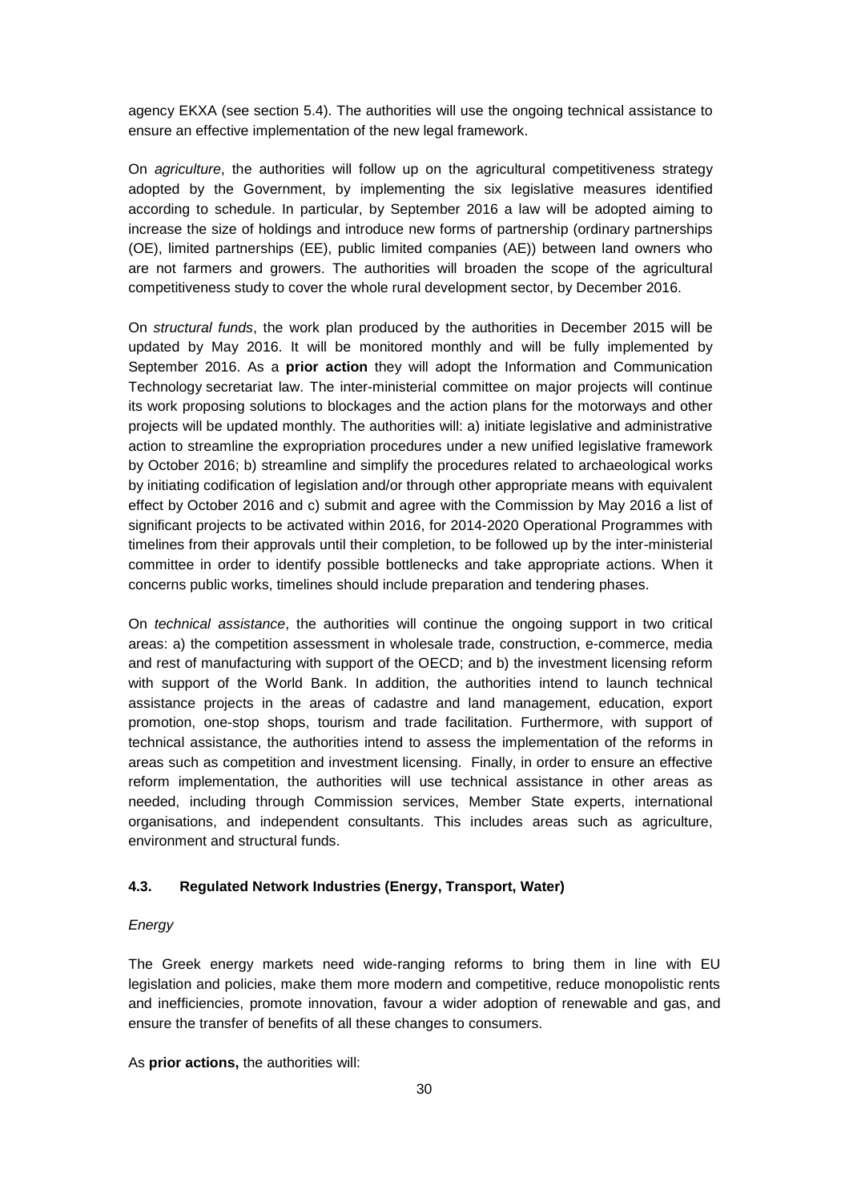agency EKXA (see section 5.4). The authorities will use the ongoing technical assistance to ensure an effective implementation of the new legal framework.

On *agriculture*, the authorities will follow up on the agricultural competitiveness strategy adopted by the Government, by implementing the six legislative measures identified according to schedule. In particular, by September 2016 a law will be adopted aiming to increase the size of holdings and introduce new forms of partnership (ordinary partnerships (OE), limited partnerships (EE), public limited companies (AE)) between land owners who are not farmers and growers. The authorities will broaden the scope of the agricultural competitiveness study to cover the whole rural development sector, by December 2016.

On *structural funds*, the work plan produced by the authorities in December 2015 will be updated by May 2016. It will be monitored monthly and will be fully implemented by September 2016. As a **prior action** they will adopt the Information and Communication Technology secretariat law. The inter-ministerial committee on major projects will continue its work proposing solutions to blockages and the action plans for the motorways and other projects will be updated monthly. The authorities will: a) initiate legislative and administrative action to streamline the expropriation procedures under a new unified legislative framework by October 2016; b) streamline and simplify the procedures related to archaeological works by initiating codification of legislation and/or through other appropriate means with equivalent effect by October 2016 and c) submit and agree with the Commission by May 2016 a list of significant projects to be activated within 2016, for 2014-2020 Operational Programmes with timelines from their approvals until their completion, to be followed up by the inter-ministerial committee in order to identify possible bottlenecks and take appropriate actions. When it concerns public works, timelines should include preparation and tendering phases.

On *technical assistance*, the authorities will continue the ongoing support in two critical areas: a) the competition assessment in wholesale trade, construction, e-commerce, media and rest of manufacturing with support of the OECD; and b) the investment licensing reform with support of the World Bank. In addition, the authorities intend to launch technical assistance projects in the areas of cadastre and land management, education, export promotion, one-stop shops, tourism and trade facilitation. Furthermore, with support of technical assistance, the authorities intend to assess the implementation of the reforms in areas such as competition and investment licensing. Finally, in order to ensure an effective reform implementation, the authorities will use technical assistance in other areas as needed, including through Commission services, Member State experts, international organisations, and independent consultants. This includes areas such as agriculture, environment and structural funds.

### 4.3. Regulated Network Industries (Energy, Transport, Water)

*Energy*

The Greek energy markets need wide-ranging reforms to bring them in line with EU legislation and policies, make them more modern and competitive, reduce monopolistic rents and inefficiencies, promote innovation, favour a wider adoption of renewable and gas, and ensure the transfer of benefits of all these changes to consumers.

As **prior actions,** the authorities will: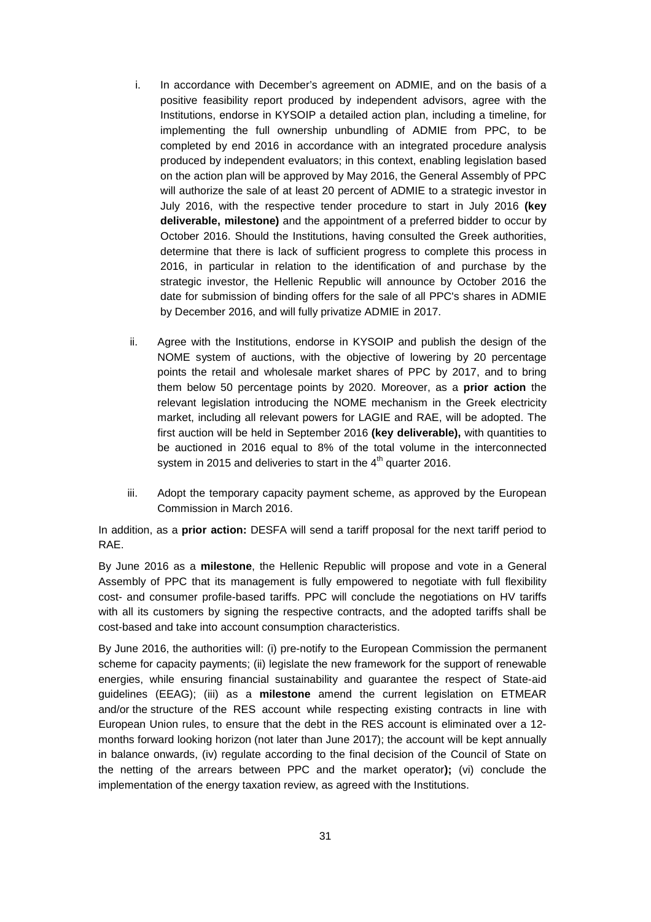i. In accordance with December's agreement on ADMIE, and on the basis of a positive feasibility report produced by independent advisors, agree with the Institutions, endorse in KYSOIP a detailed action plan, including a timeline, for implementing the full ownership unbundling of ADMIE from PPC, to be completed by end 2016 in accordance with an integrated procedure analysis produced by independent evaluators; in this context, enabling legislation based on the action plan will be approved by May 2016, the General Assembly of PPC will authorize the sale of at least 20 percent of ADMIE to a strategic investor in July 2016, with the respective tender procedure to start in July 2016 **(key deliverable, milestone)** and the appointment of a preferred bidder to occur by October 2016. Should the Institutions, having consulted the Greek authorities, determine that there is lack of sufficient progress to complete this process in 2016, in particular in relation to the identification of and purchase by the strategic investor, the Hellenic Republic will announce by October 2016 the date for submission of binding offers for the sale of all PPC's shares in ADMIE by December 2016, and will fully privatize ADMIE in 2017.

ii. Agree with the Institutions, endorse in KYSOIP and publish the design of the NOME system of auctions, with the objective of lowering by 20 percentage points the retail and wholesale market shares of PPC by 2017, and to bring them below 50 percentage points by 2020. Moreover, as a **prior action** the relevant legislation introducing the NOME mechanism in the Greek electricity market, including all relevant powers for LAGIE and RAE, will be adopted. The first auction will be held in September 2016 **(key deliverable),** with quantities to be auctioned in 2016 equal to 8% of the total volume in the interconnected system in 2015 and deliveries to start in the 4th quarter 2016.

iii. Adopt the temporary capacity payment scheme, as approved by the European Commission in March 2016.

In addition, as a **prior action:** DESFA will send a tariff proposal for the next tariff period to RAE.

By June 2016 as a **milestone**, the Hellenic Republic will propose and vote in a General Assembly of PPC that its management is fully empowered to negotiate with full flexibility cost- and consumer profile-based tariffs. PPC will conclude the negotiations on HV tariffs with all its customers by signing the respective contracts, and the adopted tariffs shall be cost-based and take into account consumption characteristics.

By June 2016, the authorities will: (i) pre-notify to the European Commission the permanent scheme for capacity payments; (ii) legislate the new framework for the support of renewable energies, while ensuring financial sustainability and guarantee the respect of State-aid guidelines (EEAG); (iii) as a **milestone** amend the current legislation on ETMEAR and/or the structure of the RES account while respecting existing contracts in line with European Union rules, to ensure that the debt in the RES account is eliminated over a 12-months forward looking horizon (not later than June 2017); the account will be kept annually in balance onwards, (iv) regulate according to the final decision of the Council of State on the netting of the arrears between PPC and the market operator**);** (vi) conclude the implementation of the energy taxation review, as agreed with the Institutions.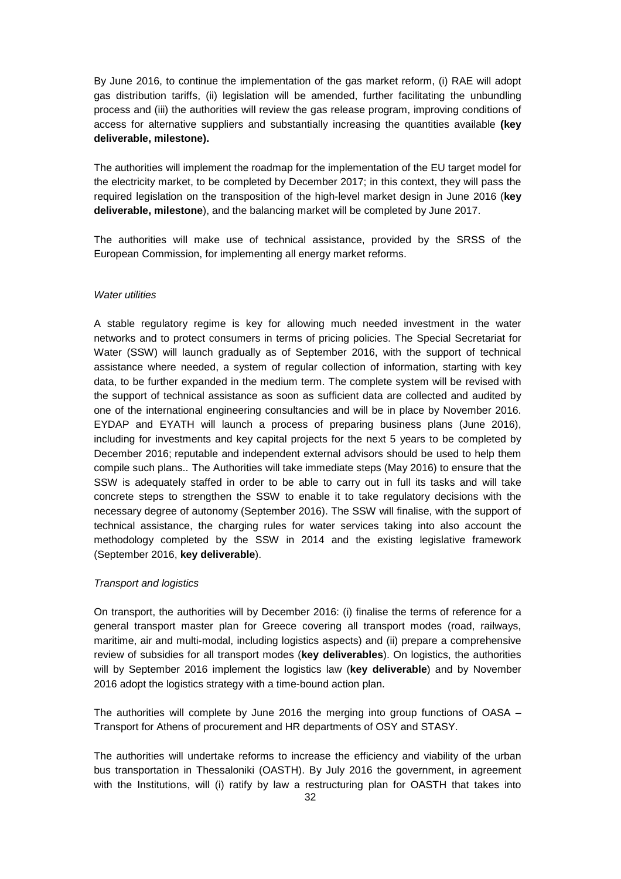By June 2016, to continue the implementation of the gas market reform, (i) RAE will adopt gas distribution tariffs, (ii) legislation will be amended, further facilitating the unbundling process and (iii) the authorities will review the gas release program, improving conditions of access for alternative suppliers and substantially increasing the quantities available **(key deliverable, milestone).**

The authorities will implement the roadmap for the implementation of the EU target model for the electricity market, to be completed by December 2017; in this context, they will pass the required legislation on the transposition of the high-level market design in June 2016 (**key deliverable, milestone**), and the balancing market will be completed by June 2017.

The authorities will make use of technical assistance, provided by the SRSS of the European Commission, for implementing all energy market reforms.

*Water utilities*

A stable regulatory regime is key for allowing much needed investment in the water networks and to protect consumers in terms of pricing policies. The Special Secretariat for Water (SSW) will launch gradually as of September 2016, with the support of technical assistance where needed, a system of regular collection of information, starting with key data, to be further expanded in the medium term. The complete system will be revised with the support of technical assistance as soon as sufficient data are collected and audited by one of the international engineering consultancies and will be in place by November 2016. EYDAP and EYATH will launch a process of preparing business plans (June 2016), including for investments and key capital projects for the next 5 years to be completed by December 2016; reputable and independent external advisors should be used to help them compile such plans.. The Authorities will take immediate steps (May 2016) to ensure that the SSW is adequately staffed in order to be able to carry out in full its tasks and will take concrete steps to strengthen the SSW to enable it to take regulatory decisions with the necessary degree of autonomy (September 2016). The SSW will finalise, with the support of technical assistance, the charging rules for water services taking into also account the methodology completed by the SSW in 2014 and the existing legislative framework (September 2016, **key deliverable**).

*Transport and logistics*

On transport, the authorities will by December 2016: (i) finalise the terms of reference for a general transport master plan for Greece covering all transport modes (road, railways, maritime, air and multi-modal, including logistics aspects) and (ii) prepare a comprehensive review of subsidies for all transport modes (**key deliverables**). On logistics, the authorities will by September 2016 implement the logistics law (**key deliverable**) and by November 2016 adopt the logistics strategy with a time-bound action plan.

The authorities will complete by June 2016 the merging into group functions of OASA – Transport for Athens of procurement and HR departments of OSY and STASY.

The authorities will undertake reforms to increase the efficiency and viability of the urban bus transportation in Thessaloniki (OASTH). By July 2016 the government, in agreement with the Institutions, will (i) ratify by law a restructuring plan for OASTH that takes into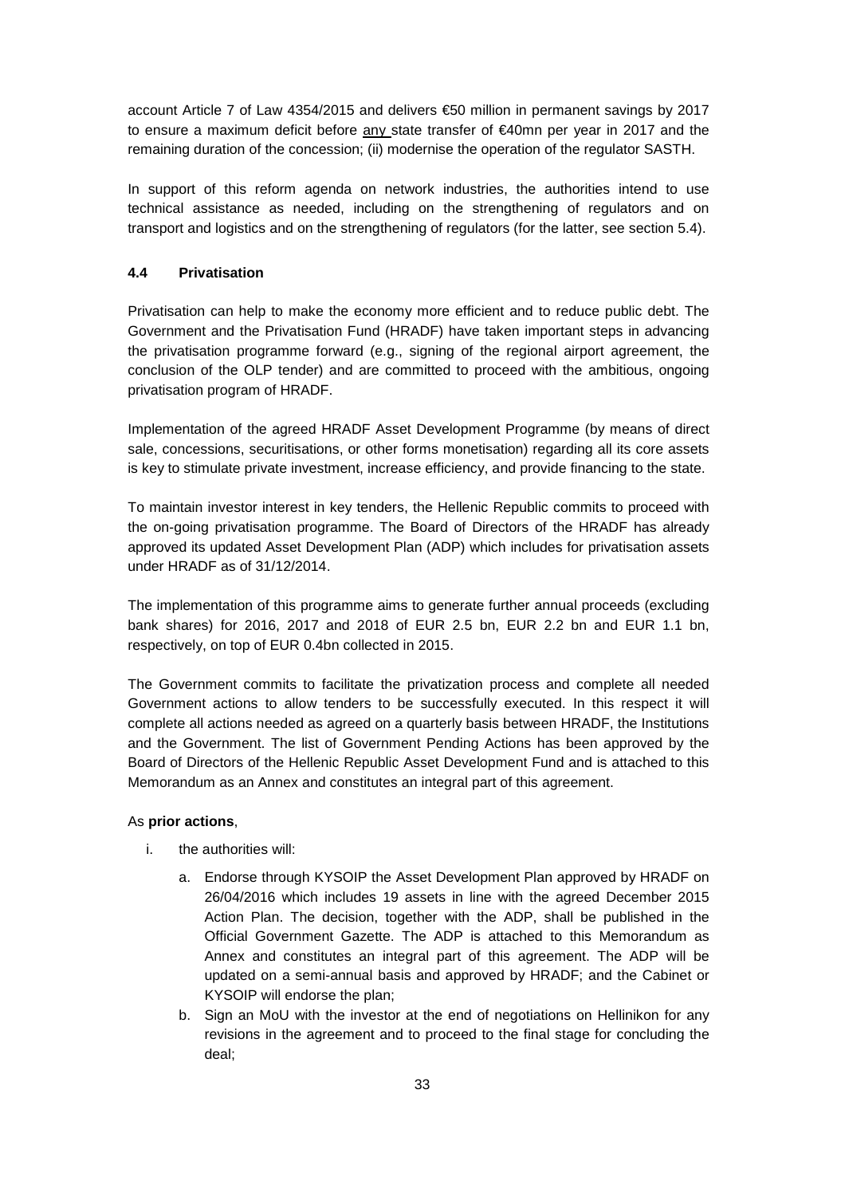account Article 7 of Law 4354/2015 and delivers €50 million in permanent savings by 2017 to ensure a maximum deficit before any state transfer of €40mn per year in 2017 and the remaining duration of the concession; (ii) modernise the operation of the regulator SASTH.

In support of this reform agenda on network industries, the authorities intend to use technical assistance as needed, including on the strengthening of regulators and on transport and logistics and on the strengthening of regulators (for the latter, see section 5.4).

### 4.4 Privatisation

Privatisation can help to make the economy more efficient and to reduce public debt. The Government and the Privatisation Fund (HRADF) have taken important steps in advancing the privatisation programme forward (e.g., signing of the regional airport agreement, the conclusion of the OLP tender) and are committed to proceed with the ambitious, ongoing privatisation program of HRADF.

Implementation of the agreed HRADF Asset Development Programme (by means of direct sale, concessions, securitisations, or other forms monetisation) regarding all its core assets is key to stimulate private investment, increase efficiency, and provide financing to the state.

To maintain investor interest in key tenders, the Hellenic Republic commits to proceed with the on-going privatisation programme. The Board of Directors of the HRADF has already approved its updated Asset Development Plan (ADP) which includes for privatisation assets under HRADF as of 31/12/2014.

The implementation of this programme aims to generate further annual proceeds (excluding bank shares) for 2016, 2017 and 2018 of EUR 2.5 bn, EUR 2.2 bn and EUR 1.1 bn, respectively, on top of EUR 0.4bn collected in 2015.

The Government commits to facilitate the privatization process and complete all needed Government actions to allow tenders to be successfully executed. In this respect it will complete all actions needed as agreed on a quarterly basis between HRADF, the Institutions and the Government. The list of Government Pending Actions has been approved by the Board of Directors of the Hellenic Republic Asset Development Fund and is attached to this Memorandum as an Annex and constitutes an integral part of this agreement.

As **prior actions**,

i. the authorities will:

   a. Endorse through KYSOIP the Asset Development Plan approved by HRADF on 26/04/2016 which includes 19 assets in line with the agreed December 2015 Action Plan. The decision, together with the ADP, shall be published in the Official Government Gazette. The ADP is attached to this Memorandum as Annex and constitutes an integral part of this agreement. The ADP will be updated on a semi-annual basis and approved by HRADF; and the Cabinet or KYSOIP will endorse the plan;

   b. Sign an MoU with the investor at the end of negotiations on Hellinikon for any revisions in the agreement and to proceed to the final stage for concluding the deal;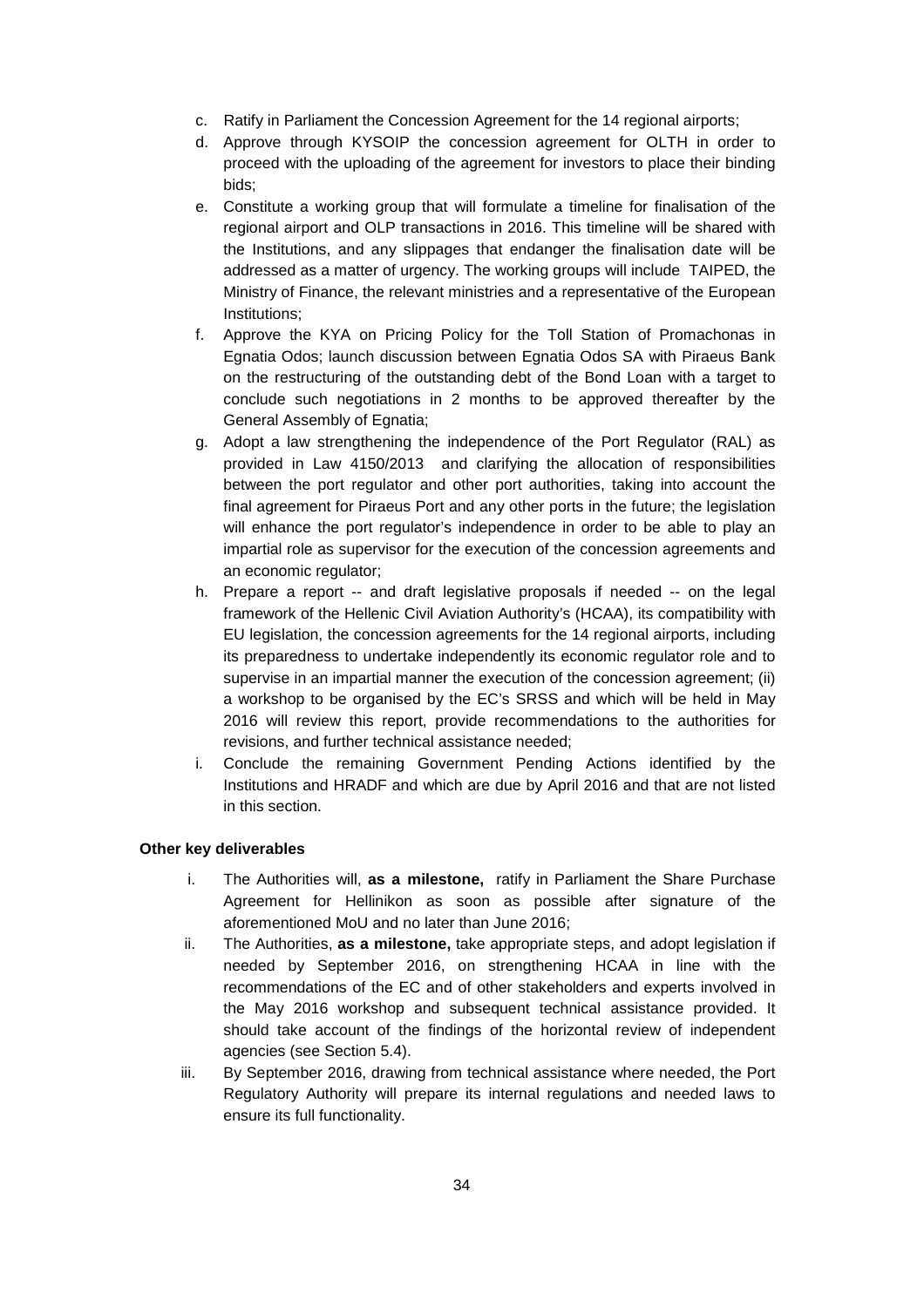c. Ratify in Parliament the Concession Agreement for the 14 regional airports;

d. Approve through KYSOIP the concession agreement for OLTH in order to proceed with the uploading of the agreement for investors to place their binding bids;

e. Constitute a working group that will formulate a timeline for finalisation of the regional airport and OLP transactions in 2016. This timeline will be shared with the Institutions, and any slippages that endanger the finalisation date will be addressed as a matter of urgency. The working groups will include TAIPED, the Ministry of Finance, the relevant ministries and a representative of the European Institutions;

f. Approve the KYA on Pricing Policy for the Toll Station of Promachonas in Egnatia Odos; launch discussion between Egnatia Odos SA with Piraeus Bank on the restructuring of the outstanding debt of the Bond Loan with a target to conclude such negotiations in 2 months to be approved thereafter by the General Assembly of Egnatia;

g. Adopt a law strengthening the independence of the Port Regulator (RAL) as provided in Law 4150/2013 and clarifying the allocation of responsibilities between the port regulator and other port authorities, taking into account the final agreement for Piraeus Port and any other ports in the future; the legislation will enhance the port regulator's independence in order to be able to play an impartial role as supervisor for the execution of the concession agreements and an economic regulator;

h. Prepare a report -- and draft legislative proposals if needed -- on the legal framework of the Hellenic Civil Aviation Authority's (HCAA), its compatibility with EU legislation, the concession agreements for the 14 regional airports, including its preparedness to undertake independently its economic regulator role and to supervise in an impartial manner the execution of the concession agreement; (ii) a workshop to be organised by the EC's SRSS and which will be held in May 2016 will review this report, provide recommendations to the authorities for revisions, and further technical assistance needed;

i. Conclude the remaining Government Pending Actions identified by the Institutions and HRADF and which are due by April 2016 and that are not listed in this section.

**Other key deliverables**

i. The Authorities will, **as a milestone,** ratify in Parliament the Share Purchase Agreement for Hellinikon as soon as possible after signature of the aforementioned MoU and no later than June 2016;

ii. The Authorities, **as a milestone,** take appropriate steps, and adopt legislation if needed by September 2016, on strengthening HCAA in line with the recommendations of the EC and of other stakeholders and experts involved in the May 2016 workshop and subsequent technical assistance provided. It should take account of the findings of the horizontal review of independent agencies (see Section 5.4).

iii. By September 2016, drawing from technical assistance where needed, the Port Regulatory Authority will prepare its internal regulations and needed laws to ensure its full functionality.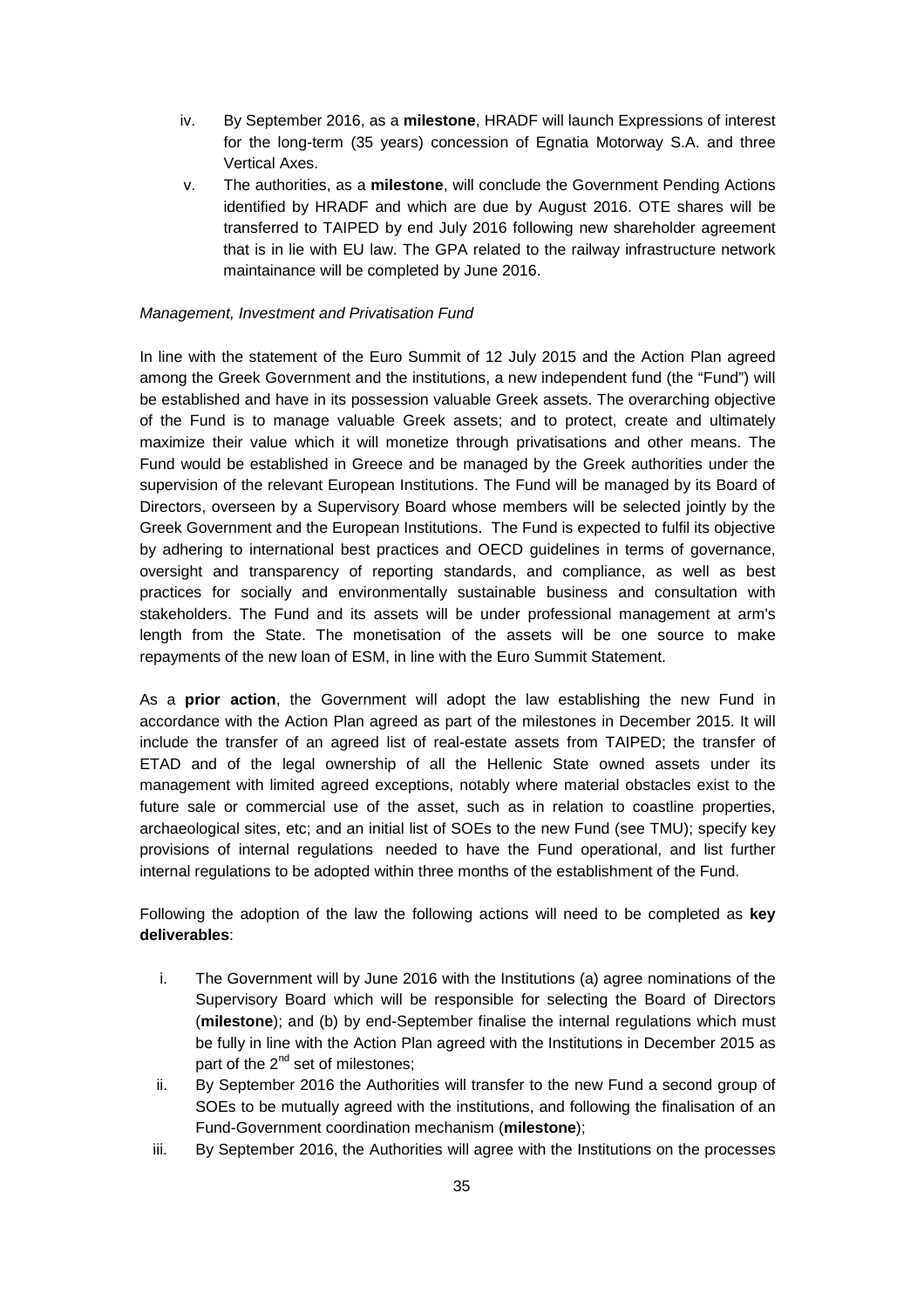iv. By September 2016, as a **milestone**, HRADF will launch Expressions of interest for the long-term (35 years) concession of Egnatia Motorway S.A. and three Vertical Axes.

v. The authorities, as a **milestone**, will conclude the Government Pending Actions identified by HRADF and which are due by August 2016. OTE shares will be transferred to TAIPED by end July 2016 following new shareholder agreement that is in lie with EU law. The GPA related to the railway infrastructure network maintainance will be completed by June 2016.

*Management, Investment and Privatisation Fund*

In line with the statement of the Euro Summit of 12 July 2015 and the Action Plan agreed among the Greek Government and the institutions, a new independent fund (the "Fund") will be established and have in its possession valuable Greek assets. The overarching objective of the Fund is to manage valuable Greek assets; and to protect, create and ultimately maximize their value which it will monetize through privatisations and other means. The Fund would be established in Greece and be managed by the Greek authorities under the supervision of the relevant European Institutions. The Fund will be managed by its Board of Directors, overseen by a Supervisory Board whose members will be selected jointly by the Greek Government and the European Institutions. The Fund is expected to fulfil its objective by adhering to international best practices and OECD guidelines in terms of governance, oversight and transparency of reporting standards, and compliance, as well as best practices for socially and environmentally sustainable business and consultation with stakeholders. The Fund and its assets will be under professional management at arm's length from the State. The monetisation of the assets will be one source to make repayments of the new loan of ESM, in line with the Euro Summit Statement.

As a **prior action**, the Government will adopt the law establishing the new Fund in accordance with the Action Plan agreed as part of the milestones in December 2015. It will include the transfer of an agreed list of real-estate assets from TAIPED; the transfer of ETAD and of the legal ownership of all the Hellenic State owned assets under its management with limited agreed exceptions, notably where material obstacles exist to the future sale or commercial use of the asset, such as in relation to coastline properties, archaeological sites, etc; and an initial list of SOEs to the new Fund (see TMU); specify key provisions of internal regulations needed to have the Fund operational, and list further internal regulations to be adopted within three months of the establishment of the Fund.

Following the adoption of the law the following actions will need to be completed as **key deliverables**:

i. The Government will by June 2016 with the Institutions (a) agree nominations of the Supervisory Board which will be responsible for selecting the Board of Directors (**milestone**); and (b) by end-September finalise the internal regulations which must be fully in line with the Action Plan agreed with the Institutions in December 2015 as part of the 2nd set of milestones;

ii. By September 2016 the Authorities will transfer to the new Fund a second group of SOEs to be mutually agreed with the institutions, and following the finalisation of an Fund-Government coordination mechanism (**milestone**);

iii. By September 2016, the Authorities will agree with the Institutions on the processes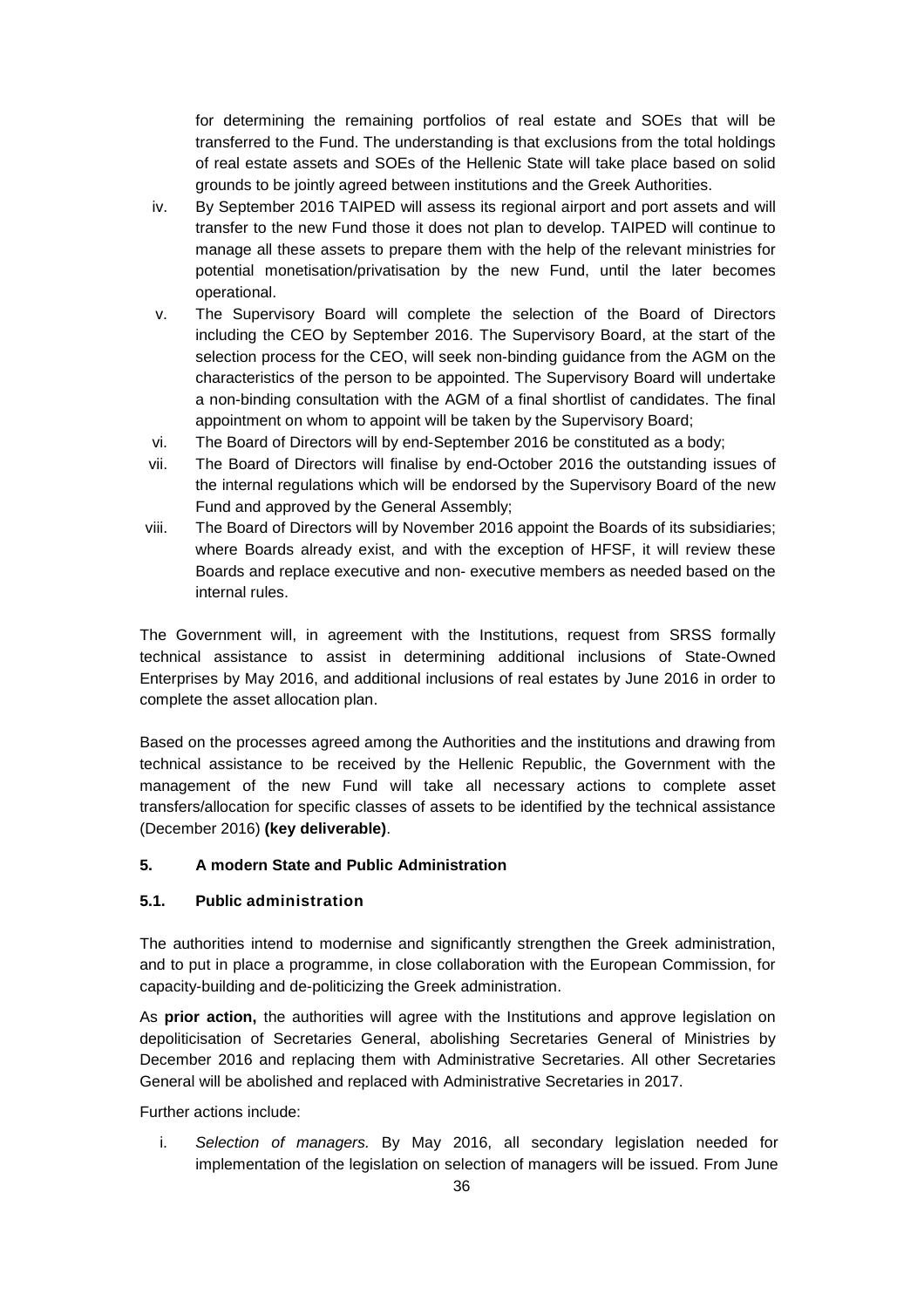for determining the remaining portfolios of real estate and SOEs that will be transferred to the Fund. The understanding is that exclusions from the total holdings of real estate assets and SOEs of the Hellenic State will take place based on solid grounds to be jointly agreed between institutions and the Greek Authorities.

iv. By September 2016 TAIPED will assess its regional airport and port assets and will transfer to the new Fund those it does not plan to develop. TAIPED will continue to manage all these assets to prepare them with the help of the relevant ministries for potential monetisation/privatisation by the new Fund, until the later becomes operational.

v. The Supervisory Board will complete the selection of the Board of Directors including the CEO by September 2016. The Supervisory Board, at the start of the selection process for the CEO, will seek non-binding guidance from the AGM on the characteristics of the person to be appointed. The Supervisory Board will undertake a non-binding consultation with the AGM of a final shortlist of candidates. The final appointment on whom to appoint will be taken by the Supervisory Board;

vi. The Board of Directors will by end-September 2016 be constituted as a body;

vii. The Board of Directors will finalise by end-October 2016 the outstanding issues of the internal regulations which will be endorsed by the Supervisory Board of the new Fund and approved by the General Assembly;

viii. The Board of Directors will by November 2016 appoint the Boards of its subsidiaries; where Boards already exist, and with the exception of HFSF, it will review these Boards and replace executive and non- executive members as needed based on the internal rules.

The Government will, in agreement with the Institutions, request from SRSS formally technical assistance to assist in determining additional inclusions of State-Owned Enterprises by May 2016, and additional inclusions of real estates by June 2016 in order to complete the asset allocation plan.

Based on the processes agreed among the Authorities and the institutions and drawing from technical assistance to be received by the Hellenic Republic, the Government with the management of the new Fund will take all necessary actions to complete asset transfers/allocation for specific classes of assets to be identified by the technical assistance (December 2016) **(key deliverable)**.

## 5. A modern State and Public Administration

### 5.1. Public administration

The authorities intend to modernise and significantly strengthen the Greek administration, and to put in place a programme, in close collaboration with the European Commission, for capacity-building and de-politicizing the Greek administration.

As **prior action,** the authorities will agree with the Institutions and approve legislation on depoliticisation of Secretaries General, abolishing Secretaries General of Ministries by December 2016 and replacing them with Administrative Secretaries. All other Secretaries General will be abolished and replaced with Administrative Secretaries in 2017.

Further actions include:

i. *Selection of managers.* By May 2016, all secondary legislation needed for implementation of the legislation on selection of managers will be issued. From June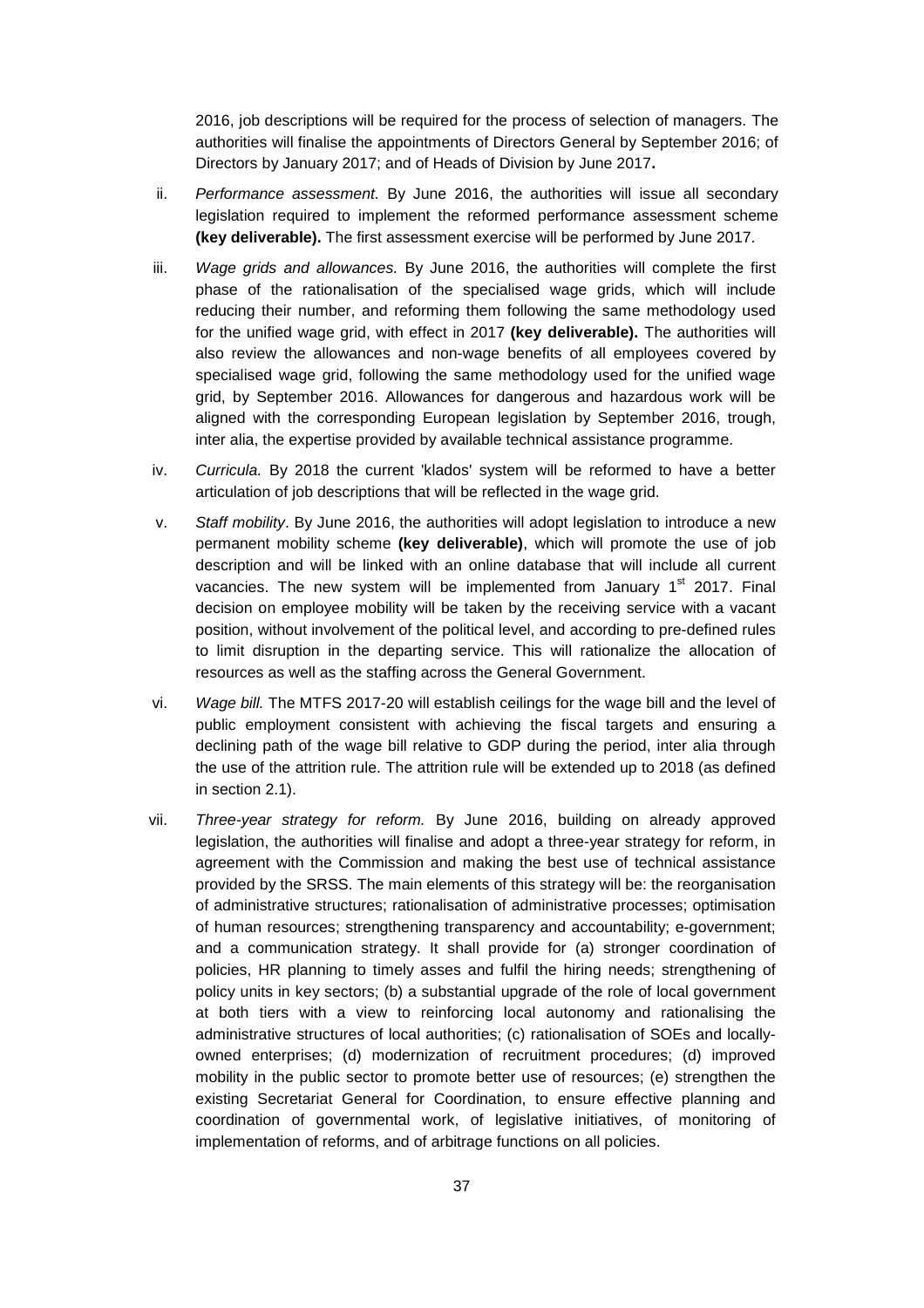2016, job descriptions will be required for the process of selection of managers. The authorities will finalise the appointments of Directors General by September 2016; of Directors by January 2017; and of Heads of Division by June 2017**.**

ii. *Performance assessment.* By June 2016, the authorities will issue all secondary legislation required to implement the reformed performance assessment scheme **(key deliverable).** The first assessment exercise will be performed by June 2017.

iii. *Wage grids and allowances.* By June 2016, the authorities will complete the first phase of the rationalisation of the specialised wage grids, which will include reducing their number, and reforming them following the same methodology used for the unified wage grid, with effect in 2017 **(key deliverable).** The authorities will also review the allowances and non-wage benefits of all employees covered by specialised wage grid, following the same methodology used for the unified wage grid, by September 2016. Allowances for dangerous and hazardous work will be aligned with the corresponding European legislation by September 2016, trough, inter alia, the expertise provided by available technical assistance programme.

iv. *Curricula.* By 2018 the current 'klados' system will be reformed to have a better articulation of job descriptions that will be reflected in the wage grid.

v. *Staff mobility*. By June 2016, the authorities will adopt legislation to introduce a new permanent mobility scheme **(key deliverable)**, which will promote the use of job description and will be linked with an online database that will include all current vacancies. The new system will be implemented from January 1st 2017. Final decision on employee mobility will be taken by the receiving service with a vacant position, without involvement of the political level, and according to pre-defined rules to limit disruption in the departing service. This will rationalize the allocation of resources as well as the staffing across the General Government.

vi. *Wage bill.* The MTFS 2017-20 will establish ceilings for the wage bill and the level of public employment consistent with achieving the fiscal targets and ensuring a declining path of the wage bill relative to GDP during the period, inter alia through the use of the attrition rule. The attrition rule will be extended up to 2018 (as defined in section 2.1).

vii. *Three-year strategy for reform.* By June 2016, building on already approved legislation, the authorities will finalise and adopt a three-year strategy for reform, in agreement with the Commission and making the best use of technical assistance provided by the SRSS. The main elements of this strategy will be: the reorganisation of administrative structures; rationalisation of administrative processes; optimisation of human resources; strengthening transparency and accountability; e-government; and a communication strategy. It shall provide for (a) stronger coordination of policies, HR planning to timely asses and fulfil the hiring needs; strengthening of policy units in key sectors; (b) a substantial upgrade of the role of local government at both tiers with a view to reinforcing local autonomy and rationalising the administrative structures of local authorities; (c) rationalisation of SOEs and locally-owned enterprises; (d) modernization of recruitment procedures; (d) improved mobility in the public sector to promote better use of resources; (e) strengthen the existing Secretariat General for Coordination, to ensure effective planning and coordination of governmental work, of legislative initiatives, of monitoring of implementation of reforms, and of arbitrage functions on all policies.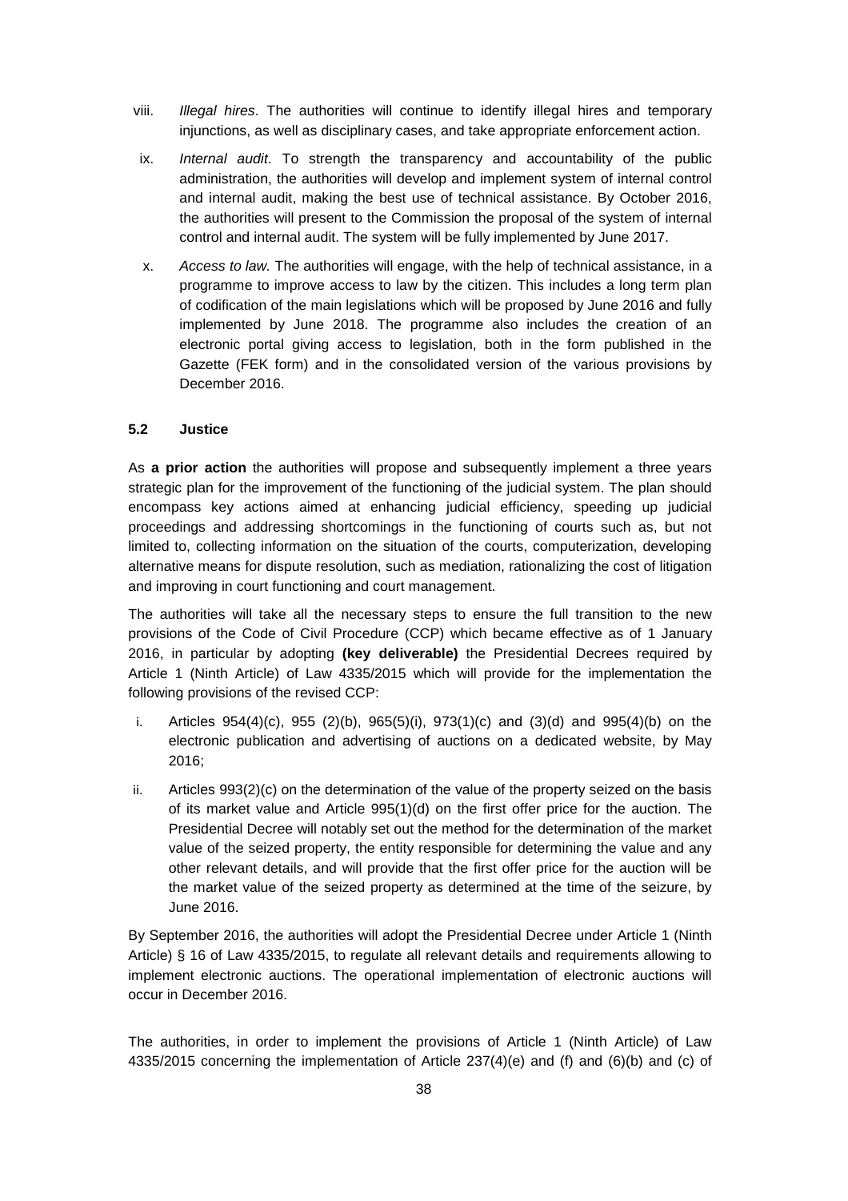viii. *Illegal hires*. The authorities will continue to identify illegal hires and temporary injunctions, as well as disciplinary cases, and take appropriate enforcement action.

ix. *Internal audit*. To strength the transparency and accountability of the public administration, the authorities will develop and implement system of internal control and internal audit, making the best use of technical assistance. By October 2016, the authorities will present to the Commission the proposal of the system of internal control and internal audit. The system will be fully implemented by June 2017.

x. *Access to law.* The authorities will engage, with the help of technical assistance, in a programme to improve access to law by the citizen. This includes a long term plan of codification of the main legislations which will be proposed by June 2016 and fully implemented by June 2018. The programme also includes the creation of an electronic portal giving access to legislation, both in the form published in the Gazette (FEK form) and in the consolidated version of the various provisions by December 2016.

### 5.2 Justice

As **a prior action** the authorities will propose and subsequently implement a three years strategic plan for the improvement of the functioning of the judicial system. The plan should encompass key actions aimed at enhancing judicial efficiency, speeding up judicial proceedings and addressing shortcomings in the functioning of courts such as, but not limited to, collecting information on the situation of the courts, computerization, developing alternative means for dispute resolution, such as mediation, rationalizing the cost of litigation and improving in court functioning and court management.

The authorities will take all the necessary steps to ensure the full transition to the new provisions of the Code of Civil Procedure (CCP) which became effective as of 1 January 2016, in particular by adopting **(key deliverable)** the Presidential Decrees required by Article 1 (Ninth Article) of Law 4335/2015 which will provide for the implementation the following provisions of the revised CCP:

i. Articles 954(4)(c), 955 (2)(b), 965(5)(i), 973(1)(c) and (3)(d) and 995(4)(b) on the electronic publication and advertising of auctions on a dedicated website, by May 2016;

ii. Articles 993(2)(c) on the determination of the value of the property seized on the basis of its market value and Article 995(1)(d) on the first offer price for the auction. The Presidential Decree will notably set out the method for the determination of the market value of the seized property, the entity responsible for determining the value and any other relevant details, and will provide that the first offer price for the auction will be the market value of the seized property as determined at the time of the seizure, by June 2016.

By September 2016, the authorities will adopt the Presidential Decree under Article 1 (Ninth Article) § 16 of Law 4335/2015, to regulate all relevant details and requirements allowing to implement electronic auctions. The operational implementation of electronic auctions will occur in December 2016.

The authorities, in order to implement the provisions of Article 1 (Ninth Article) of Law 4335/2015 concerning the implementation of Article 237(4)(e) and (f) and (6)(b) and (c) of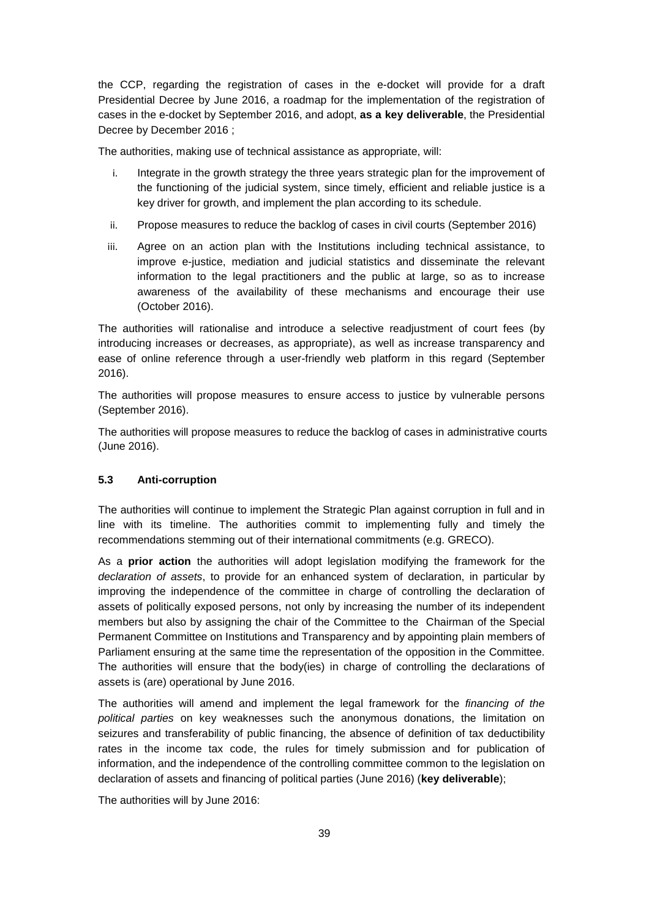the CCP, regarding the registration of cases in the e-docket will provide for a draft Presidential Decree by June 2016, a roadmap for the implementation of the registration of cases in the e-docket by September 2016, and adopt, **as a key deliverable**, the Presidential Decree by December 2016 ;

The authorities, making use of technical assistance as appropriate, will:

i. Integrate in the growth strategy the three years strategic plan for the improvement of the functioning of the judicial system, since timely, efficient and reliable justice is a key driver for growth, and implement the plan according to its schedule.

ii. Propose measures to reduce the backlog of cases in civil courts (September 2016)

iii. Agree on an action plan with the Institutions including technical assistance, to improve e-justice, mediation and judicial statistics and disseminate the relevant information to the legal practitioners and the public at large, so as to increase awareness of the availability of these mechanisms and encourage their use (October 2016).

The authorities will rationalise and introduce a selective readjustment of court fees (by introducing increases or decreases, as appropriate), as well as increase transparency and ease of online reference through a user-friendly web platform in this regard (September 2016).

The authorities will propose measures to ensure access to justice by vulnerable persons (September 2016).

The authorities will propose measures to reduce the backlog of cases in administrative courts (June 2016).

### 5.3 Anti-corruption

The authorities will continue to implement the Strategic Plan against corruption in full and in line with its timeline. The authorities commit to implementing fully and timely the recommendations stemming out of their international commitments (e.g. GRECO).

As a **prior action** the authorities will adopt legislation modifying the framework for the *declaration of assets*, to provide for an enhanced system of declaration, in particular by improving the independence of the committee in charge of controlling the declaration of assets of politically exposed persons, not only by increasing the number of its independent members but also by assigning the chair of the Committee to the Chairman of the Special Permanent Committee on Institutions and Transparency and by appointing plain members of Parliament ensuring at the same time the representation of the opposition in the Committee. The authorities will ensure that the body(ies) in charge of controlling the declarations of assets is (are) operational by June 2016.

The authorities will amend and implement the legal framework for the *financing of the political parties* on key weaknesses such the anonymous donations, the limitation on seizures and transferability of public financing, the absence of definition of tax deductibility rates in the income tax code, the rules for timely submission and for publication of information, and the independence of the controlling committee common to the legislation on declaration of assets and financing of political parties (June 2016) (**key deliverable**);

The authorities will by June 2016: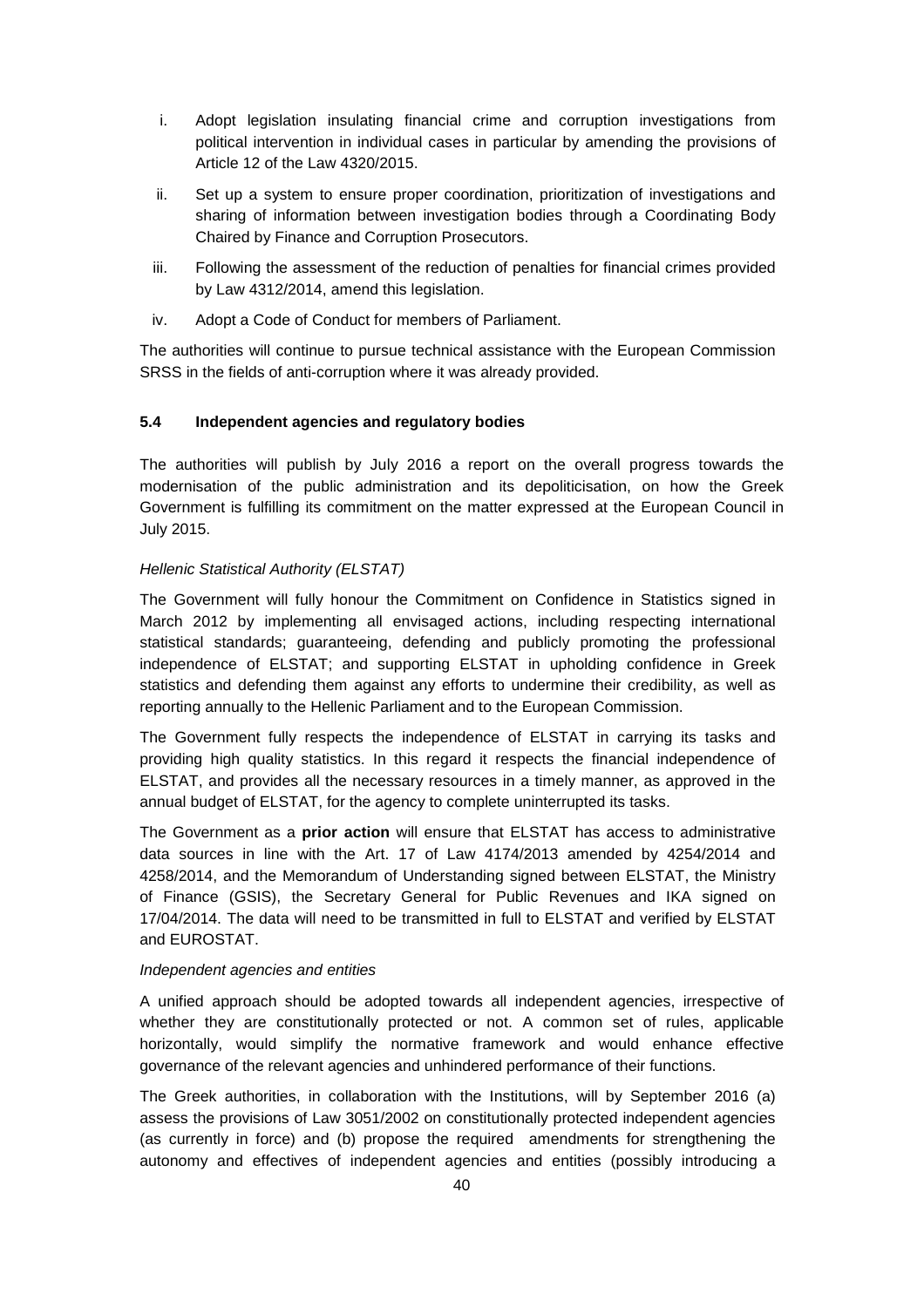i. Adopt legislation insulating financial crime and corruption investigations from political intervention in individual cases in particular by amending the provisions of Article 12 of the Law 4320/2015.

ii. Set up a system to ensure proper coordination, prioritization of investigations and sharing of information between investigation bodies through a Coordinating Body Chaired by Finance and Corruption Prosecutors.

iii. Following the assessment of the reduction of penalties for financial crimes provided by Law 4312/2014, amend this legislation.

iv. Adopt a Code of Conduct for members of Parliament.

The authorities will continue to pursue technical assistance with the European Commission SRSS in the fields of anti-corruption where it was already provided.

### 5.4 Independent agencies and regulatory bodies

The authorities will publish by July 2016 a report on the overall progress towards the modernisation of the public administration and its depoliticisation, on how the Greek Government is fulfilling its commitment on the matter expressed at the European Council in July 2015.

*Hellenic Statistical Authority (ELSTAT)*

The Government will fully honour the Commitment on Confidence in Statistics signed in March 2012 by implementing all envisaged actions, including respecting international statistical standards; guaranteeing, defending and publicly promoting the professional independence of ELSTAT; and supporting ELSTAT in upholding confidence in Greek statistics and defending them against any efforts to undermine their credibility, as well as reporting annually to the Hellenic Parliament and to the European Commission.

The Government fully respects the independence of ELSTAT in carrying its tasks and providing high quality statistics. In this regard it respects the financial independence of ELSTAT, and provides all the necessary resources in a timely manner, as approved in the annual budget of ELSTAT, for the agency to complete uninterrupted its tasks.

The Government as a **prior action** will ensure that ELSTAT has access to administrative data sources in line with the Art. 17 of Law 4174/2013 amended by 4254/2014 and 4258/2014, and the Memorandum of Understanding signed between ELSTAT, the Ministry of Finance (GSIS), the Secretary General for Public Revenues and IKA signed on 17/04/2014. The data will need to be transmitted in full to ELSTAT and verified by ELSTAT and EUROSTAT.

*Independent agencies and entities*

A unified approach should be adopted towards all independent agencies, irrespective of whether they are constitutionally protected or not. A common set of rules, applicable horizontally, would simplify the normative framework and would enhance effective governance of the relevant agencies and unhindered performance of their functions.

The Greek authorities, in collaboration with the Institutions, will by September 2016 (a) assess the provisions of Law 3051/2002 on constitutionally protected independent agencies (as currently in force) and (b) propose the required amendments for strengthening the autonomy and effectives of independent agencies and entities (possibly introducing a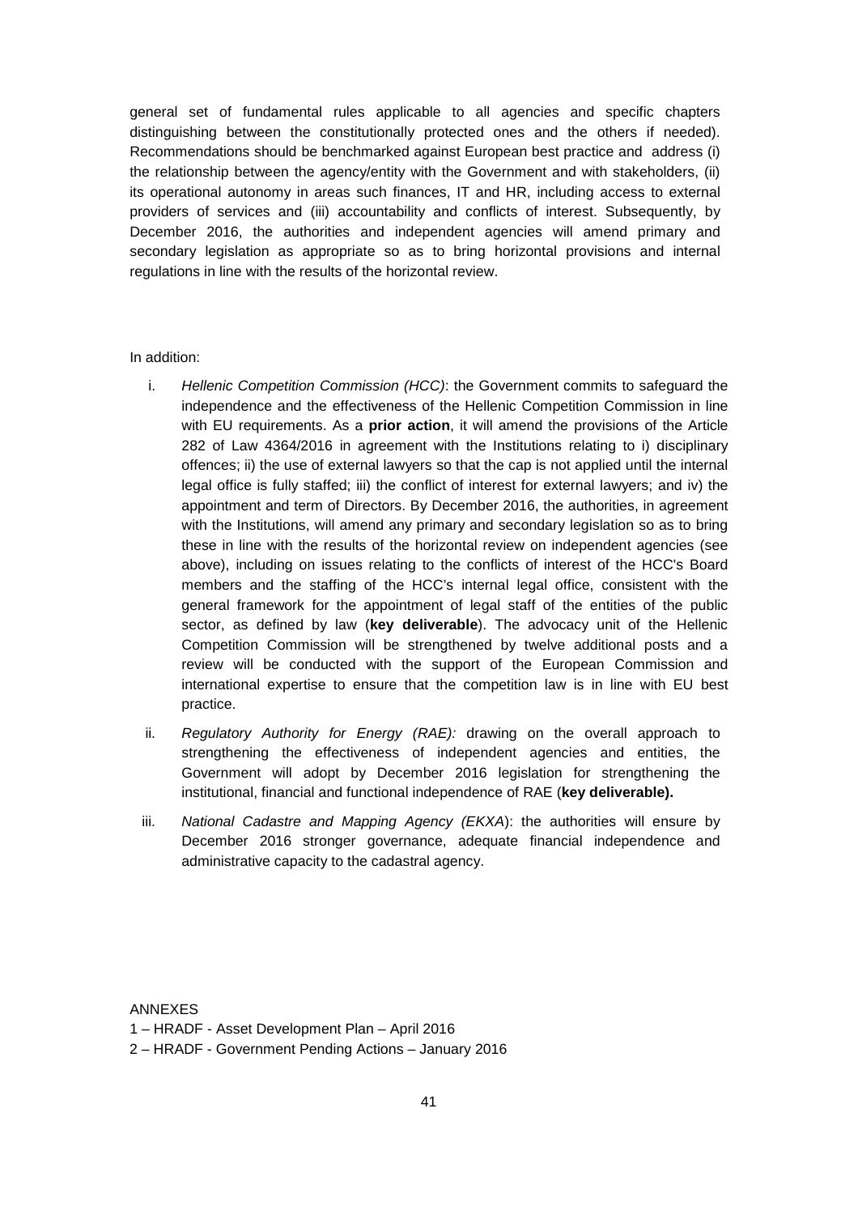general set of fundamental rules applicable to all agencies and specific chapters distinguishing between the constitutionally protected ones and the others if needed). Recommendations should be benchmarked against European best practice and address (i) the relationship between the agency/entity with the Government and with stakeholders, (ii) its operational autonomy in areas such finances, IT and HR, including access to external providers of services and (iii) accountability and conflicts of interest. Subsequently, by December 2016, the authorities and independent agencies will amend primary and secondary legislation as appropriate so as to bring horizontal provisions and internal regulations in line with the results of the horizontal review.

In addition:

i. *Hellenic Competition Commission (HCC)*: the Government commits to safeguard the independence and the effectiveness of the Hellenic Competition Commission in line with EU requirements. As a **prior action**, it will amend the provisions of the Article 282 of Law 4364/2016 in agreement with the Institutions relating to i) disciplinary offences; ii) the use of external lawyers so that the cap is not applied until the internal legal office is fully staffed; iii) the conflict of interest for external lawyers; and iv) the appointment and term of Directors. By December 2016, the authorities, in agreement with the Institutions, will amend any primary and secondary legislation so as to bring these in line with the results of the horizontal review on independent agencies (see above), including on issues relating to the conflicts of interest of the HCC's Board members and the staffing of the HCC's internal legal office, consistent with the general framework for the appointment of legal staff of the entities of the public sector, as defined by law (**key deliverable**). The advocacy unit of the Hellenic Competition Commission will be strengthened by twelve additional posts and a review will be conducted with the support of the European Commission and international expertise to ensure that the competition law is in line with EU best practice.

ii. *Regulatory Authority for Energy (RAE):* drawing on the overall approach to strengthening the effectiveness of independent agencies and entities, the Government will adopt by December 2016 legislation for strengthening the institutional, financial and functional independence of RAE (**key deliverable).**

iii. *National Cadastre and Mapping Agency (EKXA*): the authorities will ensure by December 2016 stronger governance, adequate financial independence and administrative capacity to the cadastral agency.

ANNEXES

1 – HRADF - Asset Development Plan – April 2016

2 – HRADF - Government Pending Actions – January 2016